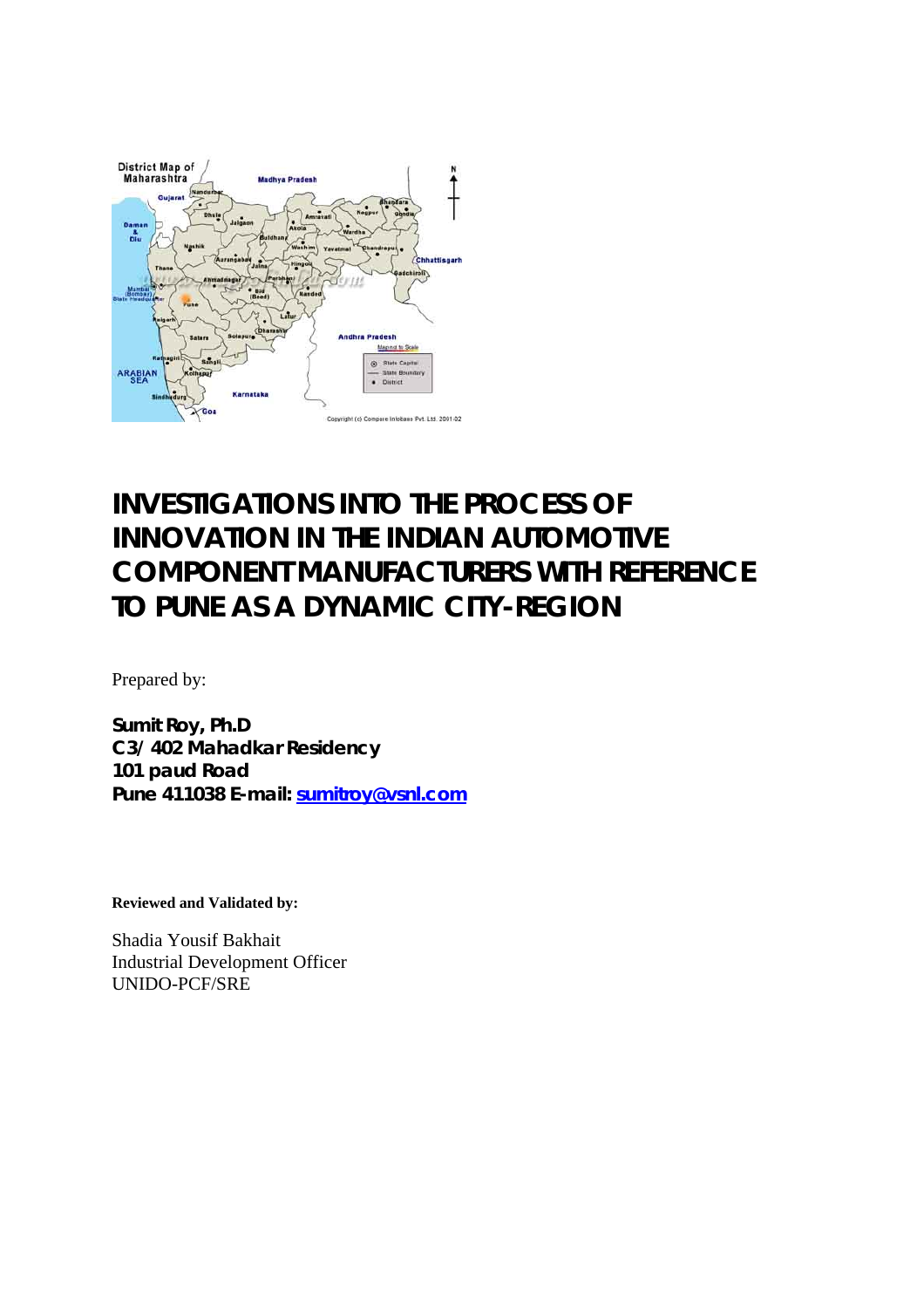# INVESTIGATIONS INTO THE PROCESS OF INNOVATION IN THE INDIAN AUTOMOTIVE COMPONENT MANUFACTURERS WITH REFERENCE TO PUNE AS A DYNAMIC CITY-REGION

Prepared by:

**Sumit Roy, Ph.D**
**C3/ 402 Mahadkar Residency**
**101 paud Road**
**Pune 411038 E-mail: sumitroy@vsnl.com**

**Reviewed and Validated by:**

Shadia Yousif Bakhait
Industrial Development Officer
UNIDO-PCF/SRE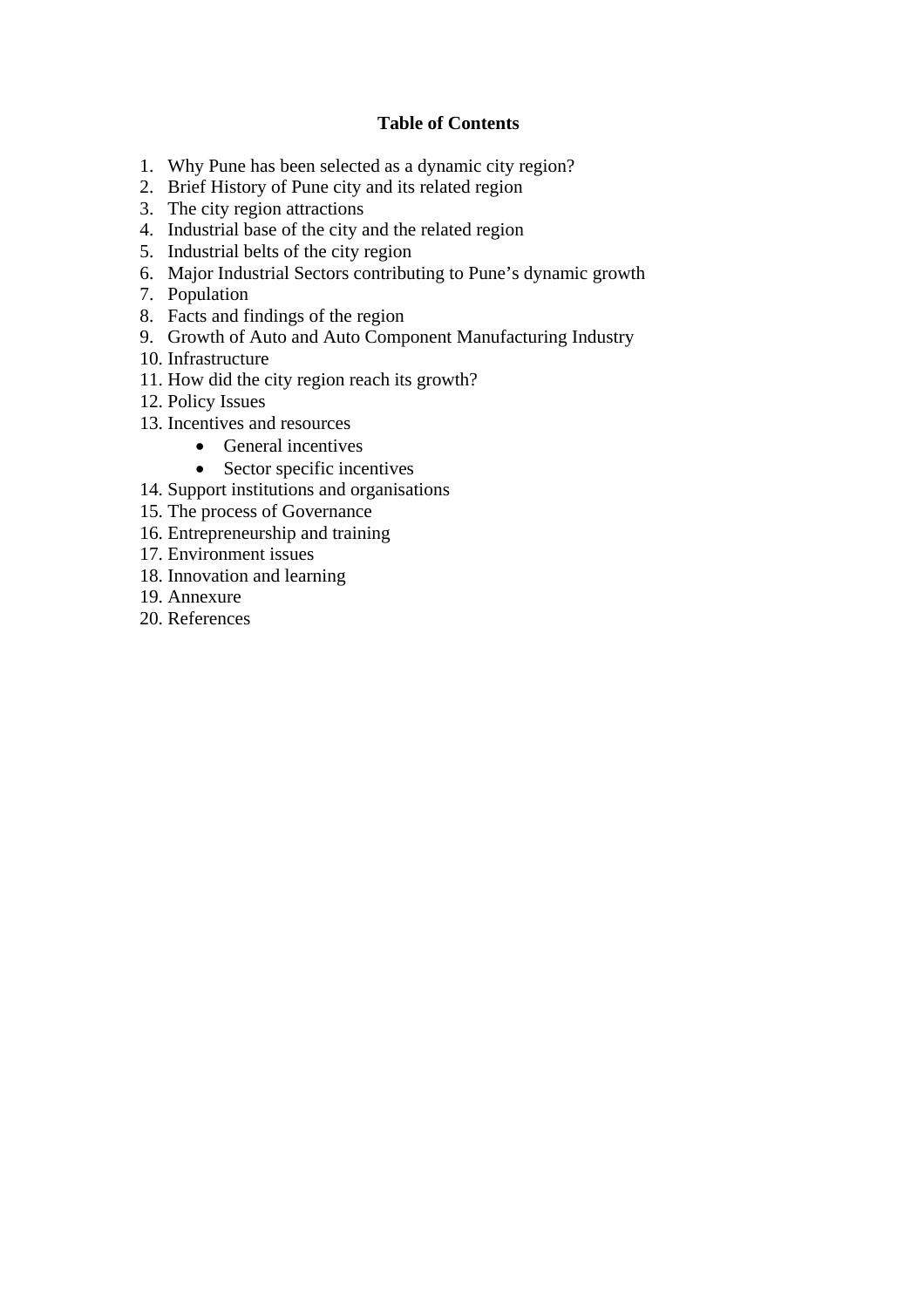## Table of Contents

1. Why Pune has been selected as a dynamic city region?
2. Brief History of Pune city and its related region
3. The city region attractions
4. Industrial base of the city and the related region
5. Industrial belts of the city region
6. Major Industrial Sectors contributing to Pune's dynamic growth
7. Population
8. Facts and findings of the region
9. Growth of Auto and Auto Component Manufacturing Industry
10. Infrastructure
11. How did the city region reach its growth?
12. Policy Issues
13. Incentives and resources
    - General incentives
    - Sector specific incentives
14. Support institutions and organisations
15. The process of Governance
16. Entrepreneurship and training
17. Environment issues
18. Innovation and learning
19. Annexure
20. References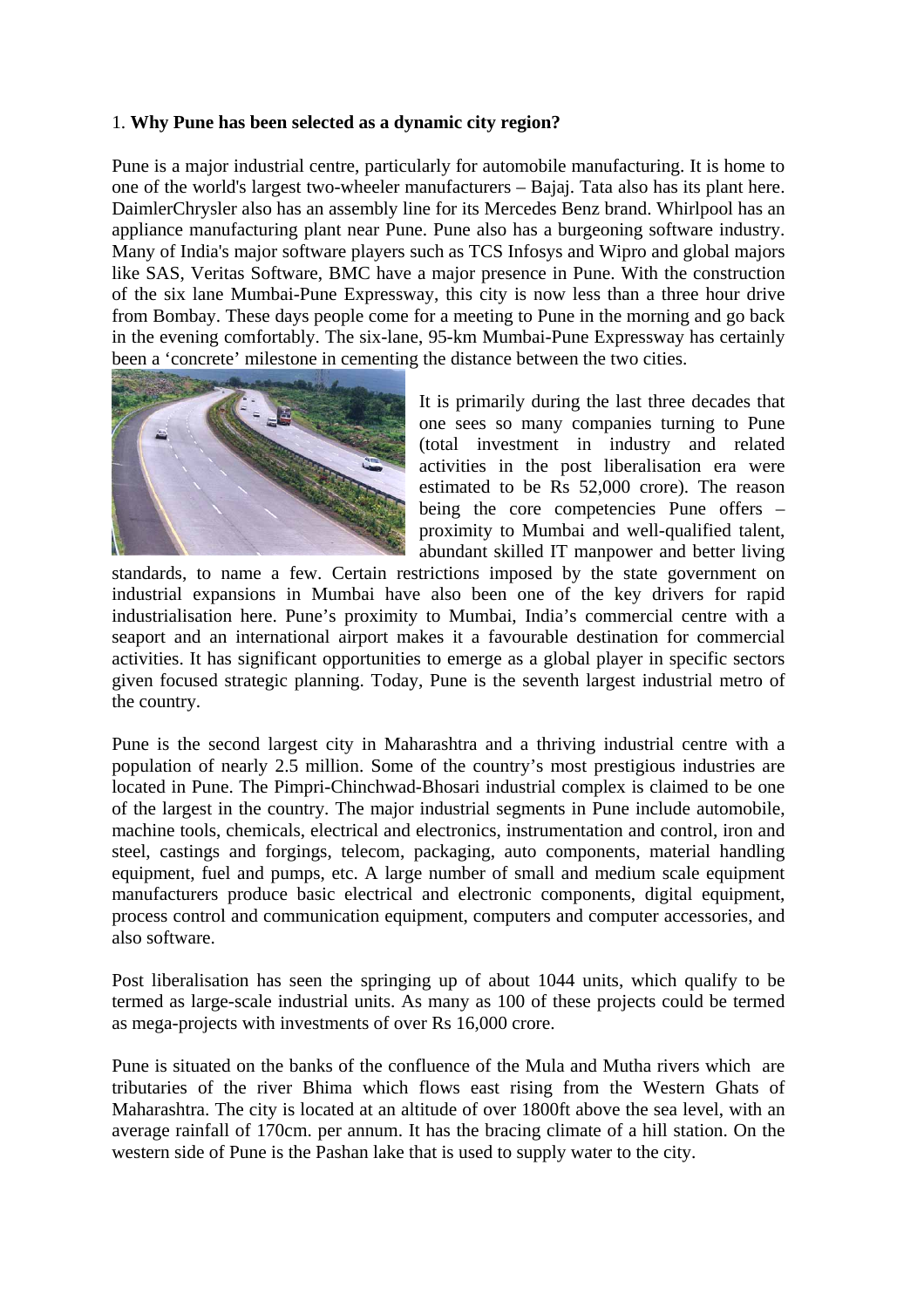1. **Why Pune has been selected as a dynamic city region?**

Pune is a major industrial centre, particularly for automobile manufacturing. It is home to one of the world's largest two-wheeler manufacturers – Bajaj. Tata also has its plant here. DaimlerChrysler also has an assembly line for its Mercedes Benz brand. Whirlpool has an appliance manufacturing plant near Pune. Pune also has a burgeoning software industry. Many of India's major software players such as TCS Infosys and Wipro and global majors like SAS, Veritas Software, BMC have a major presence in Pune. With the construction of the six lane Mumbai-Pune Expressway, this city is now less than a three hour drive from Bombay. These days people come for a meeting to Pune in the morning and go back in the evening comfortably. The six-lane, 95-km Mumbai-Pune Expressway has certainly been a 'concrete' milestone in cementing the distance between the two cities.

It is primarily during the last three decades that one sees so many companies turning to Pune (total investment in industry and related activities in the post liberalisation era were estimated to be Rs 52,000 crore). The reason being the core competencies Pune offers – proximity to Mumbai and well-qualified talent, abundant skilled IT manpower and better living standards, to name a few. Certain restrictions imposed by the state government on industrial expansions in Mumbai have also been one of the key drivers for rapid industrialisation here. Pune's proximity to Mumbai, India's commercial centre with a seaport and an international airport makes it a favourable destination for commercial activities. It has significant opportunities to emerge as a global player in specific sectors given focused strategic planning. Today, Pune is the seventh largest industrial metro of the country.

Pune is the second largest city in Maharashtra and a thriving industrial centre with a population of nearly 2.5 million. Some of the country's most prestigious industries are located in Pune. The Pimpri-Chinchwad-Bhosari industrial complex is claimed to be one of the largest in the country. The major industrial segments in Pune include automobile, machine tools, chemicals, electrical and electronics, instrumentation and control, iron and steel, castings and forgings, telecom, packaging, auto components, material handling equipment, fuel and pumps, etc. A large number of small and medium scale equipment manufacturers produce basic electrical and electronic components, digital equipment, process control and communication equipment, computers and computer accessories, and also software.

Post liberalisation has seen the springing up of about 1044 units, which qualify to be termed as large-scale industrial units. As many as 100 of these projects could be termed as mega-projects with investments of over Rs 16,000 crore.

Pune is situated on the banks of the confluence of the Mula and Mutha rivers which are tributaries of the river Bhima which flows east rising from the Western Ghats of Maharashtra. The city is located at an altitude of over 1800ft above the sea level, with an average rainfall of 170cm. per annum. It has the bracing climate of a hill station. On the western side of Pune is the Pashan lake that is used to supply water to the city.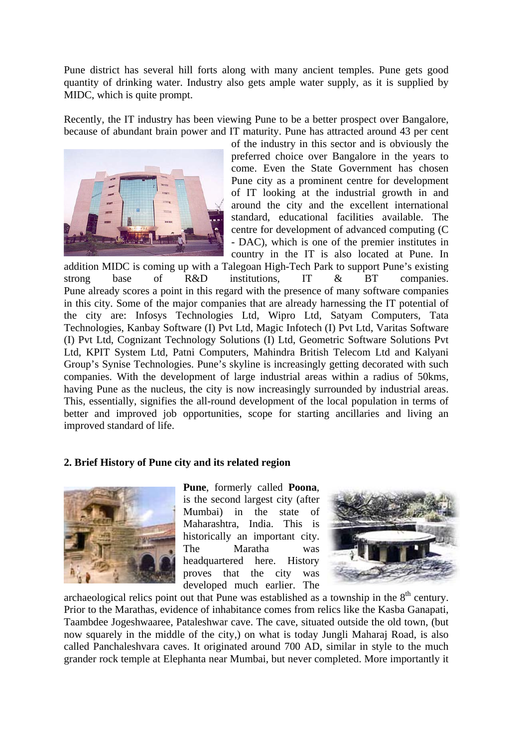Pune district has several hill forts along with many ancient temples. Pune gets good quantity of drinking water. Industry also gets ample water supply, as it is supplied by MIDC, which is quite prompt.

Recently, the IT industry has been viewing Pune to be a better prospect over Bangalore, because of abundant brain power and IT maturity. Pune has attracted around 43 per cent of the industry in this sector and is obviously the preferred choice over Bangalore in the years to come. Even the State Government has chosen Pune city as a prominent centre for development of IT looking at the industrial growth in and around the city and the excellent international standard, educational facilities available. The centre for development of advanced computing (C - DAC), which is one of the premier institutes in country in the IT is also located at Pune. In addition MIDC is coming up with a Talegoan High-Tech Park to support Pune's existing strong base of R&D institutions, IT & BT companies. Pune already scores a point in this regard with the presence of many software companies in this city. Some of the major companies that are already harnessing the IT potential of the city are: Infosys Technologies Ltd, Wipro Ltd, Satyam Computers, Tata Technologies, Kanbay Software (I) Pvt Ltd, Magic Infotech (I) Pvt Ltd, Varitas Software (I) Pvt Ltd, Cognizant Technology Solutions (I) Ltd, Geometric Software Solutions Pvt Ltd, KPIT System Ltd, Patni Computers, Mahindra British Telecom Ltd and Kalyani Group's Synise Technologies. Pune's skyline is increasingly getting decorated with such companies. With the development of large industrial areas within a radius of 50kms, having Pune as the nucleus, the city is now increasingly surrounded by industrial areas. This, essentially, signifies the all-round development of the local population in terms of better and improved job opportunities, scope for starting ancillaries and living an improved standard of life.

## 2. Brief History of Pune city and its related region

**Pune**, formerly called **Poona**, is the second largest city (after Mumbai) in the state of Maharashtra, India. This is historically an important city. The Maratha was headquartered here. History proves that the city was developed much earlier. The archaeological relics point out that Pune was established as a township in the 8th century. Prior to the Marathas, evidence of inhabitance comes from relics like the Kasba Ganapati, Taambdee Jogeshwaaree, Pataleshwar cave. The cave, situated outside the old town, (but now squarely in the middle of the city,) on what is today Jungli Maharaj Road, is also called Panchaleshvara caves. It originated around 700 AD, similar in style to the much grander rock temple at Elephanta near Mumbai, but never completed. More importantly it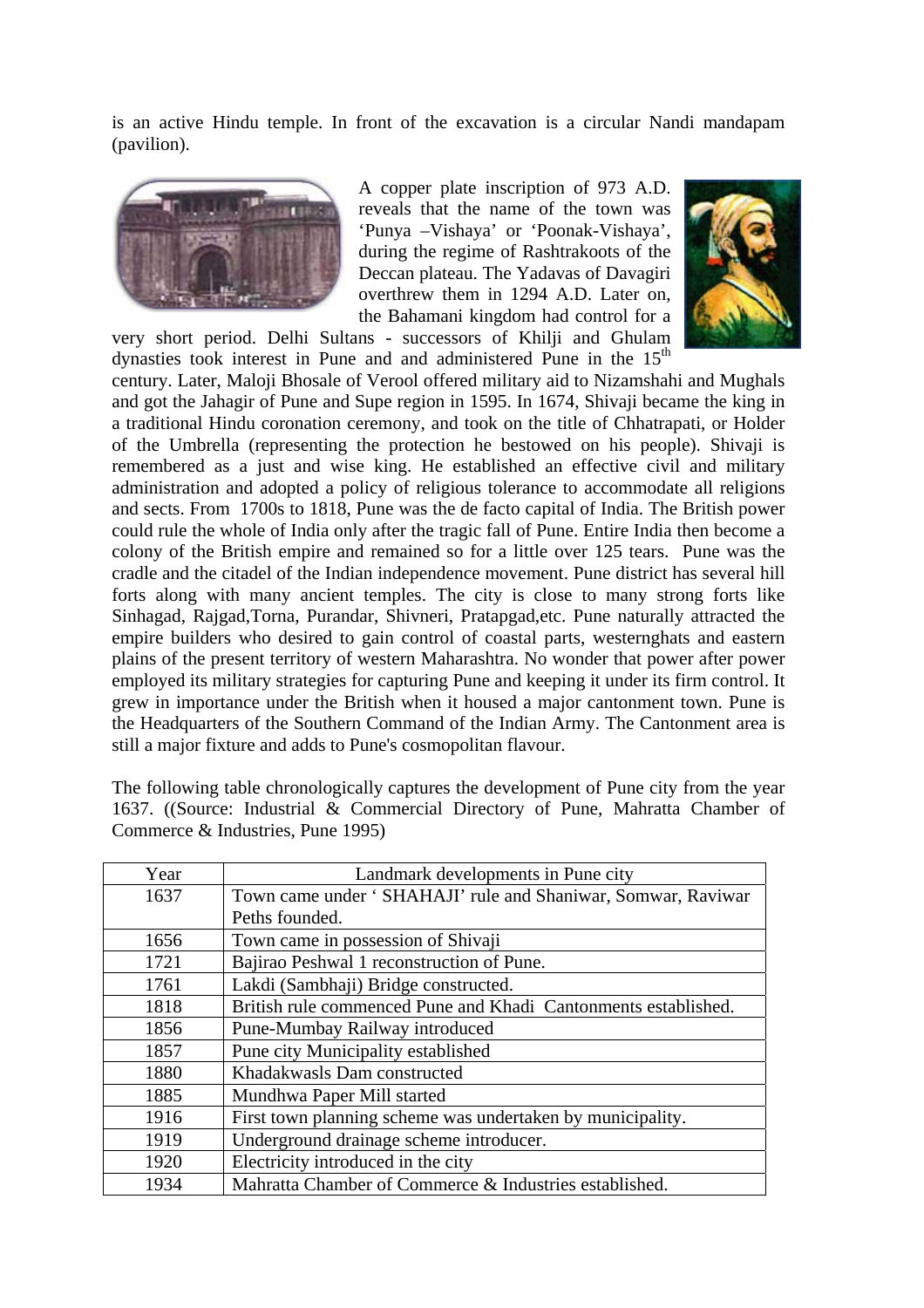is an active Hindu temple. In front of the excavation is a circular Nandi mandapam (pavilion).

A copper plate inscription of 973 A.D. reveals that the name of the town was 'Punya –Vishaya' or 'Poonak-Vishaya', during the regime of Rashtrakoots of the Deccan plateau. The Yadavas of Davagiri overthrew them in 1294 A.D. Later on, the Bahamani kingdom had control for a very short period. Delhi Sultans - successors of Khilji and Ghulam dynasties took interest in Pune and and administered Pune in the 15th century. Later, Maloji Bhosale of Verool offered military aid to Nizamshahi and Mughals and got the Jahagir of Pune and Supe region in 1595. In 1674, Shivaji became the king in a traditional Hindu coronation ceremony, and took on the title of Chhatrapati, or Holder of the Umbrella (representing the protection he bestowed on his people). Shivaji is remembered as a just and wise king. He established an effective civil and military administration and adopted a policy of religious tolerance to accommodate all religions and sects. From 1700s to 1818, Pune was the de facto capital of India. The British power could rule the whole of India only after the tragic fall of Pune. Entire India then become a colony of the British empire and remained so for a little over 125 tears. Pune was the cradle and the citadel of the Indian independence movement. Pune district has several hill forts along with many ancient temples. The city is close to many strong forts like Sinhagad, Rajgad,Torna, Purandar, Shivneri, Pratapgad,etc. Pune naturally attracted the empire builders who desired to gain control of coastal parts, westernghats and eastern plains of the present territory of western Maharashtra. No wonder that power after power employed its military strategies for capturing Pune and keeping it under its firm control. It grew in importance under the British when it housed a major cantonment town. Pune is the Headquarters of the Southern Command of the Indian Army. The Cantonment area is still a major fixture and adds to Pune's cosmopolitan flavour.

The following table chronologically captures the development of Pune city from the year 1637. ((Source: Industrial & Commercial Directory of Pune, Mahratta Chamber of Commerce & Industries, Pune 1995)

| Year | Landmark developments in Pune city |
|---|---|
| 1637 | Town came under ' SHAHAJI' rule and Shaniwar, Somwar, Raviwar Peths founded. |
| 1656 | Town came in possession of Shivaji |
| 1721 | Bajirao Peshwal 1 reconstruction of Pune. |
| 1761 | Lakdi (Sambhaji) Bridge constructed. |
| 1818 | British rule commenced Pune and Khadi Cantonments established. |
| 1856 | Pune-Mumbay Railway introduced |
| 1857 | Pune city Municipality established |
| 1880 | Khadakwasls Dam constructed |
| 1885 | Mundhwa Paper Mill started |
| 1916 | First town planning scheme was undertaken by municipality. |
| 1919 | Underground drainage scheme introducer. |
| 1920 | Electricity introduced in the city |
| 1934 | Mahratta Chamber of Commerce & Industries established. |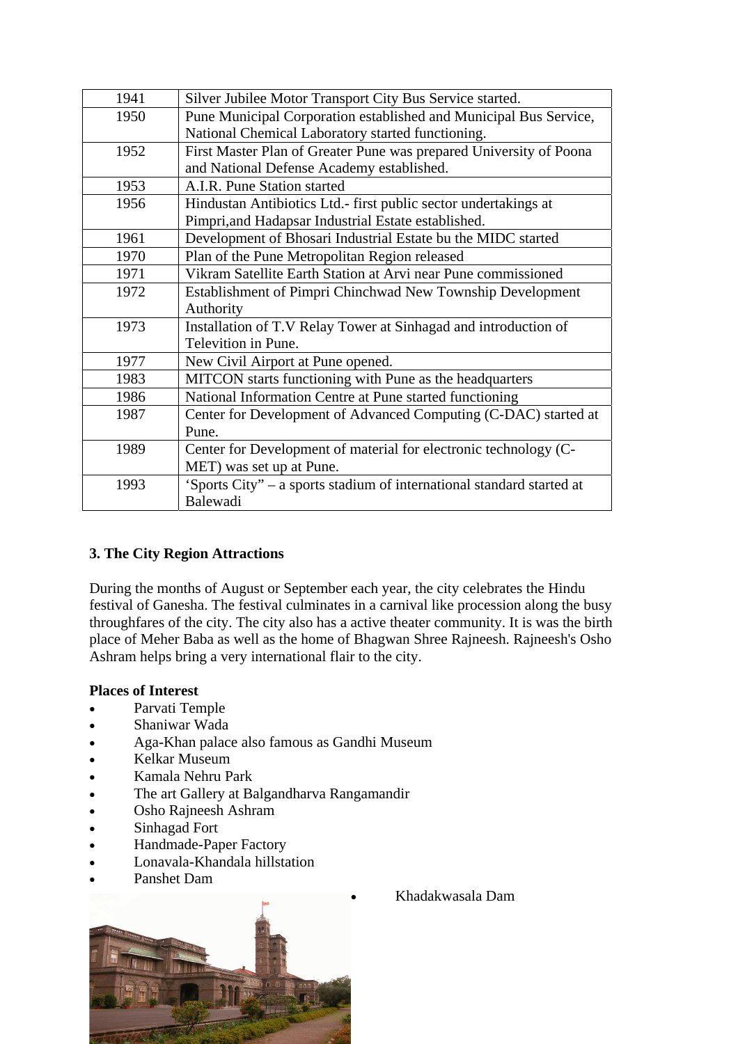| 1941 | Silver Jubilee Motor Transport City Bus Service started. |
|---|---|
| 1950 | Pune Municipal Corporation established and Municipal Bus Service, National Chemical Laboratory started functioning. |
| 1952 | First Master Plan of Greater Pune was prepared University of Poona and National Defense Academy established. |
| 1953 | A.I.R. Pune Station started |
| 1956 | Hindustan Antibiotics Ltd.- first public sector undertakings at Pimpri,and Hadapsar Industrial Estate established. |
| 1961 | Development of Bhosari Industrial Estate bu the MIDC started |
| 1970 | Plan of the Pune Metropolitan Region released |
| 1971 | Vikram Satellite Earth Station at Arvi near Pune commissioned |
| 1972 | Establishment of Pimpri Chinchwad New Township Development Authority |
| 1973 | Installation of T.V Relay Tower at Sinhagad and introduction of Televition in Pune. |
| 1977 | New Civil Airport at Pune opened. |
| 1983 | MITCON starts functioning with Pune as the headquarters |
| 1986 | National Information Centre at Pune started functioning |
| 1987 | Center for Development of Advanced Computing (C-DAC) started at Pune. |
| 1989 | Center for Development of material for electronic technology (C-MET) was set up at Pune. |
| 1993 | 'Sports City" – a sports stadium of international standard started at Balewadi |

**3. The City Region Attractions**

During the months of August or September each year, the city celebrates the Hindu festival of Ganesha. The festival culminates in a carnival like procession along the busy throughfares of the city. The city also has a active theater community. It is was the birth place of Meher Baba as well as the home of Bhagwan Shree Rajneesh. Rajneesh's Osho Ashram helps bring a very international flair to the city.

**Places of Interest**

- Parvati Temple
- Shaniwar Wada
- Aga-Khan palace also famous as Gandhi Museum
- Kelkar Museum
- Kamala Nehru Park
- The art Gallery at Balgandharva Rangamandir
- Osho Rajneesh Ashram
- Sinhagad Fort
- Handmade-Paper Factory
- Lonavala-Khandala hillstation
- Panshet Dam
- Khadakwasala Dam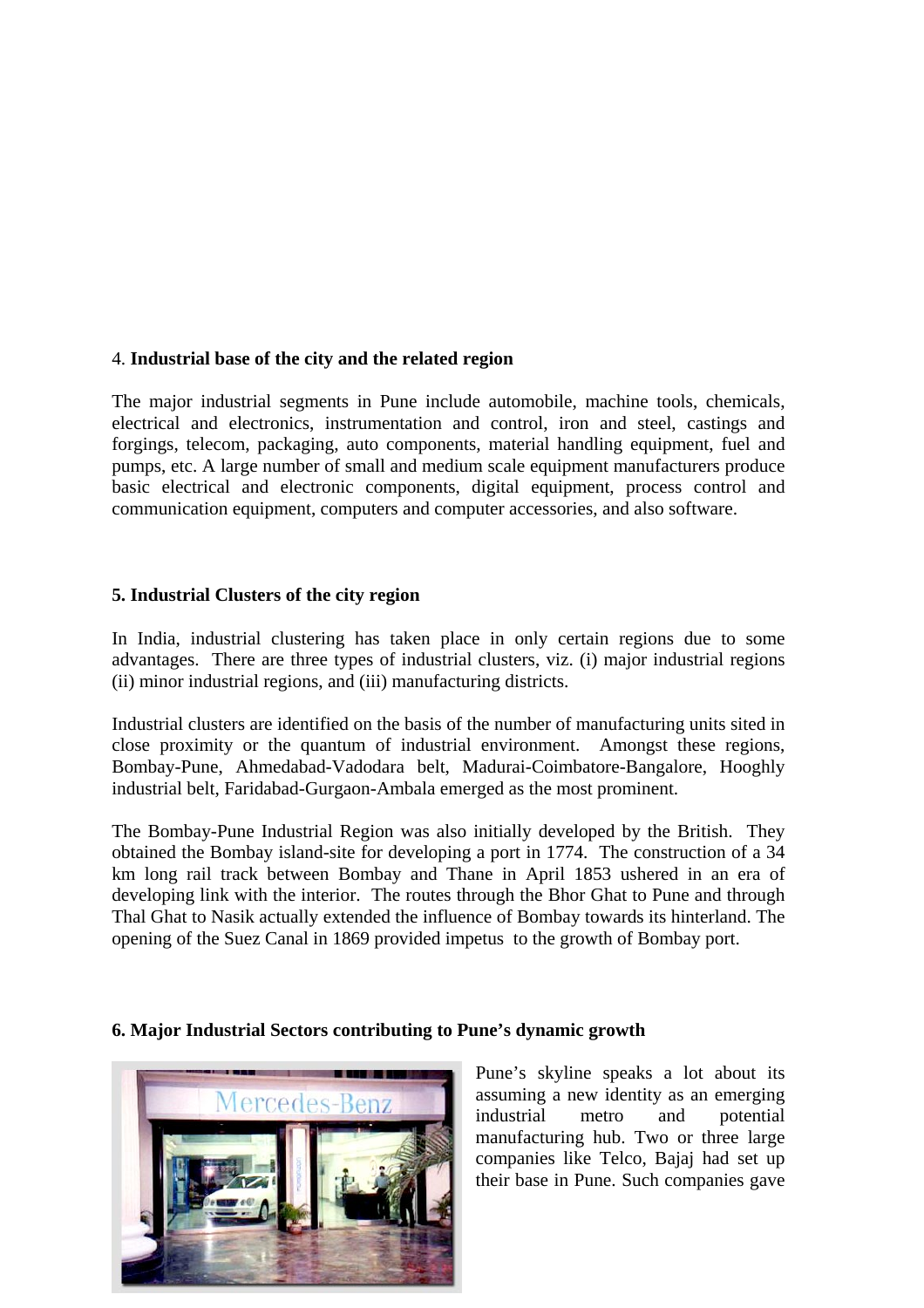## 4. **Industrial base of the city and the related region**

The major industrial segments in Pune include automobile, machine tools, chemicals, electrical and electronics, instrumentation and control, iron and steel, castings and forgings, telecom, packaging, auto components, material handling equipment, fuel and pumps, etc. A large number of small and medium scale equipment manufacturers produce basic electrical and electronic components, digital equipment, process control and communication equipment, computers and computer accessories, and also software.

## 5. Industrial Clusters of the city region

In India, industrial clustering has taken place in only certain regions due to some advantages. There are three types of industrial clusters, viz. (i) major industrial regions (ii) minor industrial regions, and (iii) manufacturing districts.

Industrial clusters are identified on the basis of the number of manufacturing units sited in close proximity or the quantum of industrial environment. Amongst these regions, Bombay-Pune, Ahmedabad-Vadodara belt, Madurai-Coimbatore-Bangalore, Hooghly industrial belt, Faridabad-Gurgaon-Ambala emerged as the most prominent.

The Bombay-Pune Industrial Region was also initially developed by the British. They obtained the Bombay island-site for developing a port in 1774. The construction of a 34 km long rail track between Bombay and Thane in April 1853 ushered in an era of developing link with the interior. The routes through the Bhor Ghat to Pune and through Thal Ghat to Nasik actually extended the influence of Bombay towards its hinterland. The opening of the Suez Canal in 1869 provided impetus to the growth of Bombay port.

## 6. Major Industrial Sectors contributing to Pune's dynamic growth

Pune's skyline speaks a lot about its assuming a new identity as an emerging industrial metro and potential manufacturing hub. Two or three large companies like Telco, Bajaj had set up their base in Pune. Such companies gave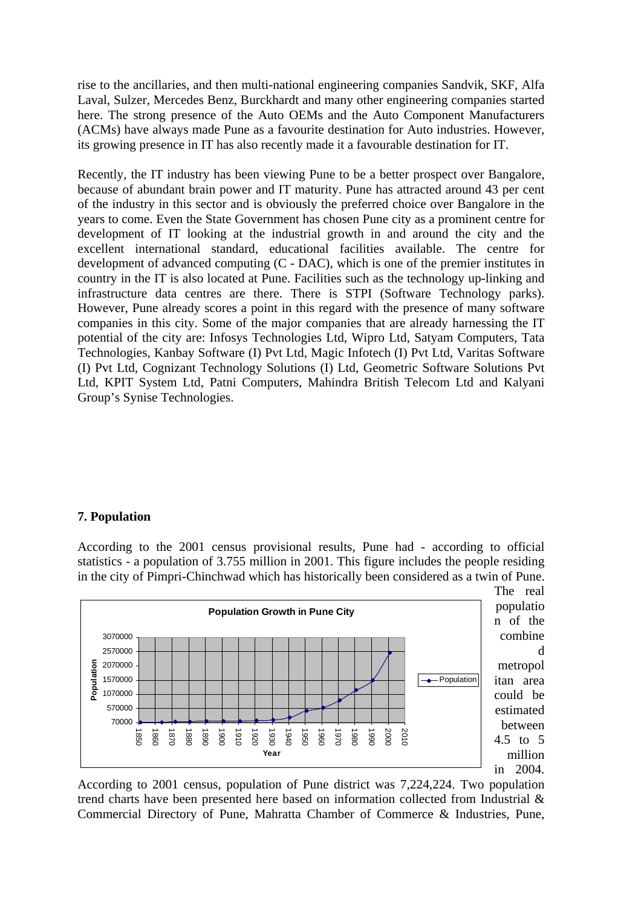rise to the ancillaries, and then multi-national engineering companies Sandvik, SKF, Alfa Laval, Sulzer, Mercedes Benz, Burckhardt and many other engineering companies started here. The strong presence of the Auto OEMs and the Auto Component Manufacturers (ACMs) have always made Pune as a favourite destination for Auto industries. However, its growing presence in IT has also recently made it a favourable destination for IT.

Recently, the IT industry has been viewing Pune to be a better prospect over Bangalore, because of abundant brain power and IT maturity. Pune has attracted around 43 per cent of the industry in this sector and is obviously the preferred choice over Bangalore in the years to come. Even the State Government has chosen Pune city as a prominent centre for development of IT looking at the industrial growth in and around the city and the excellent international standard, educational facilities available. The centre for development of advanced computing (C - DAC), which is one of the premier institutes in country in the IT is also located at Pune. Facilities such as the technology up-linking and infrastructure data centres are there. There is STPI (Software Technology parks). However, Pune already scores a point in this regard with the presence of many software companies in this city. Some of the major companies that are already harnessing the IT potential of the city are: Infosys Technologies Ltd, Wipro Ltd, Satyam Computers, Tata Technologies, Kanbay Software (I) Pvt Ltd, Magic Infotech (I) Pvt Ltd, Varitas Software (I) Pvt Ltd, Cognizant Technology Solutions (I) Ltd, Geometric Software Solutions Pvt Ltd, KPIT System Ltd, Patni Computers, Mahindra British Telecom Ltd and Kalyani Group's Synise Technologies.

## 7. Population

According to the 2001 census provisional results, Pune had - according to official statistics - a population of 3.755 million in 2001. This figure includes the people residing in the city of Pimpri-Chinchwad which has historically been considered as a twin of Pune. The real population of the combined metropolitan area could be estimated between 4.5 to 5 million in 2004.

**Population Growth in Pune City**

According to 2001 census, population of Pune district was 7,224,224. Two population trend charts have been presented here based on information collected from Industrial & Commercial Directory of Pune, Mahratta Chamber of Commerce & Industries, Pune,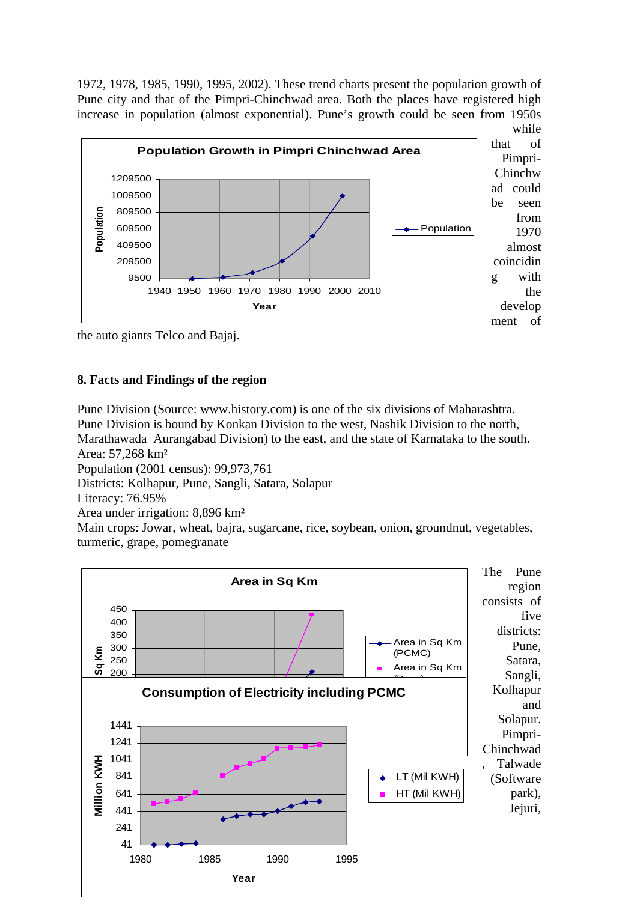1972, 1978, 1985, 1990, 1995, 2002). These trend charts present the population growth of Pune city and that of the Pimpri-Chinchwad area. Both the places have registered high increase in population (almost exponential). Pune's growth could be seen from 1950s while that of Pimpri-Chinchwad could be seen from 1970 almost coinciding with the development of the auto giants Telco and Bajaj.

**Population Growth in Pimpri Chinchwad Area**

Population

1209500
1009500
809500
609500
409500
209500
9500

1940 1950 1960 1970 1980 1990 2000 2010

Year

Population

## 8. Facts and Findings of the region

Pune Division (Source: www.history.com) is one of the six divisions of Maharashtra. Pune Division is bound by Konkan Division to the west, Nashik Division to the north, Marathawada Aurangabad Division) to the east, and the state of Karnataka to the south.
Area: 57,268 km²
Population (2001 census): 99,973,761
Districts: Kolhapur, Pune, Sangli, Satara, Solapur
Literacy: 76.95%
Area under irrigation: 8,896 km²
Main crops: Jowar, wheat, bajra, sugarcane, rice, soybean, onion, groundnut, vegetables, turmeric, grape, pomegranate

**Area in Sq Km**

Sq Km

450
400
350
300
250
200

Area in Sq Km (PCMC)
Area in Sq Km

**Consumption of Electricity including PCMC**

Million KWH

1441
1241
1041
841
641
441
241
41

1980 1985 1990 1995

Year

LT (Mil KWH)
HT (Mil KWH)

The Pune region consists of five districts: Pune, Satara, Sangli, Kolhapur and Solapur. Pimpri-Chinchwad, Talwade (Software park), Jejuri,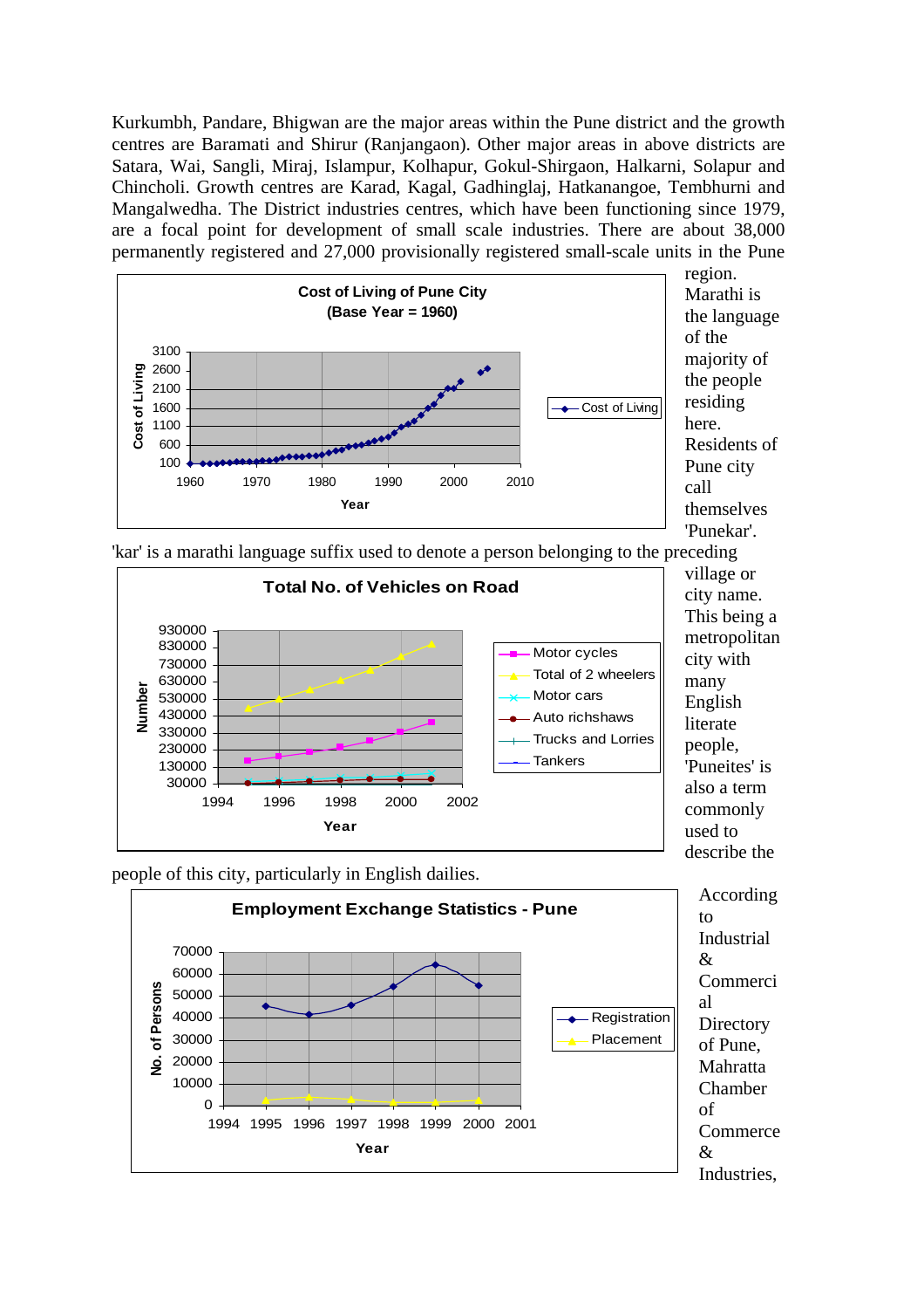Kurkumbh, Pandare, Bhigwan are the major areas within the Pune district and the growth centres are Baramati and Shirur (Ranjangaon). Other major areas in above districts are Satara, Wai, Sangli, Miraj, Islampur, Kolhapur, Gokul-Shirgaon, Halkarni, Solapur and Chincholi. Growth centres are Karad, Kagal, Gadhinglaj, Hatkanangoe, Tembhurni and Mangalwedha. The District industries centres, which have been functioning since 1979, are a focal point for development of small scale industries. There are about 38,000 permanently registered and 27,000 provisionally registered small-scale units in the Pune region. Marathi is the language of the majority of the people residing here. Residents of Pune city call themselves 'Punekar'. 'kar' is a marathi language suffix used to denote a person belonging to the preceding village or city name. This being a metropolitan city with many English literate people, 'Puneites' is also a term commonly used to describe the people of this city, particularly in English dailies.

**Cost of Living of Pune City (Base Year = 1960)**

**Total No. of Vehicles on Road**

**Employment Exchange Statistics - Pune**

According to Industrial & Commercial Directory of Pune, Mahratta Chamber of Commerce & Industries,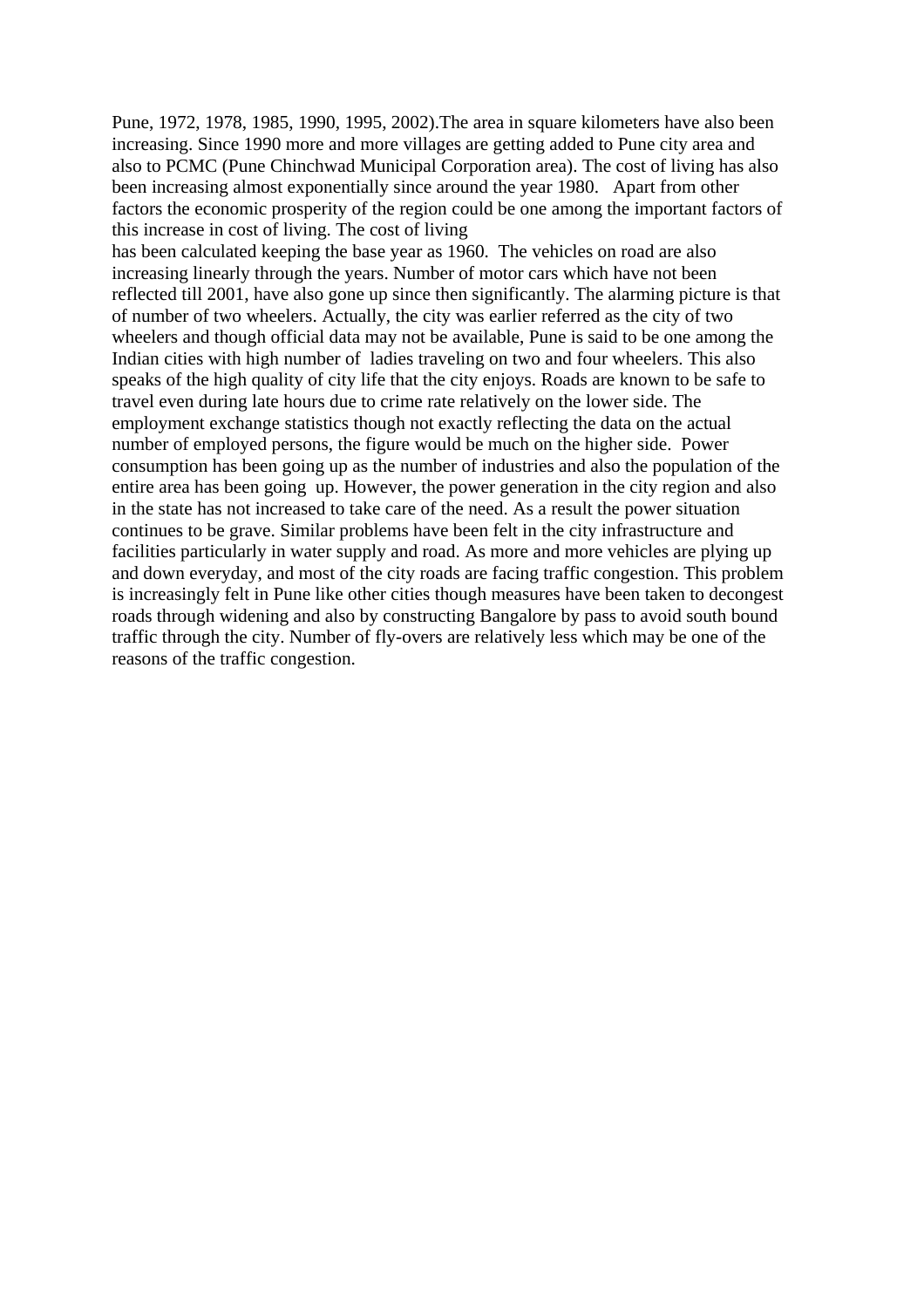Pune, 1972, 1978, 1985, 1990, 1995, 2002).The area in square kilometers have also been increasing. Since 1990 more and more villages are getting added to Pune city area and also to PCMC (Pune Chinchwad Municipal Corporation area). The cost of living has also been increasing almost exponentially since around the year 1980. Apart from other factors the economic prosperity of the region could be one among the important factors of this increase in cost of living. The cost of living has been calculated keeping the base year as 1960. The vehicles on road are also increasing linearly through the years. Number of motor cars which have not been reflected till 2001, have also gone up since then significantly. The alarming picture is that of number of two wheelers. Actually, the city was earlier referred as the city of two wheelers and though official data may not be available, Pune is said to be one among the Indian cities with high number of ladies traveling on two and four wheelers. This also speaks of the high quality of city life that the city enjoys. Roads are known to be safe to travel even during late hours due to crime rate relatively on the lower side. The employment exchange statistics though not exactly reflecting the data on the actual number of employed persons, the figure would be much on the higher side. Power consumption has been going up as the number of industries and also the population of the entire area has been going up. However, the power generation in the city region and also in the state has not increased to take care of the need. As a result the power situation continues to be grave. Similar problems have been felt in the city infrastructure and facilities particularly in water supply and road. As more and more vehicles are plying up and down everyday, and most of the city roads are facing traffic congestion. This problem is increasingly felt in Pune like other cities though measures have been taken to decongest roads through widening and also by constructing Bangalore by pass to avoid south bound traffic through the city. Number of fly-overs are relatively less which may be one of the reasons of the traffic congestion.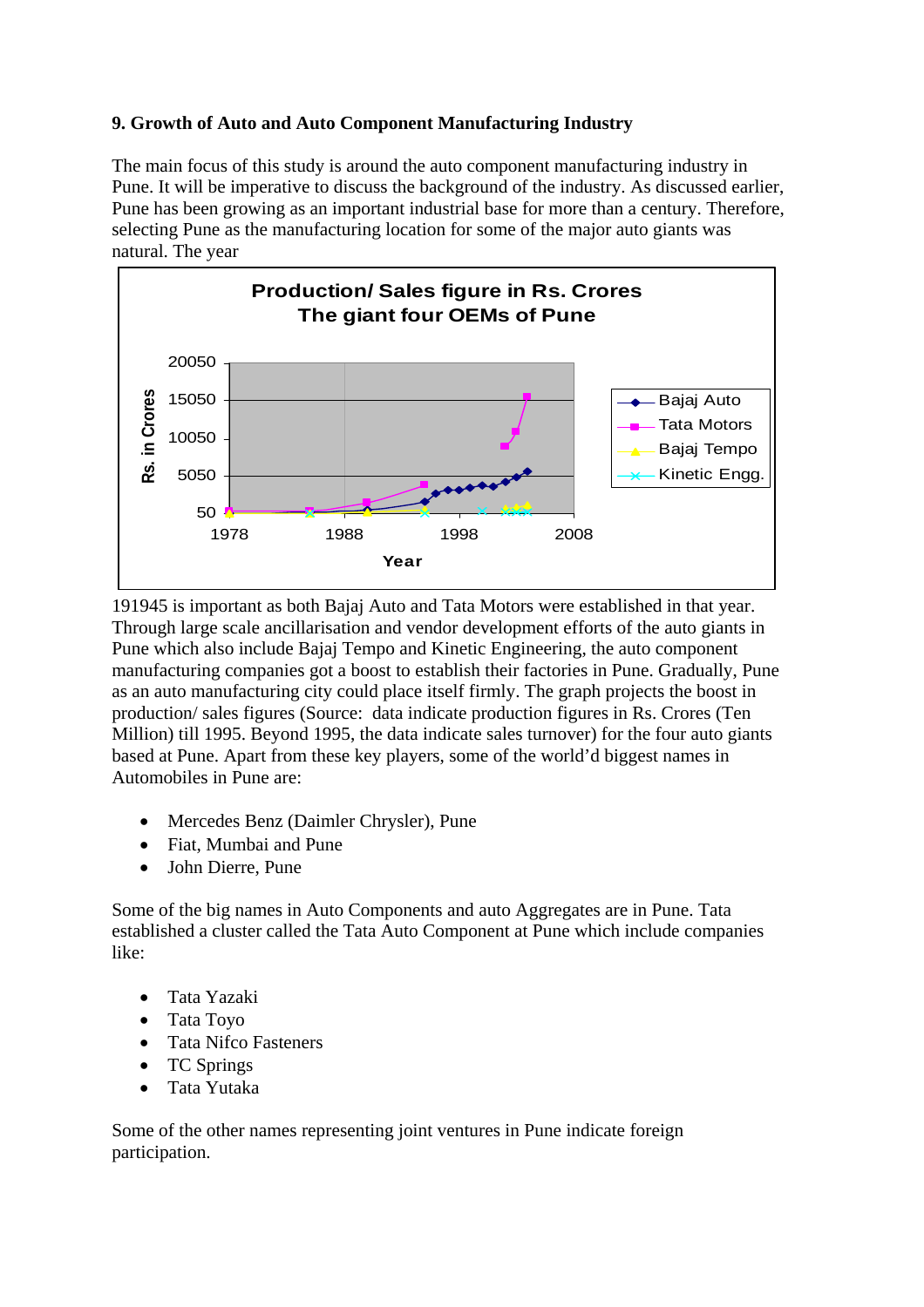**9. Growth of Auto and Auto Component Manufacturing Industry**

The main focus of this study is around the auto component manufacturing industry in Pune. It will be imperative to discuss the background of the industry. As discussed earlier, Pune has been growing as an important industrial base for more than a century. Therefore, selecting Pune as the manufacturing location for some of the major auto giants was natural. The year

**Production/ Sales figure in Rs. Crores**
**The giant four OEMs of Pune**

191945 is important as both Bajaj Auto and Tata Motors were established in that year. Through large scale ancillarisation and vendor development efforts of the auto giants in Pune which also include Bajaj Tempo and Kinetic Engineering, the auto component manufacturing companies got a boost to establish their factories in Pune. Gradually, Pune as an auto manufacturing city could place itself firmly. The graph projects the boost in production/ sales figures (Source: data indicate production figures in Rs. Crores (Ten Million) till 1995. Beyond 1995, the data indicate sales turnover) for the four auto giants based at Pune. Apart from these key players, some of the world'd biggest names in Automobiles in Pune are:

- Mercedes Benz (Daimler Chrysler), Pune
- Fiat, Mumbai and Pune
- John Dierre, Pune

Some of the big names in Auto Components and auto Aggregates are in Pune. Tata established a cluster called the Tata Auto Component at Pune which include companies like:

- Tata Yazaki
- Tata Toyo
- Tata Nifco Fasteners
- TC Springs
- Tata Yutaka

Some of the other names representing joint ventures in Pune indicate foreign participation.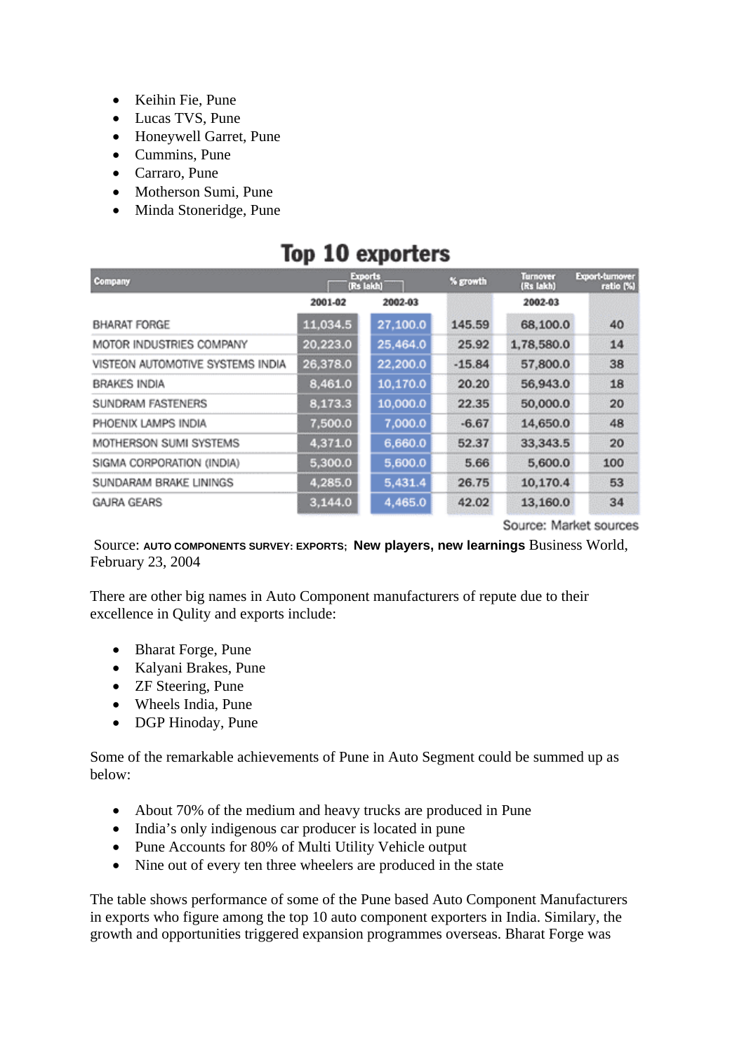- Keihin Fie, Pune
- Lucas TVS, Pune
- Honeywell Garret, Pune
- Cummins, Pune
- Carraro, Pune
- Motherson Sumi, Pune
- Minda Stoneridge, Pune

## Top 10 exporters

| Company | Exports (Rs lakh) | | % growth | Turnover (Rs lakh) | Export-turnover ratio (%) |
|---|---|---|---|---|---|
| | 2001-02 | 2002-03 | | 2002-03 | |
| BHARAT FORGE | 11,034.5 | 27,100.0 | 145.59 | 68,100.0 | 40 |
| MOTOR INDUSTRIES COMPANY | 20,223.0 | 25,464.0 | 25.92 | 1,78,580.0 | 14 |
| VISTEON AUTOMOTIVE SYSTEMS INDIA | 26,378.0 | 22,200.0 | -15.84 | 57,800.0 | 38 |
| BRAKES INDIA | 8,461.0 | 10,170.0 | 20.20 | 56,943.0 | 18 |
| SUNDRAM FASTENERS | 8,173.3 | 10,000.0 | 22.35 | 50,000.0 | 20 |
| PHOENIX LAMPS INDIA | 7,500.0 | 7,000.0 | -6.67 | 14,650.0 | 48 |
| MOTHERSON SUMI SYSTEMS | 4,371.0 | 6,660.0 | 52.37 | 33,343.5 | 20 |
| SIGMA CORPORATION (INDIA) | 5,300.0 | 5,600.0 | 5.66 | 5,600.0 | 100 |
| SUNDARAM BRAKE LININGS | 4,285.0 | 5,431.4 | 26.75 | 10,170.4 | 53 |
| GAJRA GEARS | 3,144.0 | 4,465.0 | 42.02 | 13,160.0 | 34 |

Source: Market sources

Source: **AUTO COMPONENTS SURVEY: EXPORTS; New players, new learnings** Business World, February 23, 2004

There are other big names in Auto Component manufacturers of repute due to their excellence in Qulity and exports include:

- Bharat Forge, Pune
- Kalyani Brakes, Pune
- ZF Steering, Pune
- Wheels India, Pune
- DGP Hinoday, Pune

Some of the remarkable achievements of Pune in Auto Segment could be summed up as below:

- About 70% of the medium and heavy trucks are produced in Pune
- India's only indigenous car producer is located in pune
- Pune Accounts for 80% of Multi Utility Vehicle output
- Nine out of every ten three wheelers are produced in the state

The table shows performance of some of the Pune based Auto Component Manufacturers in exports who figure among the top 10 auto component exporters in India. Similary, the growth and opportunities triggered expansion programmes overseas. Bharat Forge was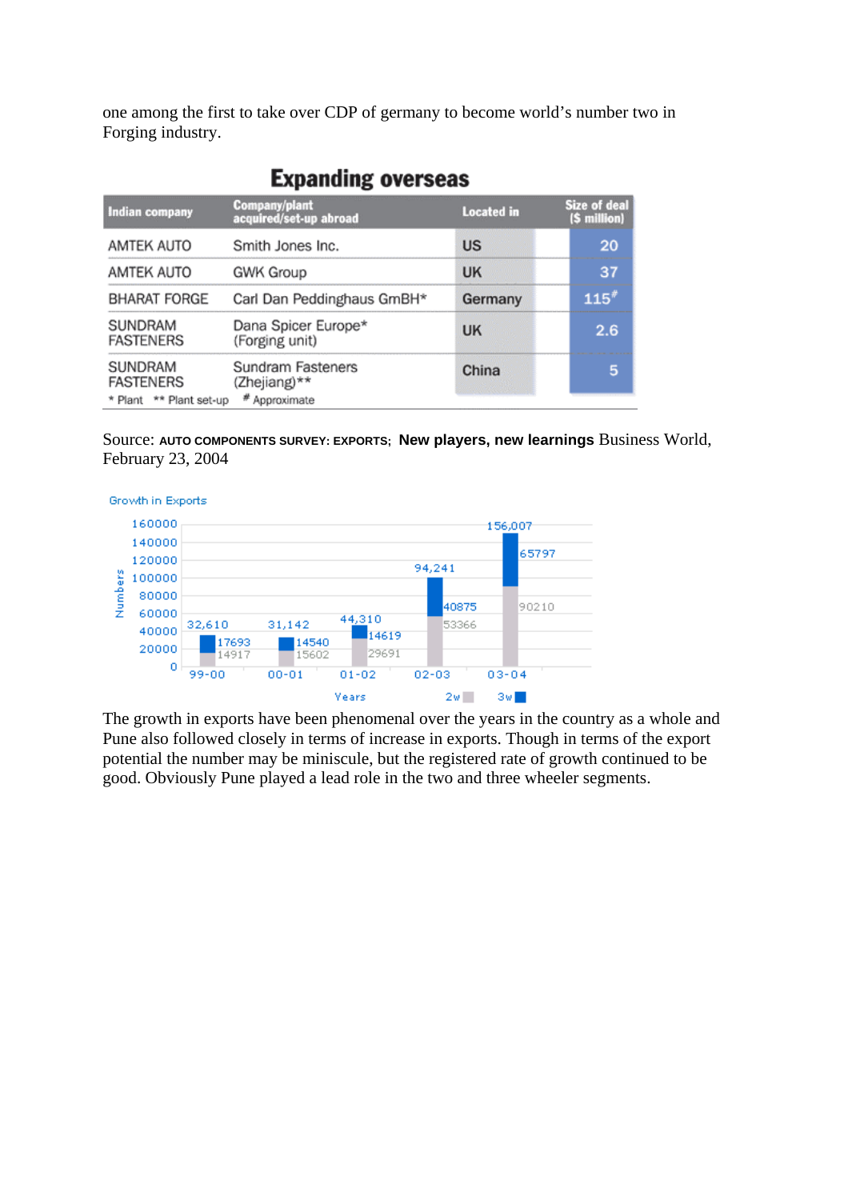one among the first to take over CDP of germany to become world's number two in Forging industry.

## Expanding overseas

| Indian company | Company/plant acquired/set-up abroad | Located in | Size of deal ($ million) |
|---|---|---|---|
| AMTEK AUTO | Smith Jones Inc. | US | 20 |
| AMTEK AUTO | GWK Group | UK | 37 |
| BHARAT FORGE | Carl Dan Peddinghaus GmBH* | Germany | 115# |
| SUNDRAM FASTENERS | Dana Spicer Europe* (Forging unit) | UK | 2.6 |
| SUNDRAM FASTENERS | Sundram Fasteners (Zhejiang)** | China | 5 |

\* Plant ** Plant set-up # Approximate

Source: **AUTO COMPONENTS SURVEY: EXPORTS; New players, new learnings** Business World, February 23, 2004

Growth in Exports

| Years | 2w | 3w | Total |
|---|---|---|---|
| 99-00 | 14917 | 17693 | 32,610 |
| 00-01 | 15602 | 14540 | 31,142 |
| 01-02 | 29691 | 14619 | 44,310 |
| 02-03 | 53366 | 40875 | 94,241 |
| 03-04 | 90210 | 65797 | 156,007 |

The growth in exports have been phenomenal over the years in the country as a whole and Pune also followed closely in terms of increase in exports. Though in terms of the export potential the number may be miniscule, but the registered rate of growth continued to be good. Obviously Pune played a lead role in the two and three wheeler segments.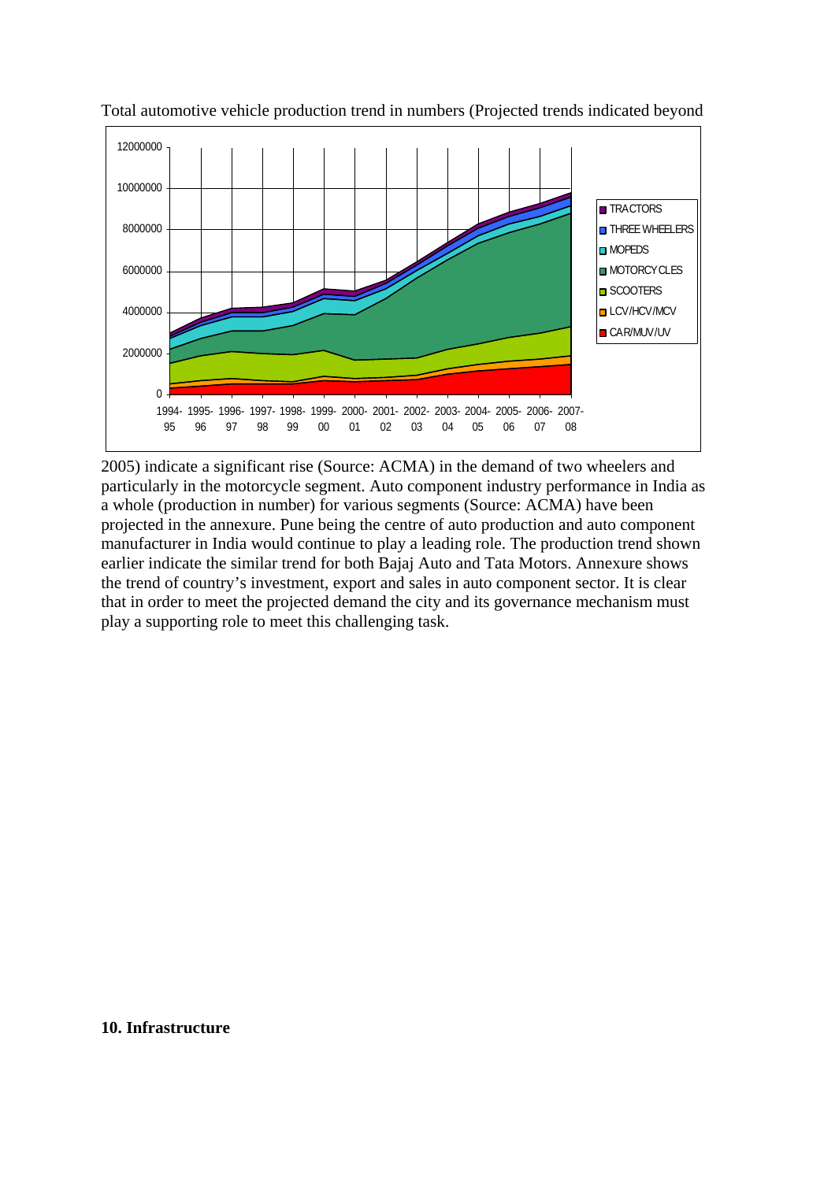Total automotive vehicle production trend in numbers (Projected trends indicated beyond 2005) indicate a significant rise (Source: ACMA) in the demand of two wheelers and particularly in the motorcycle segment. Auto component industry performance in India as a whole (production in number) for various segments (Source: ACMA) have been projected in the annexure. Pune being the centre of auto production and auto component manufacturer in India would continue to play a leading role. The production trend shown earlier indicate the similar trend for both Bajaj Auto and Tata Motors. Annexure shows the trend of country's investment, export and sales in auto component sector. It is clear that in order to meet the projected demand the city and its governance mechanism must play a supporting role to meet this challenging task.

## 10. Infrastructure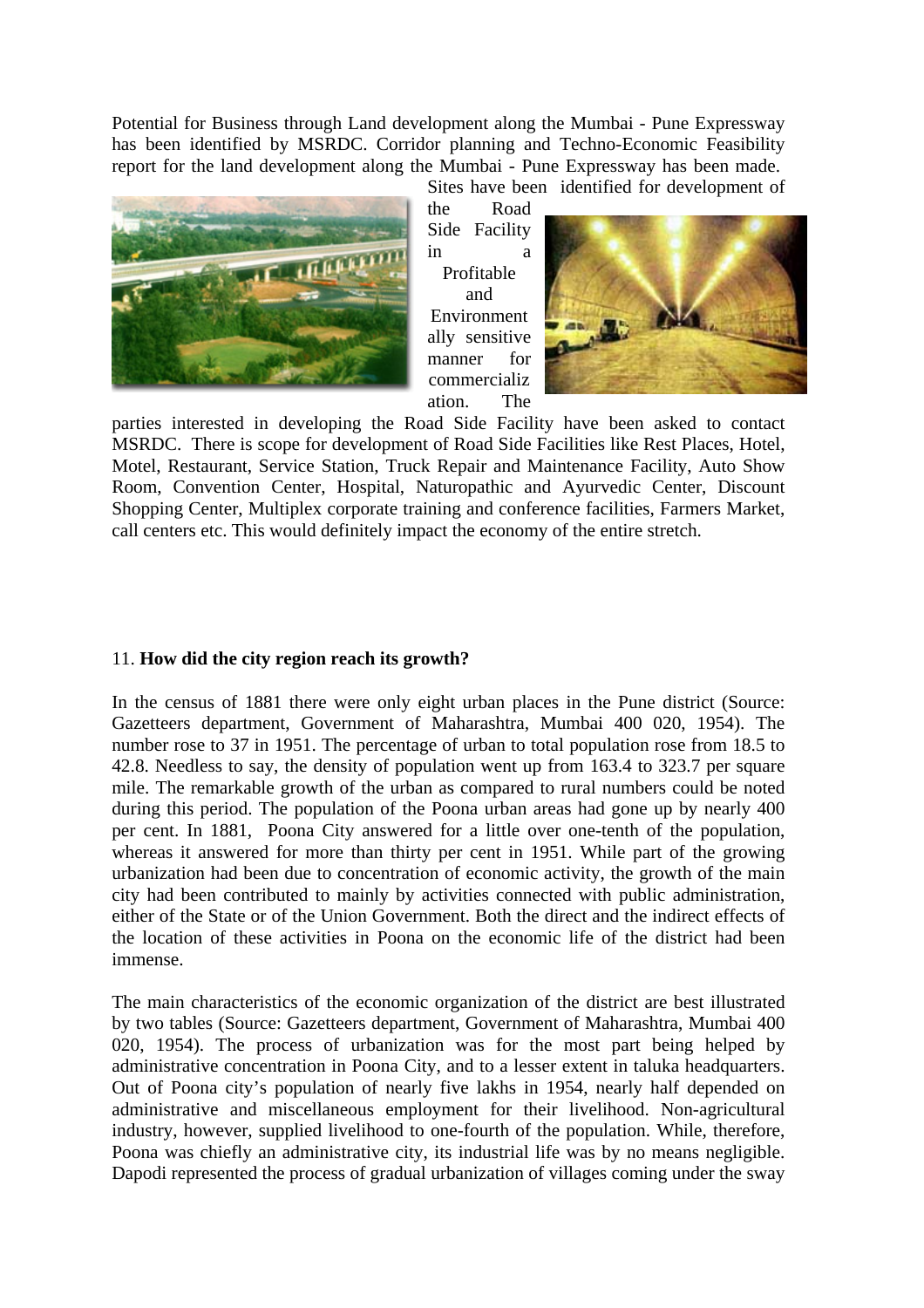Potential for Business through Land development along the Mumbai - Pune Expressway has been identified by MSRDC. Corridor planning and Techno-Economic Feasibility report for the land development along the Mumbai - Pune Expressway has been made. Sites have been identified for development of the Road Side Facility in a Profitable and Environmentally sensitive manner for commercialization. The parties interested in developing the Road Side Facility have been asked to contact MSRDC. There is scope for development of Road Side Facilities like Rest Places, Hotel, Motel, Restaurant, Service Station, Truck Repair and Maintenance Facility, Auto Show Room, Convention Center, Hospital, Naturopathic and Ayurvedic Center, Discount Shopping Center, Multiplex corporate training and conference facilities, Farmers Market, call centers etc. This would definitely impact the economy of the entire stretch.

11. **How did the city region reach its growth?**

In the census of 1881 there were only eight urban places in the Pune district (Source: Gazetteers department, Government of Maharashtra, Mumbai 400 020, 1954). The number rose to 37 in 1951. The percentage of urban to total population rose from 18.5 to 42.8. Needless to say, the density of population went up from 163.4 to 323.7 per square mile. The remarkable growth of the urban as compared to rural numbers could be noted during this period. The population of the Poona urban areas had gone up by nearly 400 per cent. In 1881, Poona City answered for a little over one-tenth of the population, whereas it answered for more than thirty per cent in 1951. While part of the growing urbanization had been due to concentration of economic activity, the growth of the main city had been contributed to mainly by activities connected with public administration, either of the State or of the Union Government. Both the direct and the indirect effects of the location of these activities in Poona on the economic life of the district had been immense.

The main characteristics of the economic organization of the district are best illustrated by two tables (Source: Gazetteers department, Government of Maharashtra, Mumbai 400 020, 1954). The process of urbanization was for the most part being helped by administrative concentration in Poona City, and to a lesser extent in taluka headquarters. Out of Poona city's population of nearly five lakhs in 1954, nearly half depended on administrative and miscellaneous employment for their livelihood. Non-agricultural industry, however, supplied livelihood to one-fourth of the population. While, therefore, Poona was chiefly an administrative city, its industrial life was by no means negligible. Dapodi represented the process of gradual urbanization of villages coming under the sway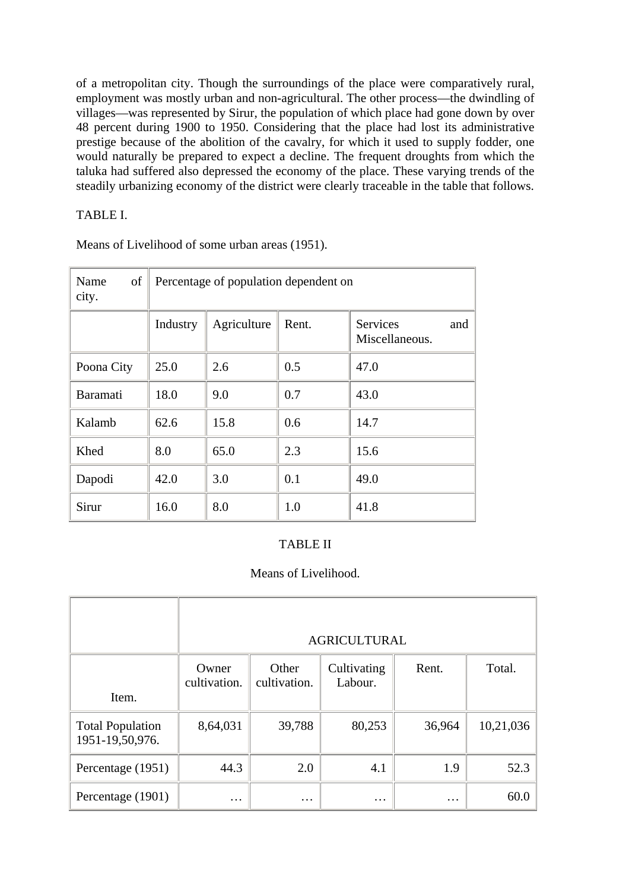of a metropolitan city. Though the surroundings of the place were comparatively rural, employment was mostly urban and non-agricultural. The other process—the dwindling of villages—was represented by Sirur, the population of which place had gone down by over 48 percent during 1900 to 1950. Considering that the place had lost its administrative prestige because of the abolition of the cavalry, for which it used to supply fodder, one would naturally be prepared to expect a decline. The frequent droughts from which the taluka had suffered also depressed the economy of the place. These varying trends of the steadily urbanizing economy of the district were clearly traceable in the table that follows.

TABLE I.

Means of Livelihood of some urban areas (1951).

| Name of city. | Percentage of population dependent on | | | |
|---|---|---|---|---|
| | Industry | Agriculture | Rent. | Services and Miscellaneous. |
| Poona City | 25.0 | 2.6 | 0.5 | 47.0 |
| Baramati | 18.0 | 9.0 | 0.7 | 43.0 |
| Kalamb | 62.6 | 15.8 | 0.6 | 14.7 |
| Khed | 8.0 | 65.0 | 2.3 | 15.6 |
| Dapodi | 42.0 | 3.0 | 0.1 | 49.0 |
| Sirur | 16.0 | 8.0 | 1.0 | 41.8 |

TABLE II

Means of Livelihood.

| | AGRICULTURAL | | | | |
|---|---|---|---|---|---|
| Item. | Owner cultivation. | Other cultivation. | Cultivating Labour. | Rent. | Total. |
| Total Population 1951-19,50,976. | 8,64,031 | 39,788 | 80,253 | 36,964 | 10,21,036 |
| Percentage (1951) | 44.3 | 2.0 | 4.1 | 1.9 | 52.3 |
| Percentage (1901) | … | … | … | … | 60.0 |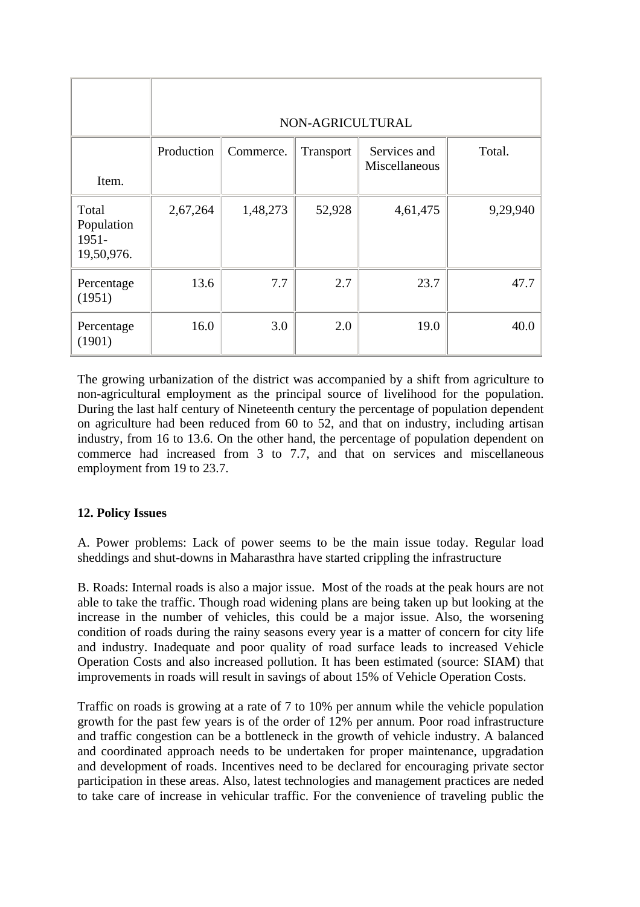| | NON-AGRICULTURAL | | | | |
|---|---|---|---|---|---|
| Item. | Production | Commerce. | Transport | Services and Miscellaneous | Total. |
| Total Population 1951- 19,50,976. | 2,67,264 | 1,48,273 | 52,928 | 4,61,475 | 9,29,940 |
| Percentage (1951) | 13.6 | 7.7 | 2.7 | 23.7 | 47.7 |
| Percentage (1901) | 16.0 | 3.0 | 2.0 | 19.0 | 40.0 |

The growing urbanization of the district was accompanied by a shift from agriculture to non-agricultural employment as the principal source of livelihood for the population. During the last half century of Nineteenth century the percentage of population dependent on agriculture had been reduced from 60 to 52, and that on industry, including artisan industry, from 16 to 13.6. On the other hand, the percentage of population dependent on commerce had increased from 3 to 7.7, and that on services and miscellaneous employment from 19 to 23.7.

**12. Policy Issues**

A. Power problems: Lack of power seems to be the main issue today. Regular load sheddings and shut-downs in Maharasthra have started crippling the infrastructure

B. Roads: Internal roads is also a major issue. Most of the roads at the peak hours are not able to take the traffic. Though road widening plans are being taken up but looking at the increase in the number of vehicles, this could be a major issue. Also, the worsening condition of roads during the rainy seasons every year is a matter of concern for city life and industry. Inadequate and poor quality of road surface leads to increased Vehicle Operation Costs and also increased pollution. It has been estimated (source: SIAM) that improvements in roads will result in savings of about 15% of Vehicle Operation Costs.

Traffic on roads is growing at a rate of 7 to 10% per annum while the vehicle population growth for the past few years is of the order of 12% per annum. Poor road infrastructure and traffic congestion can be a bottleneck in the growth of vehicle industry. A balanced and coordinated approach needs to be undertaken for proper maintenance, upgradation and development of roads. Incentives need to be declared for encouraging private sector participation in these areas. Also, latest technologies and management practices are neded to take care of increase in vehicular traffic. For the convenience of traveling public the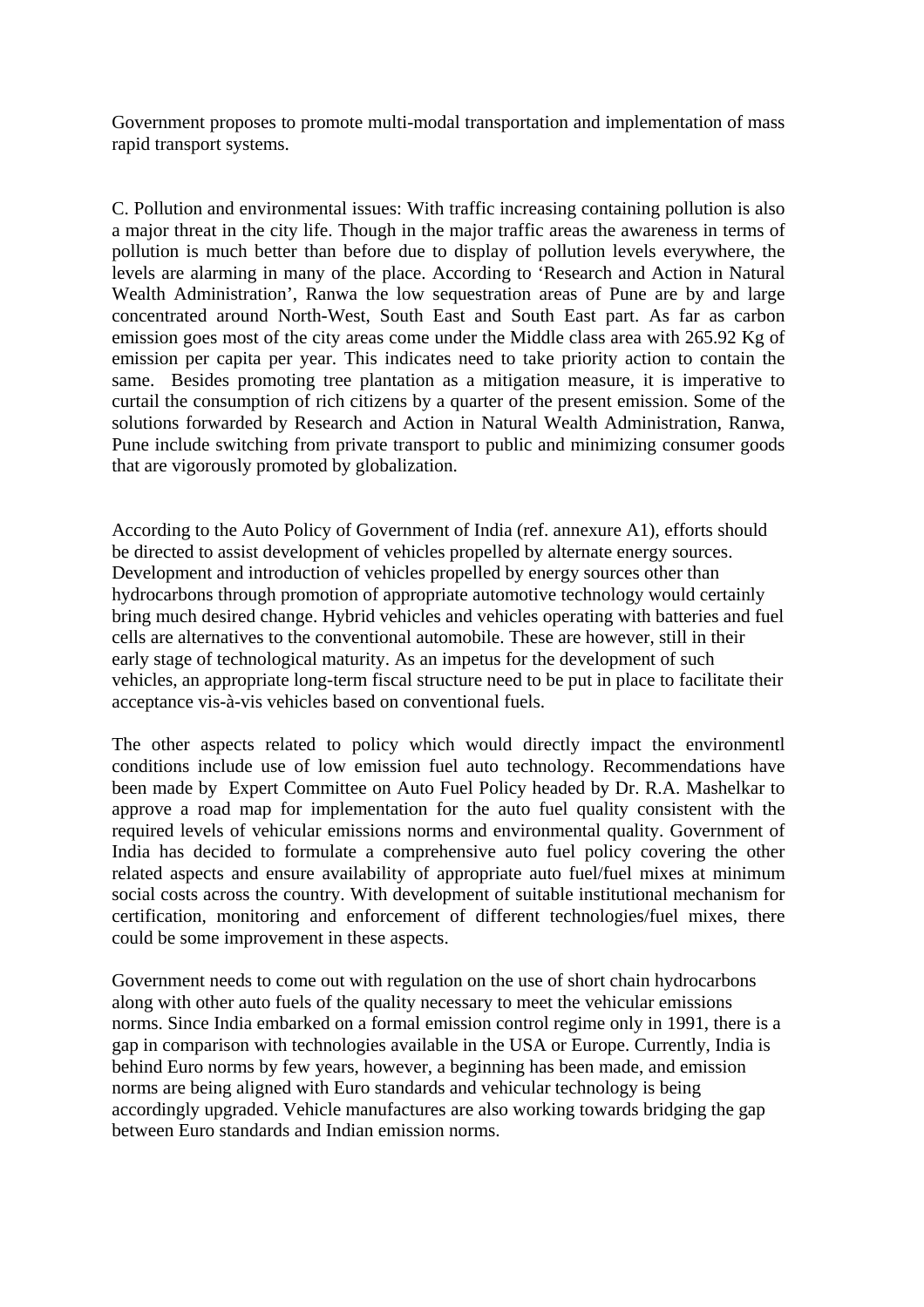Government proposes to promote multi-modal transportation and implementation of mass rapid transport systems.

C. Pollution and environmental issues: With traffic increasing containing pollution is also a major threat in the city life. Though in the major traffic areas the awareness in terms of pollution is much better than before due to display of pollution levels everywhere, the levels are alarming in many of the place. According to 'Research and Action in Natural Wealth Administration', Ranwa the low sequestration areas of Pune are by and large concentrated around North-West, South East and South East part. As far as carbon emission goes most of the city areas come under the Middle class area with 265.92 Kg of emission per capita per year. This indicates need to take priority action to contain the same. Besides promoting tree plantation as a mitigation measure, it is imperative to curtail the consumption of rich citizens by a quarter of the present emission. Some of the solutions forwarded by Research and Action in Natural Wealth Administration, Ranwa, Pune include switching from private transport to public and minimizing consumer goods that are vigorously promoted by globalization.

According to the Auto Policy of Government of India (ref. annexure A1), efforts should be directed to assist development of vehicles propelled by alternate energy sources. Development and introduction of vehicles propelled by energy sources other than hydrocarbons through promotion of appropriate automotive technology would certainly bring much desired change. Hybrid vehicles and vehicles operating with batteries and fuel cells are alternatives to the conventional automobile. These are however, still in their early stage of technological maturity. As an impetus for the development of such vehicles, an appropriate long-term fiscal structure need to be put in place to facilitate their acceptance vis-à-vis vehicles based on conventional fuels.

The other aspects related to policy which would directly impact the environmentl conditions include use of low emission fuel auto technology. Recommendations have been made by Expert Committee on Auto Fuel Policy headed by Dr. R.A. Mashelkar to approve a road map for implementation for the auto fuel quality consistent with the required levels of vehicular emissions norms and environmental quality. Government of India has decided to formulate a comprehensive auto fuel policy covering the other related aspects and ensure availability of appropriate auto fuel/fuel mixes at minimum social costs across the country. With development of suitable institutional mechanism for certification, monitoring and enforcement of different technologies/fuel mixes, there could be some improvement in these aspects.

Government needs to come out with regulation on the use of short chain hydrocarbons along with other auto fuels of the quality necessary to meet the vehicular emissions norms. Since India embarked on a formal emission control regime only in 1991, there is a gap in comparison with technologies available in the USA or Europe. Currently, India is behind Euro norms by few years, however, a beginning has been made, and emission norms are being aligned with Euro standards and vehicular technology is being accordingly upgraded. Vehicle manufactures are also working towards bridging the gap between Euro standards and Indian emission norms.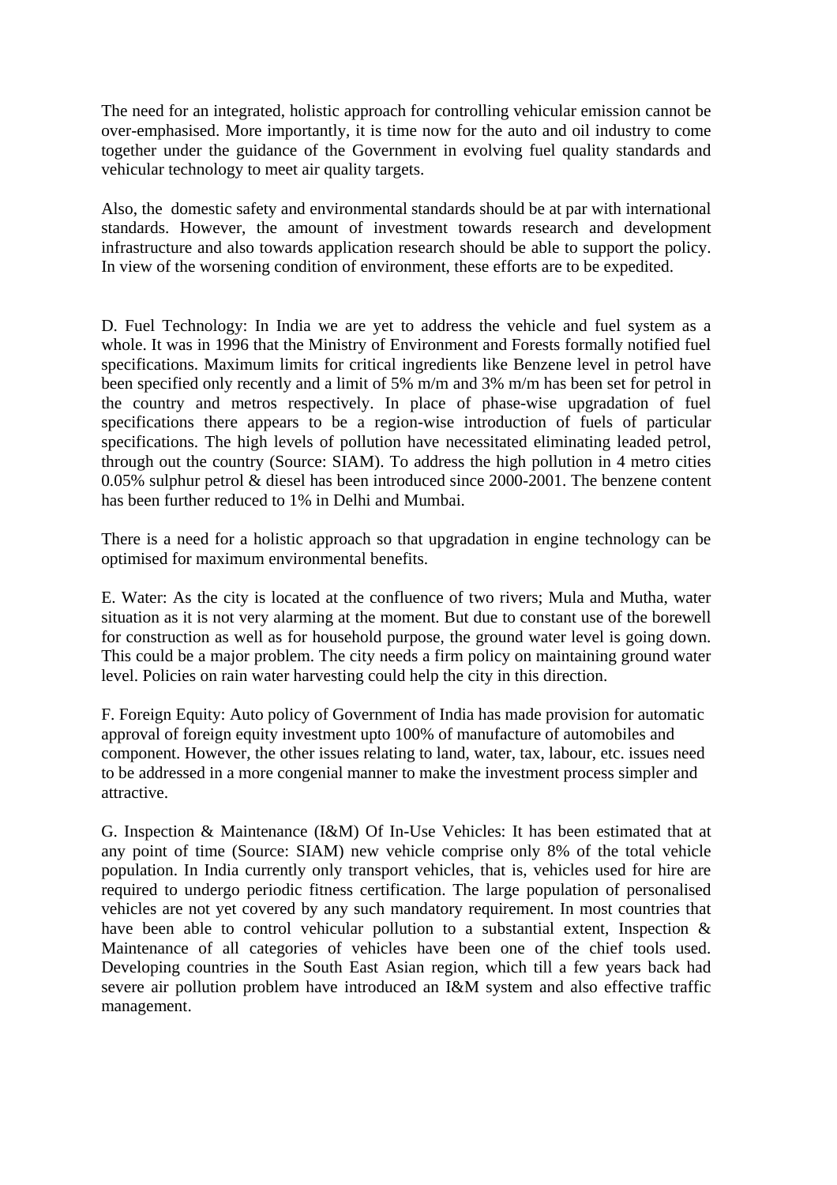The need for an integrated, holistic approach for controlling vehicular emission cannot be over-emphasised. More importantly, it is time now for the auto and oil industry to come together under the guidance of the Government in evolving fuel quality standards and vehicular technology to meet air quality targets.

Also, the domestic safety and environmental standards should be at par with international standards. However, the amount of investment towards research and development infrastructure and also towards application research should be able to support the policy. In view of the worsening condition of environment, these efforts are to be expedited.

D. Fuel Technology: In India we are yet to address the vehicle and fuel system as a whole. It was in 1996 that the Ministry of Environment and Forests formally notified fuel specifications. Maximum limits for critical ingredients like Benzene level in petrol have been specified only recently and a limit of 5% m/m and 3% m/m has been set for petrol in the country and metros respectively. In place of phase-wise upgradation of fuel specifications there appears to be a region-wise introduction of fuels of particular specifications. The high levels of pollution have necessitated eliminating leaded petrol, through out the country (Source: SIAM). To address the high pollution in 4 metro cities 0.05% sulphur petrol & diesel has been introduced since 2000-2001. The benzene content has been further reduced to 1% in Delhi and Mumbai.

There is a need for a holistic approach so that upgradation in engine technology can be optimised for maximum environmental benefits.

E. Water: As the city is located at the confluence of two rivers; Mula and Mutha, water situation as it is not very alarming at the moment. But due to constant use of the borewell for construction as well as for household purpose, the ground water level is going down. This could be a major problem. The city needs a firm policy on maintaining ground water level. Policies on rain water harvesting could help the city in this direction.

F. Foreign Equity: Auto policy of Government of India has made provision for automatic approval of foreign equity investment upto 100% of manufacture of automobiles and component. However, the other issues relating to land, water, tax, labour, etc. issues need to be addressed in a more congenial manner to make the investment process simpler and attractive.

G. Inspection & Maintenance (I&M) Of In-Use Vehicles: It has been estimated that at any point of time (Source: SIAM) new vehicle comprise only 8% of the total vehicle population. In India currently only transport vehicles, that is, vehicles used for hire are required to undergo periodic fitness certification. The large population of personalised vehicles are not yet covered by any such mandatory requirement. In most countries that have been able to control vehicular pollution to a substantial extent, Inspection & Maintenance of all categories of vehicles have been one of the chief tools used. Developing countries in the South East Asian region, which till a few years back had severe air pollution problem have introduced an I&M system and also effective traffic management.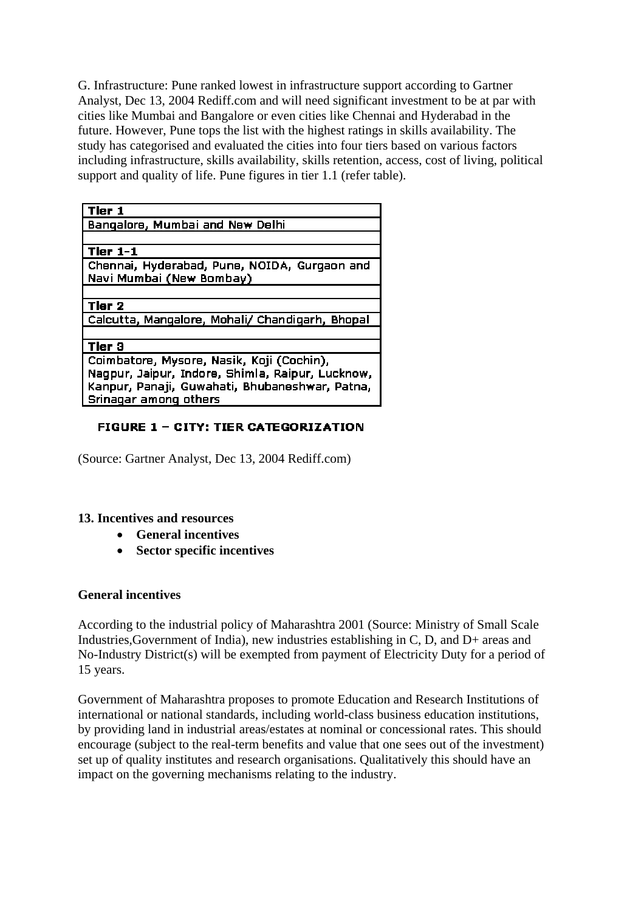G. Infrastructure: Pune ranked lowest in infrastructure support according to Gartner Analyst, Dec 13, 2004 Rediff.com and will need significant investment to be at par with cities like Mumbai and Bangalore or even cities like Chennai and Hyderabad in the future. However, Pune tops the list with the highest ratings in skills availability. The study has categorised and evaluated the cities into four tiers based on various factors including infrastructure, skills availability, skills retention, access, cost of living, political support and quality of life. Pune figures in tier 1.1 (refer table).

| **Tier 1** |
|---|
| Bangalore, Mumbai and New Delhi |
| |
| **Tier 1-1** |
| Chennai, Hyderabad, Pune, NOIDA, Gurgaon and Navi Mumbai (New Bombay) |
| |
| **Tier 2** |
| Calcutta, Mangalore, Mohali/ Chandigarh, Bhopal |
| |
| **Tier 3** |
| Coimbatore, Mysore, Nasik, Koji (Cochin), Nagpur, Jaipur, Indore, Shimla, Raipur, Lucknow, Kanpur, Panaji, Guwahati, Bhubaneshwar, Patna, Srinagar among others |

**FIGURE 1 – CITY: TIER CATEGORIZATION**

(Source: Gartner Analyst, Dec 13, 2004 Rediff.com)

**13. Incentives and resources**

- **General incentives**
- **Sector specific incentives**

**General incentives**

According to the industrial policy of Maharashtra 2001 (Source: Ministry of Small Scale Industries,Government of India), new industries establishing in C, D, and D+ areas and No-Industry District(s) will be exempted from payment of Electricity Duty for a period of 15 years.

Government of Maharashtra proposes to promote Education and Research Institutions of international or national standards, including world-class business education institutions, by providing land in industrial areas/estates at nominal or concessional rates. This should encourage (subject to the real-term benefits and value that one sees out of the investment) set up of quality institutes and research organisations. Qualitatively this should have an impact on the governing mechanisms relating to the industry.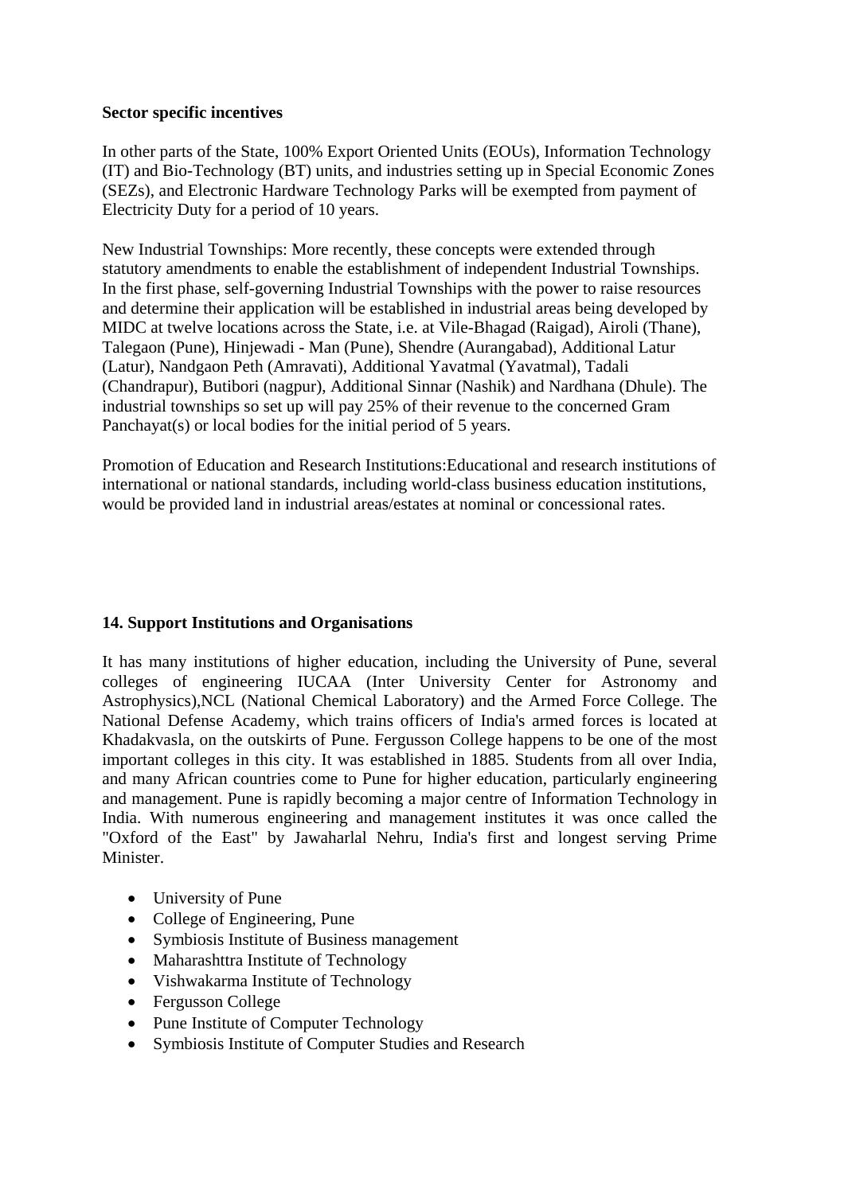**Sector specific incentives**

In other parts of the State, 100% Export Oriented Units (EOUs), Information Technology (IT) and Bio-Technology (BT) units, and industries setting up in Special Economic Zones (SEZs), and Electronic Hardware Technology Parks will be exempted from payment of Electricity Duty for a period of 10 years.

New Industrial Townships: More recently, these concepts were extended through statutory amendments to enable the establishment of independent Industrial Townships. In the first phase, self-governing Industrial Townships with the power to raise resources and determine their application will be established in industrial areas being developed by MIDC at twelve locations across the State, i.e. at Vile-Bhagad (Raigad), Airoli (Thane), Talegaon (Pune), Hinjewadi - Man (Pune), Shendre (Aurangabad), Additional Latur (Latur), Nandgaon Peth (Amravati), Additional Yavatmal (Yavatmal), Tadali (Chandrapur), Butibori (nagpur), Additional Sinnar (Nashik) and Nardhana (Dhule). The industrial townships so set up will pay 25% of their revenue to the concerned Gram Panchayat(s) or local bodies for the initial period of 5 years.

Promotion of Education and Research Institutions:Educational and research institutions of international or national standards, including world-class business education institutions, would be provided land in industrial areas/estates at nominal or concessional rates.

**14. Support Institutions and Organisations**

It has many institutions of higher education, including the University of Pune, several colleges of engineering IUCAA (Inter University Center for Astronomy and Astrophysics),NCL (National Chemical Laboratory) and the Armed Force College. The National Defense Academy, which trains officers of India's armed forces is located at Khadakvasla, on the outskirts of Pune. Fergusson College happens to be one of the most important colleges in this city. It was established in 1885. Students from all over India, and many African countries come to Pune for higher education, particularly engineering and management. Pune is rapidly becoming a major centre of Information Technology in India. With numerous engineering and management institutes it was once called the "Oxford of the East" by Jawaharlal Nehru, India's first and longest serving Prime Minister.

- University of Pune
- College of Engineering, Pune
- Symbiosis Institute of Business management
- Maharashttra Institute of Technology
- Vishwakarma Institute of Technology
- Fergusson College
- Pune Institute of Computer Technology
- Symbiosis Institute of Computer Studies and Research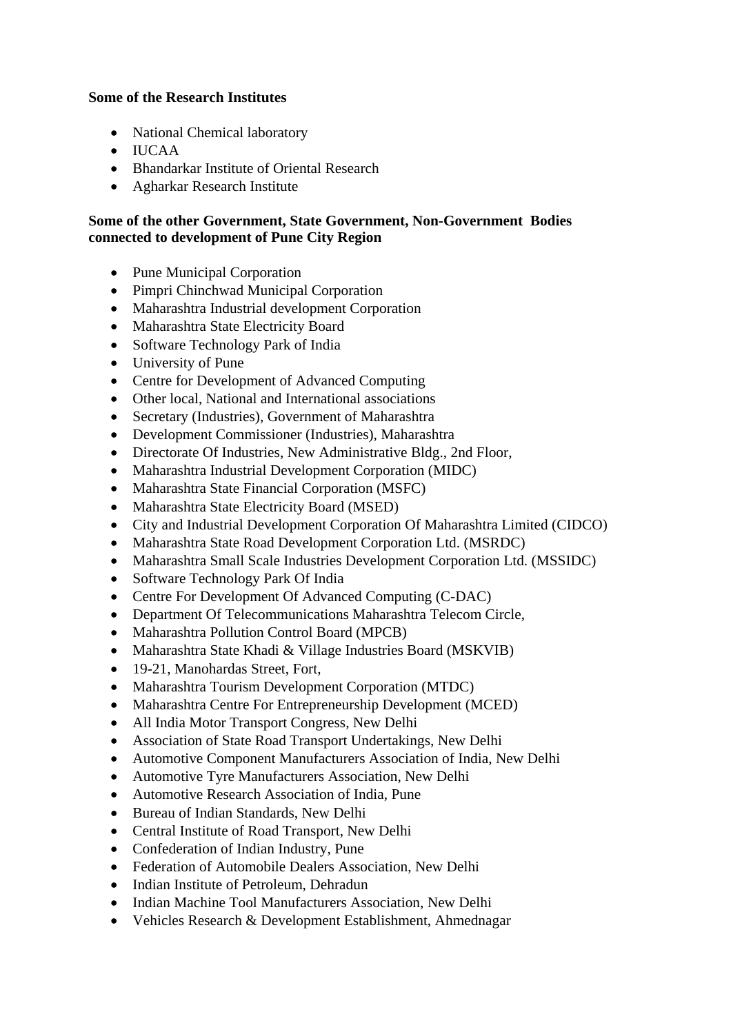**Some of the Research Institutes**

- National Chemical laboratory
- IUCAA
- Bhandarkar Institute of Oriental Research
- Agharkar Research Institute

**Some of the other Government, State Government, Non-Government Bodies connected to development of Pune City Region**

- Pune Municipal Corporation
- Pimpri Chinchwad Municipal Corporation
- Maharashtra Industrial development Corporation
- Maharashtra State Electricity Board
- Software Technology Park of India
- University of Pune
- Centre for Development of Advanced Computing
- Other local, National and International associations
- Secretary (Industries), Government of Maharashtra
- Development Commissioner (Industries), Maharashtra
- Directorate Of Industries, New Administrative Bldg., 2nd Floor,
- Maharashtra Industrial Development Corporation (MIDC)
- Maharashtra State Financial Corporation (MSFC)
- Maharashtra State Electricity Board (MSED)
- City and Industrial Development Corporation Of Maharashtra Limited (CIDCO)
- Maharashtra State Road Development Corporation Ltd. (MSRDC)
- Maharashtra Small Scale Industries Development Corporation Ltd. (MSSIDC)
- Software Technology Park Of India
- Centre For Development Of Advanced Computing (C-DAC)
- Department Of Telecommunications Maharashtra Telecom Circle,
- Maharashtra Pollution Control Board (MPCB)
- Maharashtra State Khadi & Village Industries Board (MSKVIB)
- 19-21, Manohardas Street, Fort,
- Maharashtra Tourism Development Corporation (MTDC)
- Maharashtra Centre For Entrepreneurship Development (MCED)
- All India Motor Transport Congress, New Delhi
- Association of State Road Transport Undertakings, New Delhi
- Automotive Component Manufacturers Association of India, New Delhi
- Automotive Tyre Manufacturers Association, New Delhi
- Automotive Research Association of India, Pune
- Bureau of Indian Standards, New Delhi
- Central Institute of Road Transport, New Delhi
- Confederation of Indian Industry, Pune
- Federation of Automobile Dealers Association, New Delhi
- Indian Institute of Petroleum, Dehradun
- Indian Machine Tool Manufacturers Association, New Delhi
- Vehicles Research & Development Establishment, Ahmednagar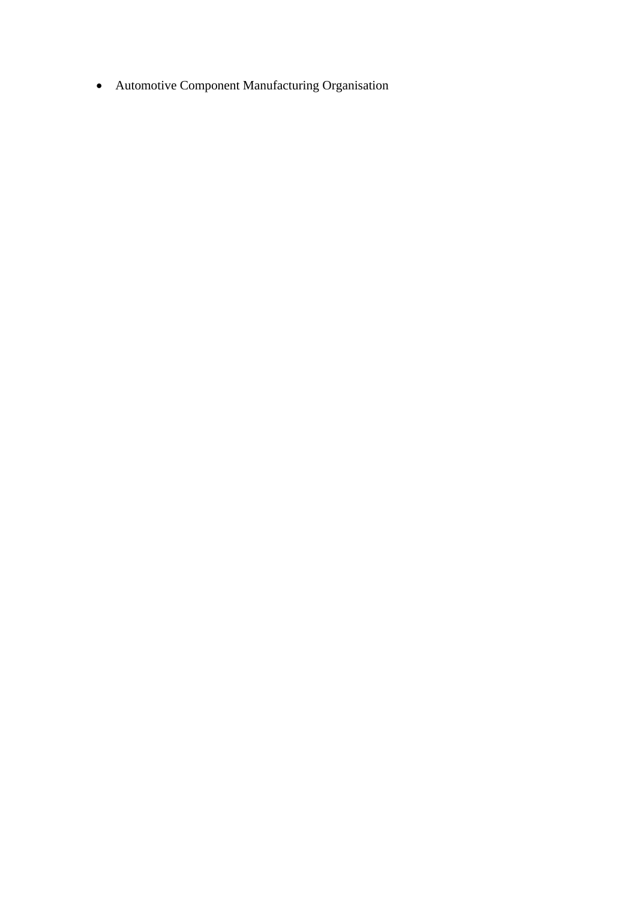- Automotive Component Manufacturing Organisation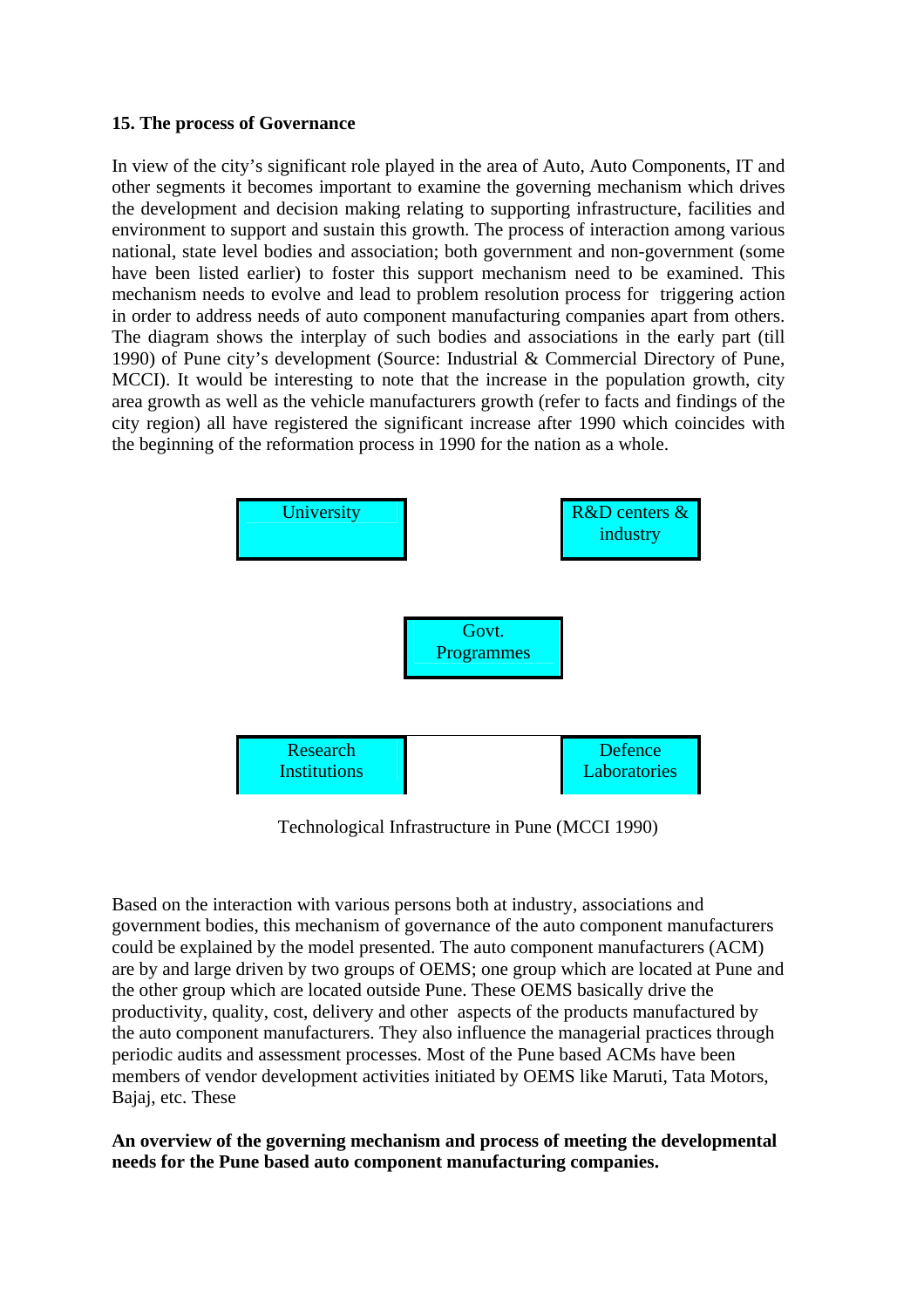**15. The process of Governance**

In view of the city's significant role played in the area of Auto, Auto Components, IT and other segments it becomes important to examine the governing mechanism which drives the development and decision making relating to supporting infrastructure, facilities and environment to support and sustain this growth. The process of interaction among various national, state level bodies and association; both government and non-government (some have been listed earlier) to foster this support mechanism need to be examined. This mechanism needs to evolve and lead to problem resolution process for triggering action in order to address needs of auto component manufacturing companies apart from others. The diagram shows the interplay of such bodies and associations in the early part (till 1990) of Pune city's development (Source: Industrial & Commercial Directory of Pune, MCCI). It would be interesting to note that the increase in the population growth, city area growth as well as the vehicle manufacturers growth (refer to facts and findings of the city region) all have registered the significant increase after 1990 which coincides with the beginning of the reformation process in 1990 for the nation as a whole.

University

R&D centers & industry

Govt. Programmes

Research Institutions

Defence Laboratories

Technological Infrastructure in Pune (MCCI 1990)

Based on the interaction with various persons both at industry, associations and government bodies, this mechanism of governance of the auto component manufacturers could be explained by the model presented. The auto component manufacturers (ACM) are by and large driven by two groups of OEMS; one group which are located at Pune and the other group which are located outside Pune. These OEMS basically drive the productivity, quality, cost, delivery and other aspects of the products manufactured by the auto component manufacturers. They also influence the managerial practices through periodic audits and assessment processes. Most of the Pune based ACMs have been members of vendor development activities initiated by OEMS like Maruti, Tata Motors, Bajaj, etc. These

**An overview of the governing mechanism and process of meeting the developmental needs for the Pune based auto component manufacturing companies.**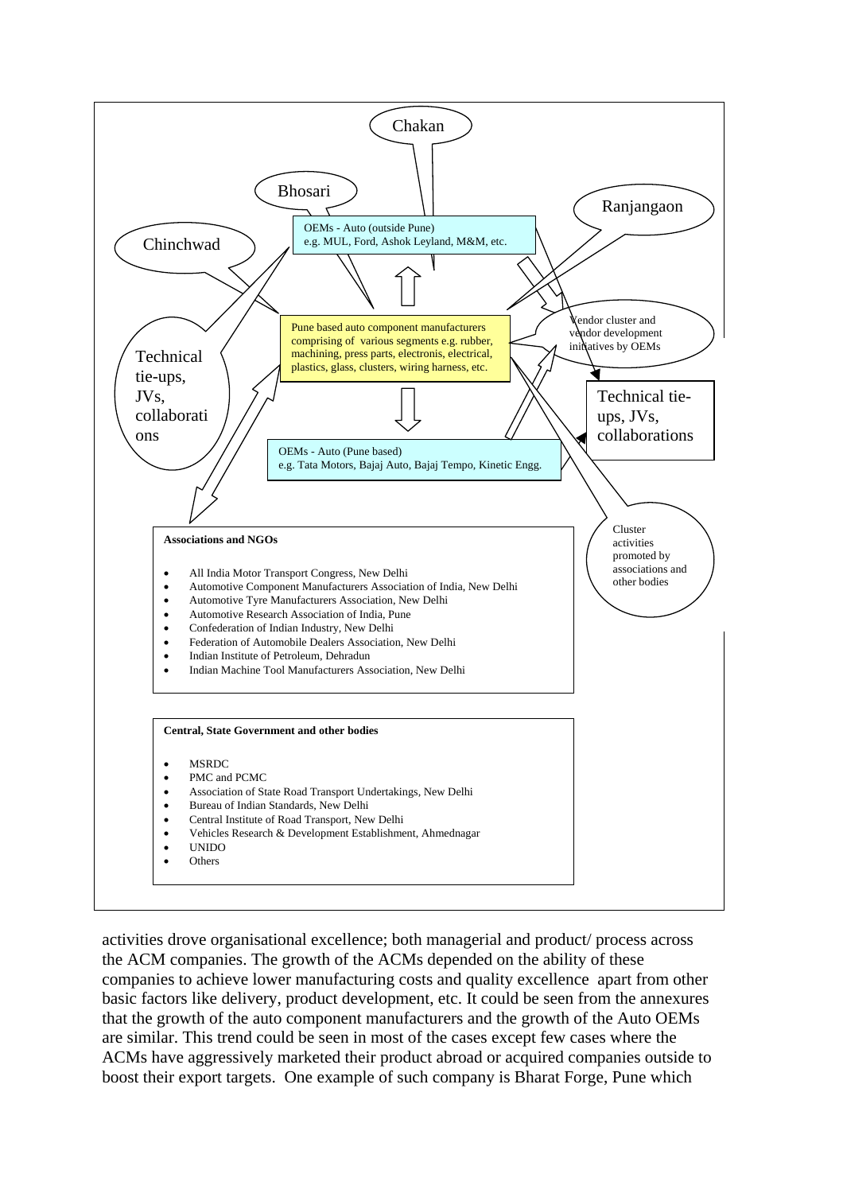Chakan

Bhosari

Ranjangaon

Chinchwad

OEMs - Auto (outside Pune)
e.g. MUL, Ford, Ashok Leyland, M&M, etc.

Technical tie-ups, JVs, collaborations

Pune based auto component manufacturers comprising of various segments e.g. rubber, machining, press parts, electronics, electrical, plastics, glass, clusters, wiring harness, etc.

Vendor cluster and vendor development initiatives by OEMs

Technical tie-ups, JVs, collaborations

OEMs - Auto (Pune based)
e.g. Tata Motors, Bajaj Auto, Bajaj Tempo, Kinetic Engg.

Cluster activities promoted by associations and other bodies

**Associations and NGOs**

- All India Motor Transport Congress, New Delhi
- Automotive Component Manufacturers Association of India, New Delhi
- Automotive Tyre Manufacturers Association, New Delhi
- Automotive Research Association of India, Pune
- Confederation of Indian Industry, New Delhi
- Federation of Automobile Dealers Association, New Delhi
- Indian Institute of Petroleum, Dehradun
- Indian Machine Tool Manufacturers Association, New Delhi

**Central, State Government and other bodies**

- MSRDC
- PMC and PCMC
- Association of State Road Transport Undertakings, New Delhi
- Bureau of Indian Standards, New Delhi
- Central Institute of Road Transport, New Delhi
- Vehicles Research & Development Establishment, Ahmednagar
- UNIDO
- Others

activities drove organisational excellence; both managerial and product/ process across the ACM companies. The growth of the ACMs depended on the ability of these companies to achieve lower manufacturing costs and quality excellence apart from other basic factors like delivery, product development, etc. It could be seen from the annexures that the growth of the auto component manufacturers and the growth of the Auto OEMs are similar. This trend could be seen in most of the cases except few cases where the ACMs have aggressively marketed their product abroad or acquired companies outside to boost their export targets. One example of such company is Bharat Forge, Pune which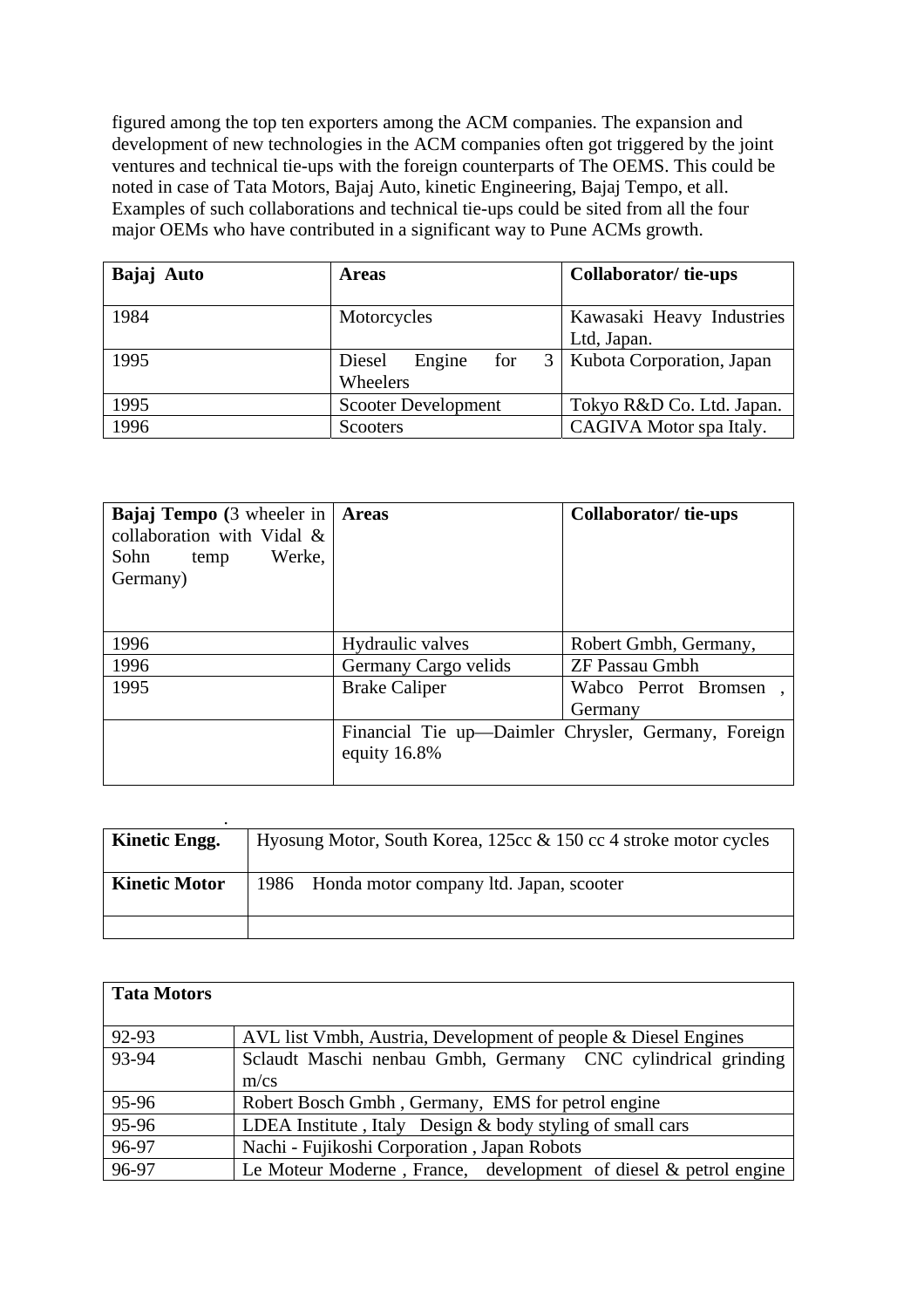figured among the top ten exporters among the ACM companies. The expansion and development of new technologies in the ACM companies often got triggered by the joint ventures and technical tie-ups with the foreign counterparts of The OEMS. This could be noted in case of Tata Motors, Bajaj Auto, kinetic Engineering, Bajaj Tempo, et all. Examples of such collaborations and technical tie-ups could be sited from all the four major OEMs who have contributed in a significant way to Pune ACMs growth.

| **Bajaj Auto** | **Areas** | **Collaborator/ tie-ups** |
|---|---|---|
| 1984 | Motorcycles | Kawasaki Heavy Industries Ltd, Japan. |
| 1995 | Diesel Engine for 3 Wheelers | Kubota Corporation, Japan |
| 1995 | Scooter Development | Tokyo R&D Co. Ltd. Japan. |
| 1996 | Scooters | CAGIVA Motor spa Italy. |

| **Bajaj Tempo (**3 wheeler in collaboration with Vidal & Sohn temp Werke, Germany) | **Areas** | **Collaborator/ tie-ups** |
|---|---|---|
| 1996 | Hydraulic valves | Robert Gmbh, Germany, |
| 1996 | Germany Cargo velids | ZF Passau Gmbh |
| 1995 | Brake Caliper | Wabco Perrot Bromsen , Germany |
| | Financial Tie up—Daimler Chrysler, Germany, Foreign equity 16.8% | |

| **Kinetic Engg.** | Hyosung Motor, South Korea, 125cc & 150 cc 4 stroke motor cycles |
|---|---|
| **Kinetic Motor** | 1986 Honda motor company ltd. Japan, scooter |
| | |

| **Tata Motors** | |
|---|---|
| 92-93 | AVL list Vmbh, Austria, Development of people & Diesel Engines |
| 93-94 | Sclaudt Maschi nenbau Gmbh, Germany CNC cylindrical grinding m/cs |
| 95-96 | Robert Bosch Gmbh , Germany, EMS for petrol engine |
| 95-96 | LDEA Institute , Italy Design & body styling of small cars |
| 96-97 | Nachi - Fujikoshi Corporation , Japan Robots |
| 96-97 | Le Moteur Moderne , France, development of diesel & petrol engine |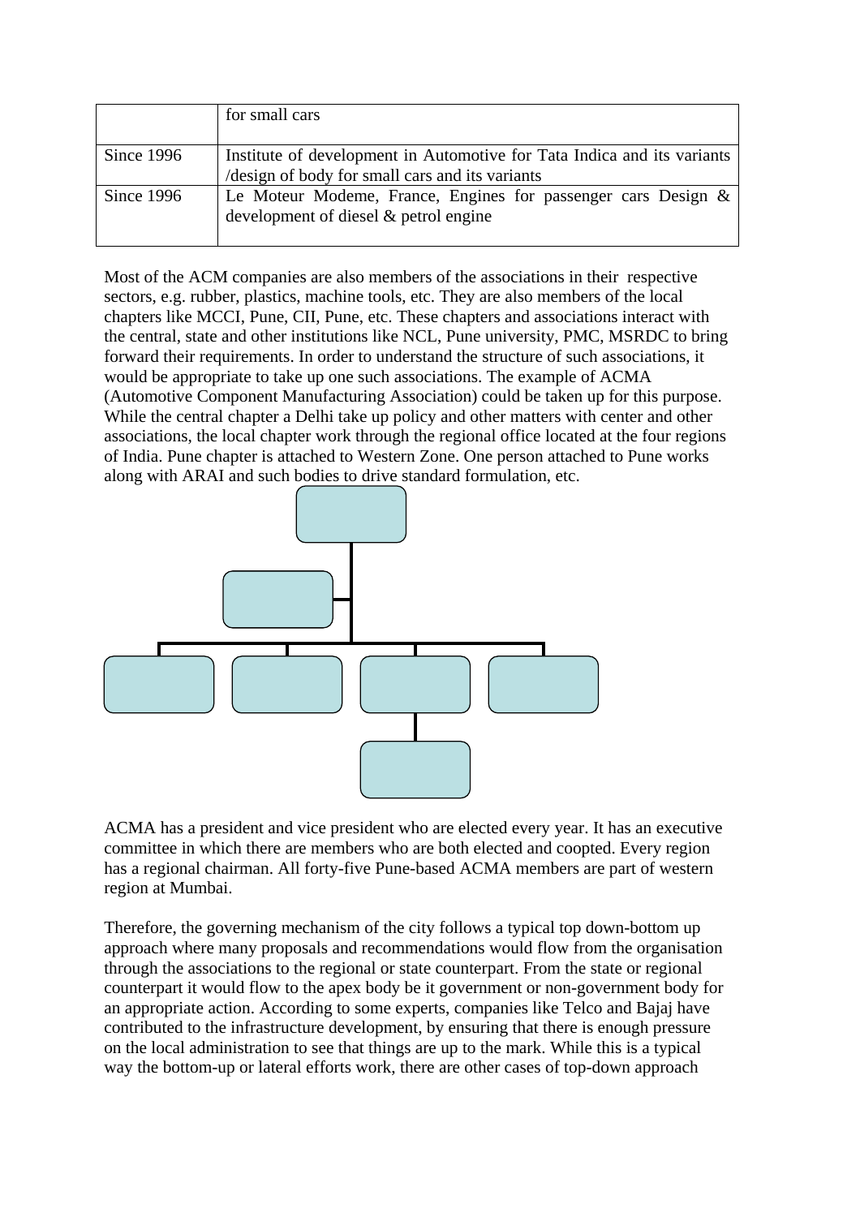| | |
|---|---|
| | for small cars |
| Since 1996 | Institute of development in Automotive for Tata Indica and its variants /design of body for small cars and its variants |
| Since 1996 | Le Moteur Modeme, France, Engines for passenger cars Design & development of diesel & petrol engine |

Most of the ACM companies are also members of the associations in their respective sectors, e.g. rubber, plastics, machine tools, etc. They are also members of the local chapters like MCCI, Pune, CII, Pune, etc. These chapters and associations interact with the central, state and other institutions like NCL, Pune university, PMC, MSRDC to bring forward their requirements. In order to understand the structure of such associations, it would be appropriate to take up one such associations. The example of ACMA (Automotive Component Manufacturing Association) could be taken up for this purpose. While the central chapter a Delhi take up policy and other matters with center and other associations, the local chapter work through the regional office located at the four regions of India. Pune chapter is attached to Western Zone. One person attached to Pune works along with ARAI and such bodies to drive standard formulation, etc.

ACMA has a president and vice president who are elected every year. It has an executive committee in which there are members who are both elected and coopted. Every region has a regional chairman. All forty-five Pune-based ACMA members are part of western region at Mumbai.

Therefore, the governing mechanism of the city follows a typical top down-bottom up approach where many proposals and recommendations would flow from the organisation through the associations to the regional or state counterpart. From the state or regional counterpart it would flow to the apex body be it government or non-government body for an appropriate action. According to some experts, companies like Telco and Bajaj have contributed to the infrastructure development, by ensuring that there is enough pressure on the local administration to see that things are up to the mark. While this is a typical way the bottom-up or lateral efforts work, there are other cases of top-down approach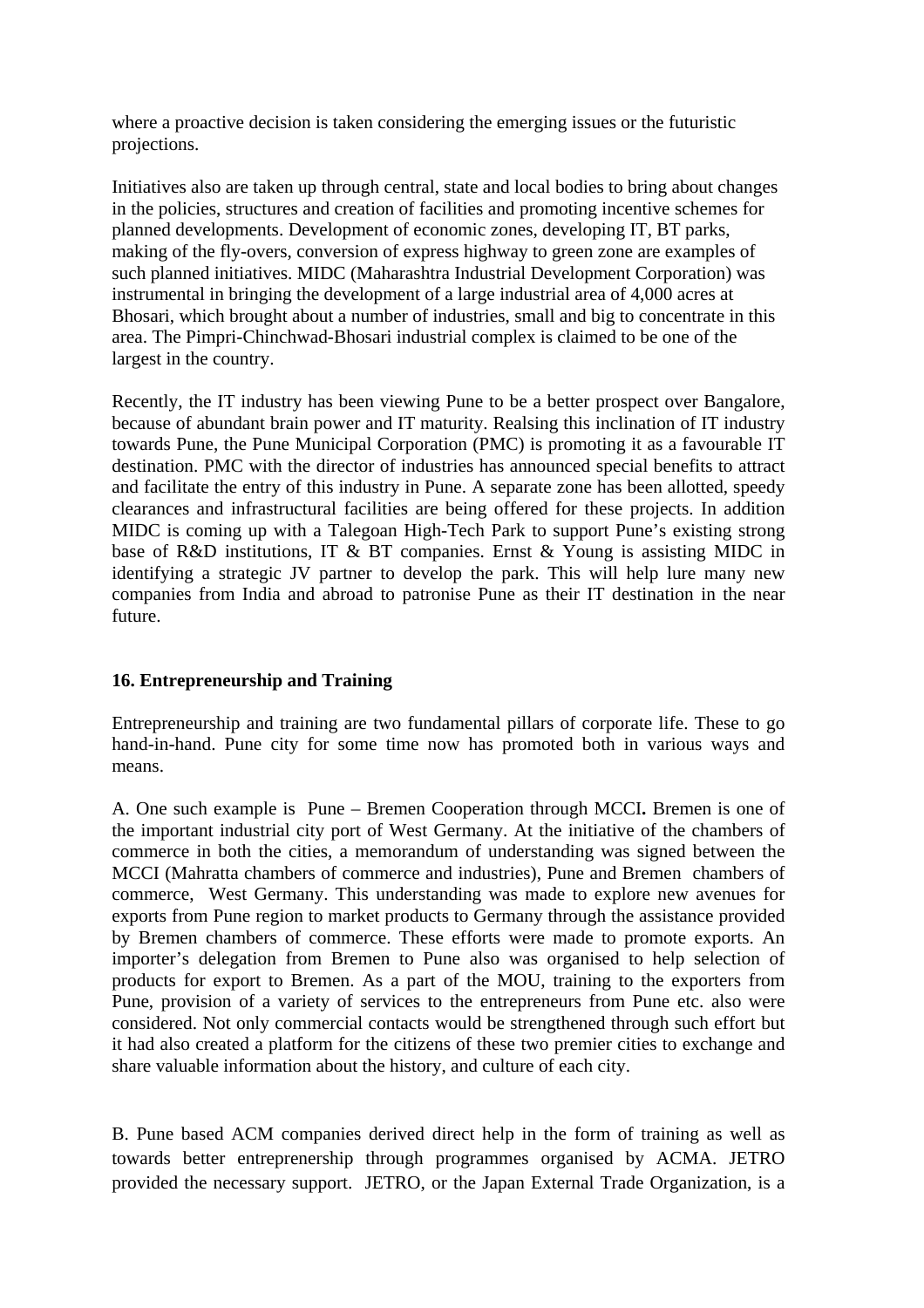where a proactive decision is taken considering the emerging issues or the futuristic projections.

Initiatives also are taken up through central, state and local bodies to bring about changes in the policies, structures and creation of facilities and promoting incentive schemes for planned developments. Development of economic zones, developing IT, BT parks, making of the fly-overs, conversion of express highway to green zone are examples of such planned initiatives. MIDC (Maharashtra Industrial Development Corporation) was instrumental in bringing the development of a large industrial area of 4,000 acres at Bhosari, which brought about a number of industries, small and big to concentrate in this area. The Pimpri-Chinchwad-Bhosari industrial complex is claimed to be one of the largest in the country.

Recently, the IT industry has been viewing Pune to be a better prospect over Bangalore, because of abundant brain power and IT maturity. Realsing this inclination of IT industry towards Pune, the Pune Municipal Corporation (PMC) is promoting it as a favourable IT destination. PMC with the director of industries has announced special benefits to attract and facilitate the entry of this industry in Pune. A separate zone has been allotted, speedy clearances and infrastructural facilities are being offered for these projects. In addition MIDC is coming up with a Talegoan High-Tech Park to support Pune's existing strong base of R&D institutions, IT & BT companies. Ernst & Young is assisting MIDC in identifying a strategic JV partner to develop the park. This will help lure many new companies from India and abroad to patronise Pune as their IT destination in the near future.

## 16. Entrepreneurship and Training

Entrepreneurship and training are two fundamental pillars of corporate life. These to go hand-in-hand. Pune city for some time now has promoted both in various ways and means.

A. One such example is Pune – Bremen Cooperation through MCCI**.** Bremen is one of the important industrial city port of West Germany. At the initiative of the chambers of commerce in both the cities, a memorandum of understanding was signed between the MCCI (Mahratta chambers of commerce and industries), Pune and Bremen chambers of commerce, West Germany. This understanding was made to explore new avenues for exports from Pune region to market products to Germany through the assistance provided by Bremen chambers of commerce. These efforts were made to promote exports. An importer's delegation from Bremen to Pune also was organised to help selection of products for export to Bremen. As a part of the MOU, training to the exporters from Pune, provision of a variety of services to the entrepreneurs from Pune etc. also were considered. Not only commercial contacts would be strengthened through such effort but it had also created a platform for the citizens of these two premier cities to exchange and share valuable information about the history, and culture of each city.

B. Pune based ACM companies derived direct help in the form of training as well as towards better entreprenership through programmes organised by ACMA. JETRO provided the necessary support. JETRO, or the Japan External Trade Organization, is a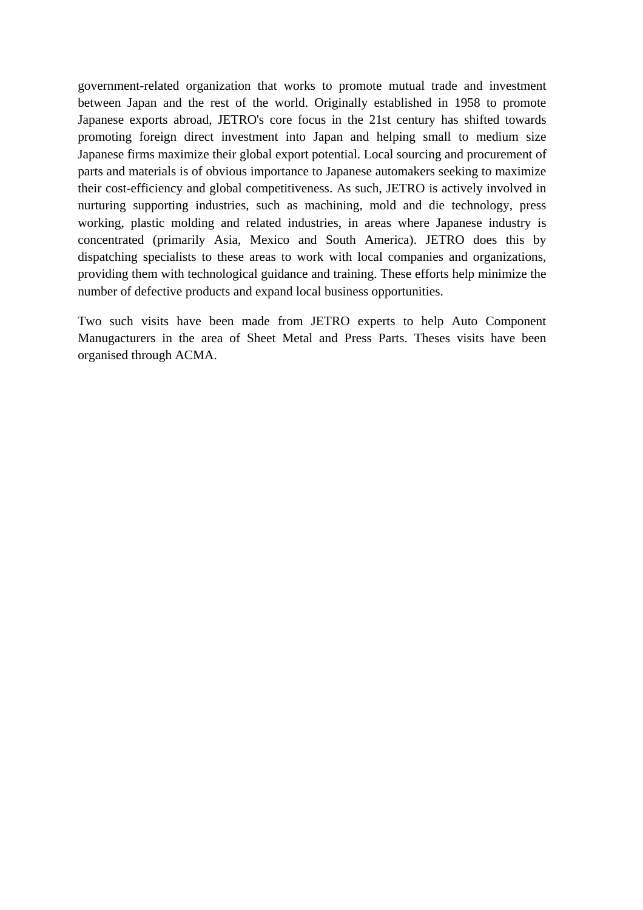government-related organization that works to promote mutual trade and investment between Japan and the rest of the world. Originally established in 1958 to promote Japanese exports abroad, JETRO's core focus in the 21st century has shifted towards promoting foreign direct investment into Japan and helping small to medium size Japanese firms maximize their global export potential. Local sourcing and procurement of parts and materials is of obvious importance to Japanese automakers seeking to maximize their cost-efficiency and global competitiveness. As such, JETRO is actively involved in nurturing supporting industries, such as machining, mold and die technology, press working, plastic molding and related industries, in areas where Japanese industry is concentrated (primarily Asia, Mexico and South America). JETRO does this by dispatching specialists to these areas to work with local companies and organizations, providing them with technological guidance and training. These efforts help minimize the number of defective products and expand local business opportunities.

Two such visits have been made from JETRO experts to help Auto Component Manugacturers in the area of Sheet Metal and Press Parts. Theses visits have been organised through ACMA.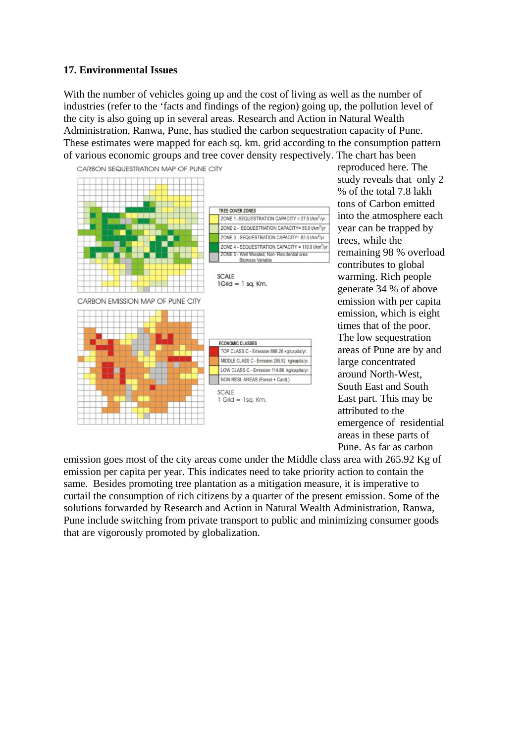## 17. Environmental Issues

With the number of vehicles going up and the cost of living as well as the number of industries (refer to the 'facts and findings of the region) going up, the pollution level of the city is also going up in several areas. Research and Action in Natural Wealth Administration, Ranwa, Pune, has studied the carbon sequestration capacity of Pune. These estimates were mapped for each sq. km. grid according to the consumption pattern of various economic groups and tree cover density respectively. The chart has been reproduced here. The study reveals that only 2 % of the total 7.8 lakh tons of Carbon emitted into the atmosphere each year can be trapped by trees, while the remaining 98 % overload contributes to global warming. Rich people generate 34 % of above emission with per capita emission, which is eight times that of the poor. The low sequestration areas of Pune are by and large concentrated around North-West, South East and South East part. This may be attributed to the emergence of residential areas in these parts of Pune. As far as carbon emission goes most of the city areas come under the Middle class area with 265.92 Kg of emission per capita per year. This indicates need to take priority action to contain the same. Besides promoting tree plantation as a mitigation measure, it is imperative to curtail the consumption of rich citizens by a quarter of the present emission. Some of the solutions forwarded by Research and Action in Natural Wealth Administration, Ranwa, Pune include switching from private transport to public and minimizing consumer goods that are vigorously promoted by globalization.

CARBON SEQUESTRATION MAP OF PUNE CITY

| TREE COVER ZONES |
|---|
| ZONE 1 - SEQUESTRATION CAPACITY = 27.5 t/km²/yr |
| ZONE 2 - SEQUESTRATION CAPACITY = 55.0 t/km²/yr |
| ZONE 3 - SEQUESTRATION CAPACITY = 82.5 t/km²/yr |
| ZONE 4 - SEQUESTRATION CAPACITY = 110.0 t/km²/yr |
| ZONE 5 - Well Wooded, Non- Residential area Biomass Variable |

SCALE
1Grid = 1 sq. Km.

CARBON EMISSION MAP OF PUNE CITY

| ECONOMIC CLASSES |
|---|
| TOP CLASS C - Emission 898.26 kg/capita/yr. |
| MIDDLE CLASS C - Emission 265.92 kg/capita/yr. |
| LOW CLASS C - Emission 114.86 kg/capita/yr. |
| NON RESI. AREAS (Forest + Cantt.) |

SCALE
1 Grid = 1sq. Km.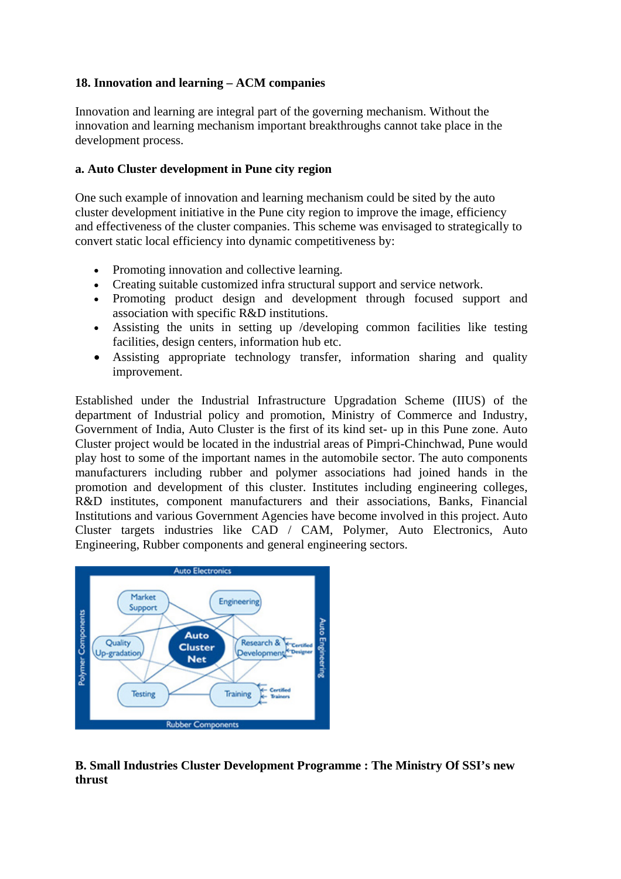**18. Innovation and learning – ACM companies**

Innovation and learning are integral part of the governing mechanism. Without the innovation and learning mechanism important breakthroughs cannot take place in the development process.

**a. Auto Cluster development in Pune city region**

One such example of innovation and learning mechanism could be sited by the auto cluster development initiative in the Pune city region to improve the image, efficiency and effectiveness of the cluster companies. This scheme was envisaged to strategically to convert static local efficiency into dynamic competitiveness by:

- Promoting innovation and collective learning.
- Creating suitable customized infra structural support and service network.
- Promoting product design and development through focused support and association with specific R&D institutions.
- Assisting the units in setting up /developing common facilities like testing facilities, design centers, information hub etc.
- Assisting appropriate technology transfer, information sharing and quality improvement.

Established under the Industrial Infrastructure Upgradation Scheme (IIUS) of the department of Industrial policy and promotion, Ministry of Commerce and Industry, Government of India, Auto Cluster is the first of its kind set- up in this Pune zone. Auto Cluster project would be located in the industrial areas of Pimpri-Chinchwad, Pune would play host to some of the important names in the automobile sector. The auto components manufacturers including rubber and polymer associations had joined hands in the promotion and development of this cluster. Institutes including engineering colleges, R&D institutes, component manufacturers and their associations, Banks, Financial Institutions and various Government Agencies have become involved in this project. Auto Cluster targets industries like CAD / CAM, Polymer, Auto Electronics, Auto Engineering, Rubber components and general engineering sectors.

**B. Small Industries Cluster Development Programme : The Ministry Of SSI's new thrust**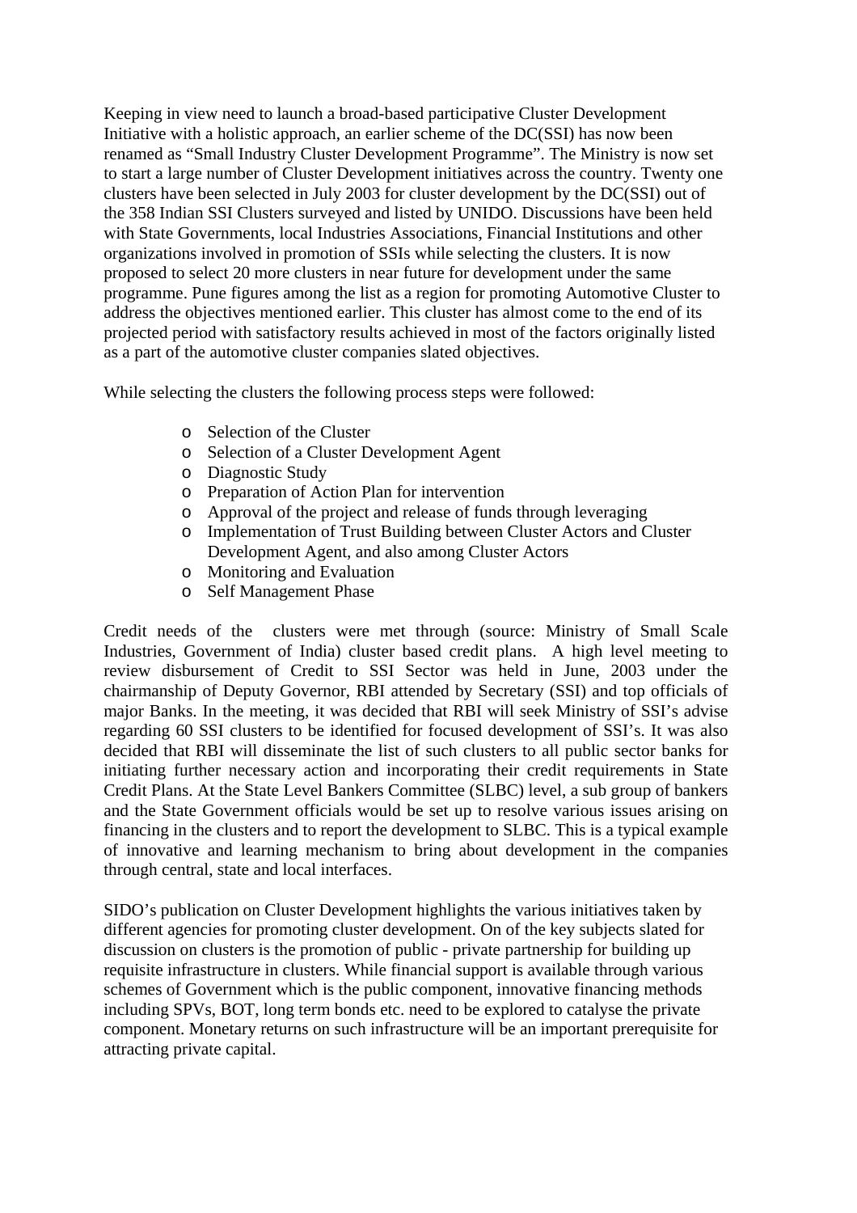Keeping in view need to launch a broad-based participative Cluster Development Initiative with a holistic approach, an earlier scheme of the DC(SSI) has now been renamed as "Small Industry Cluster Development Programme". The Ministry is now set to start a large number of Cluster Development initiatives across the country. Twenty one clusters have been selected in July 2003 for cluster development by the DC(SSI) out of the 358 Indian SSI Clusters surveyed and listed by UNIDO. Discussions have been held with State Governments, local Industries Associations, Financial Institutions and other organizations involved in promotion of SSIs while selecting the clusters. It is now proposed to select 20 more clusters in near future for development under the same programme. Pune figures among the list as a region for promoting Automotive Cluster to address the objectives mentioned earlier. This cluster has almost come to the end of its projected period with satisfactory results achieved in most of the factors originally listed as a part of the automotive cluster companies slated objectives.

While selecting the clusters the following process steps were followed:

- Selection of the Cluster
- Selection of a Cluster Development Agent
- Diagnostic Study
- Preparation of Action Plan for intervention
- Approval of the project and release of funds through leveraging
- Implementation of Trust Building between Cluster Actors and Cluster Development Agent, and also among Cluster Actors
- Monitoring and Evaluation
- Self Management Phase

Credit needs of the clusters were met through (source: Ministry of Small Scale Industries, Government of India) cluster based credit plans. A high level meeting to review disbursement of Credit to SSI Sector was held in June, 2003 under the chairmanship of Deputy Governor, RBI attended by Secretary (SSI) and top officials of major Banks. In the meeting, it was decided that RBI will seek Ministry of SSI's advise regarding 60 SSI clusters to be identified for focused development of SSI's. It was also decided that RBI will disseminate the list of such clusters to all public sector banks for initiating further necessary action and incorporating their credit requirements in State Credit Plans. At the State Level Bankers Committee (SLBC) level, a sub group of bankers and the State Government officials would be set up to resolve various issues arising on financing in the clusters and to report the development to SLBC. This is a typical example of innovative and learning mechanism to bring about development in the companies through central, state and local interfaces.

SIDO's publication on Cluster Development highlights the various initiatives taken by different agencies for promoting cluster development. On of the key subjects slated for discussion on clusters is the promotion of public - private partnership for building up requisite infrastructure in clusters. While financial support is available through various schemes of Government which is the public component, innovative financing methods including SPVs, BOT, long term bonds etc. need to be explored to catalyse the private component. Monetary returns on such infrastructure will be an important prerequisite for attracting private capital.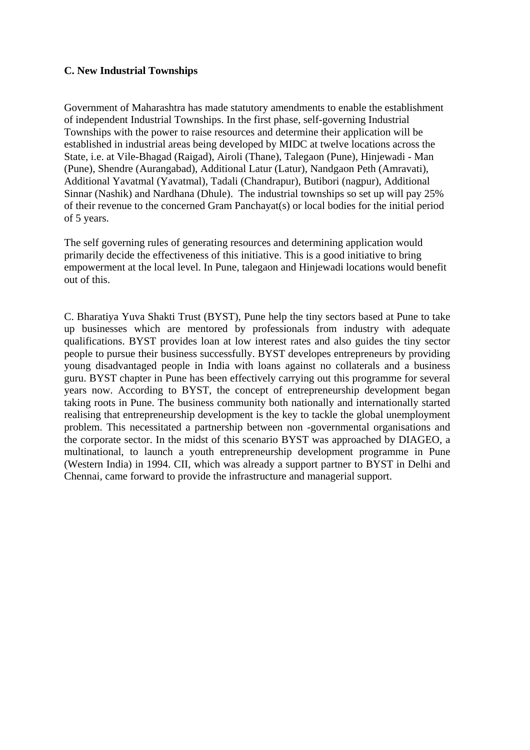**C. New Industrial Townships**

Government of Maharashtra has made statutory amendments to enable the establishment of independent Industrial Townships. In the first phase, self-governing Industrial Townships with the power to raise resources and determine their application will be established in industrial areas being developed by MIDC at twelve locations across the State, i.e. at Vile-Bhagad (Raigad), Airoli (Thane), Talegaon (Pune), Hinjewadi - Man (Pune), Shendre (Aurangabad), Additional Latur (Latur), Nandgaon Peth (Amravati), Additional Yavatmal (Yavatmal), Tadali (Chandrapur), Butibori (nagpur), Additional Sinnar (Nashik) and Nardhana (Dhule). The industrial townships so set up will pay 25% of their revenue to the concerned Gram Panchayat(s) or local bodies for the initial period of 5 years.

The self governing rules of generating resources and determining application would primarily decide the effectiveness of this initiative. This is a good initiative to bring empowerment at the local level. In Pune, talegaon and Hinjewadi locations would benefit out of this.

C. Bharatiya Yuva Shakti Trust (BYST), Pune help the tiny sectors based at Pune to take up businesses which are mentored by professionals from industry with adequate qualifications. BYST provides loan at low interest rates and also guides the tiny sector people to pursue their business successfully. BYST developes entrepreneurs by providing young disadvantaged people in India with loans against no collaterals and a business guru. BYST chapter in Pune has been effectively carrying out this programme for several years now. According to BYST, the concept of entrepreneurship development began taking roots in Pune. The business community both nationally and internationally started realising that entrepreneurship development is the key to tackle the global unemployment problem. This necessitated a partnership between non -governmental organisations and the corporate sector. In the midst of this scenario BYST was approached by DIAGEO, a multinational, to launch a youth entrepreneurship development programme in Pune (Western India) in 1994. CII, which was already a support partner to BYST in Delhi and Chennai, came forward to provide the infrastructure and managerial support.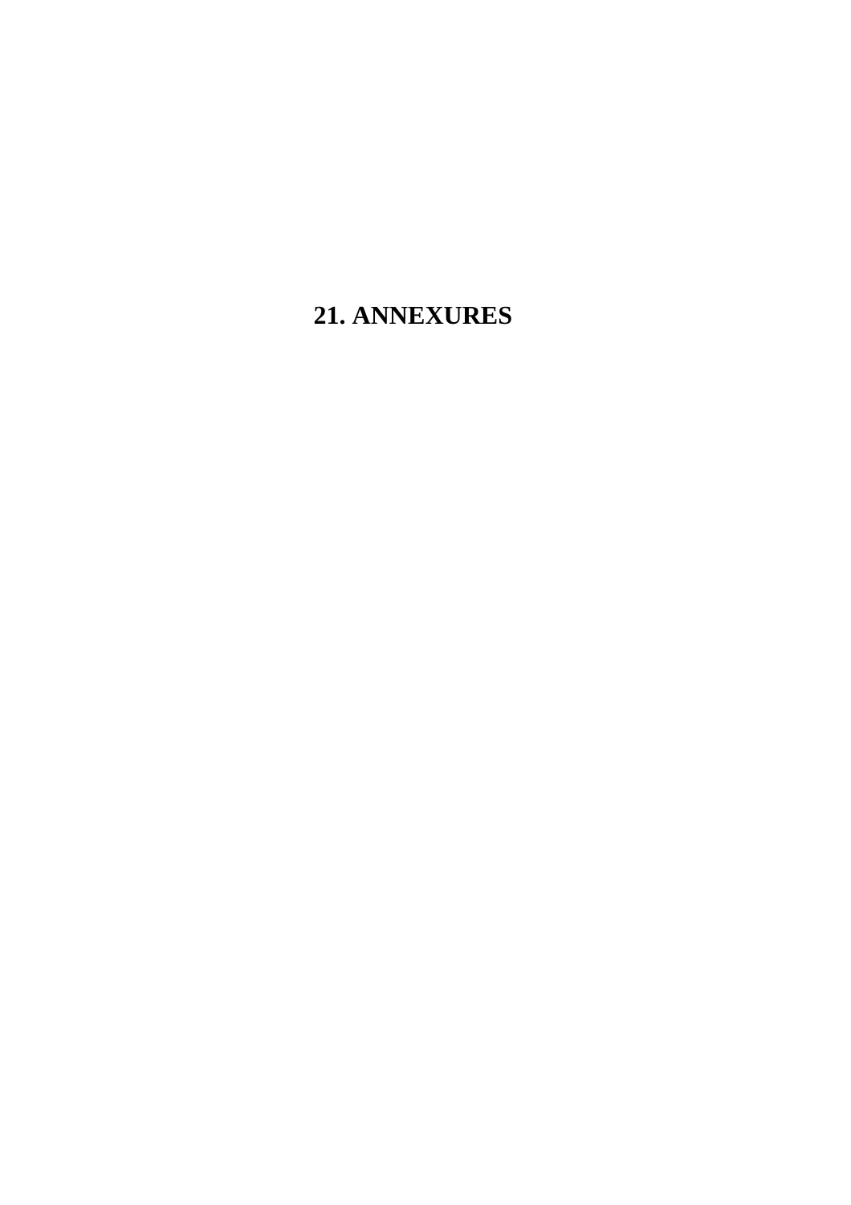# 21. ANNEXURES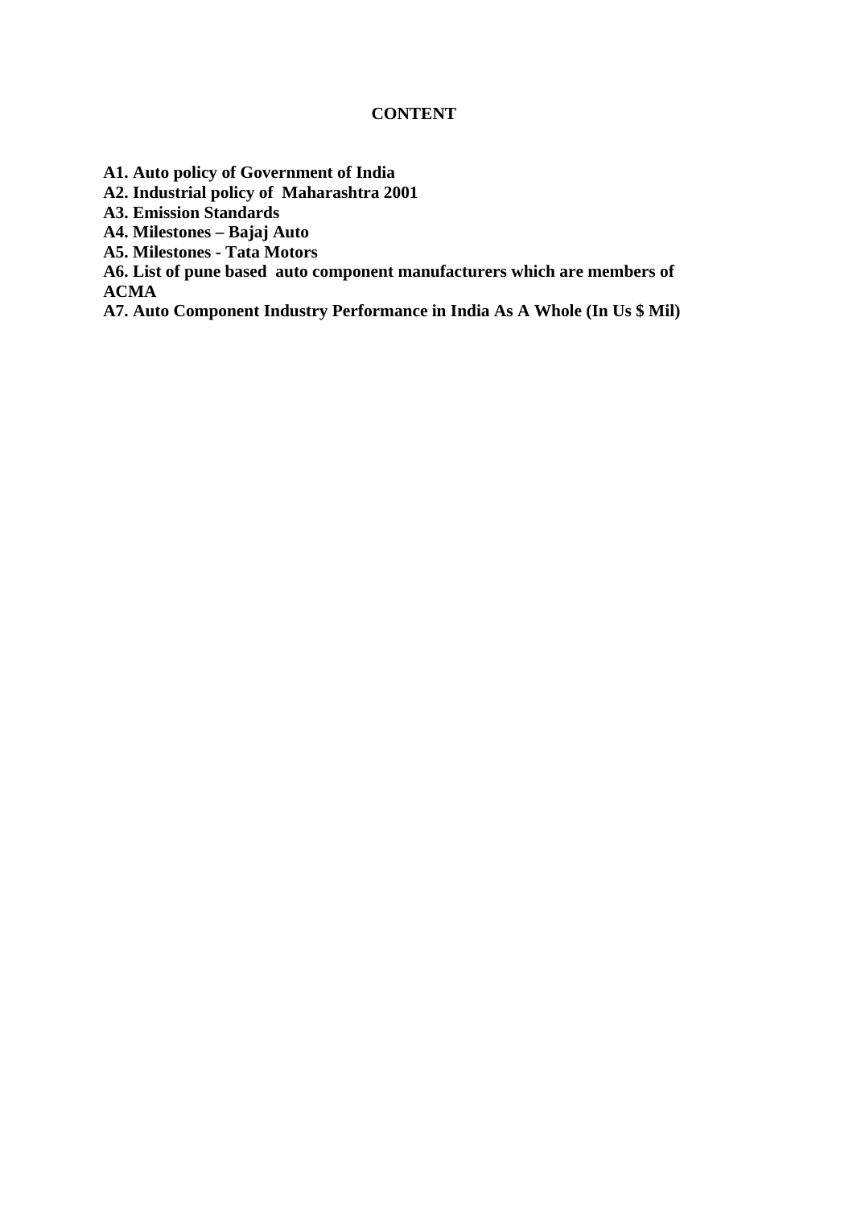# CONTENT

**A1. Auto policy of Government of India**
**A2. Industrial policy of Maharashtra 2001**
**A3. Emission Standards**
**A4. Milestones – Bajaj Auto**
**A5. Milestones - Tata Motors**
**A6. List of pune based auto component manufacturers which are members of ACMA**
**A7. Auto Component Industry Performance in India As A Whole (In Us $ Mil)**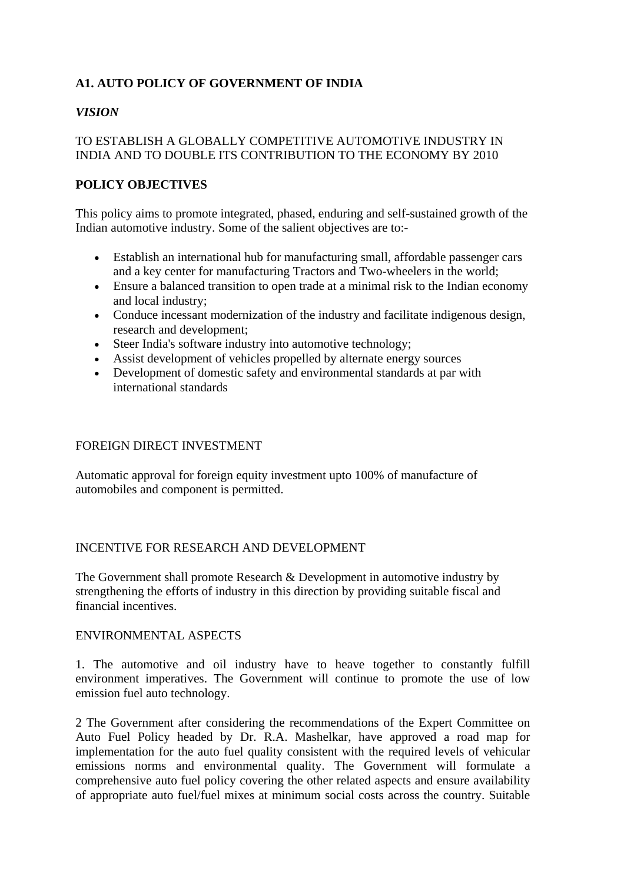## A1. AUTO POLICY OF GOVERNMENT OF INDIA

***VISION***

TO ESTABLISH A GLOBALLY COMPETITIVE AUTOMOTIVE INDUSTRY IN INDIA AND TO DOUBLE ITS CONTRIBUTION TO THE ECONOMY BY 2010

**POLICY OBJECTIVES**

This policy aims to promote integrated, phased, enduring and self-sustained growth of the Indian automotive industry. Some of the salient objectives are to:-

- Establish an international hub for manufacturing small, affordable passenger cars and a key center for manufacturing Tractors and Two-wheelers in the world;
- Ensure a balanced transition to open trade at a minimal risk to the Indian economy and local industry;
- Conduce incessant modernization of the industry and facilitate indigenous design, research and development;
- Steer India's software industry into automotive technology;
- Assist development of vehicles propelled by alternate energy sources
- Development of domestic safety and environmental standards at par with international standards

FOREIGN DIRECT INVESTMENT

Automatic approval for foreign equity investment upto 100% of manufacture of automobiles and component is permitted.

INCENTIVE FOR RESEARCH AND DEVELOPMENT

The Government shall promote Research & Development in automotive industry by strengthening the efforts of industry in this direction by providing suitable fiscal and financial incentives.

ENVIRONMENTAL ASPECTS

1. The automotive and oil industry have to heave together to constantly fulfill environment imperatives. The Government will continue to promote the use of low emission fuel auto technology.

2 The Government after considering the recommendations of the Expert Committee on Auto Fuel Policy headed by Dr. R.A. Mashelkar, have approved a road map for implementation for the auto fuel quality consistent with the required levels of vehicular emissions norms and environmental quality. The Government will formulate a comprehensive auto fuel policy covering the other related aspects and ensure availability of appropriate auto fuel/fuel mixes at minimum social costs across the country. Suitable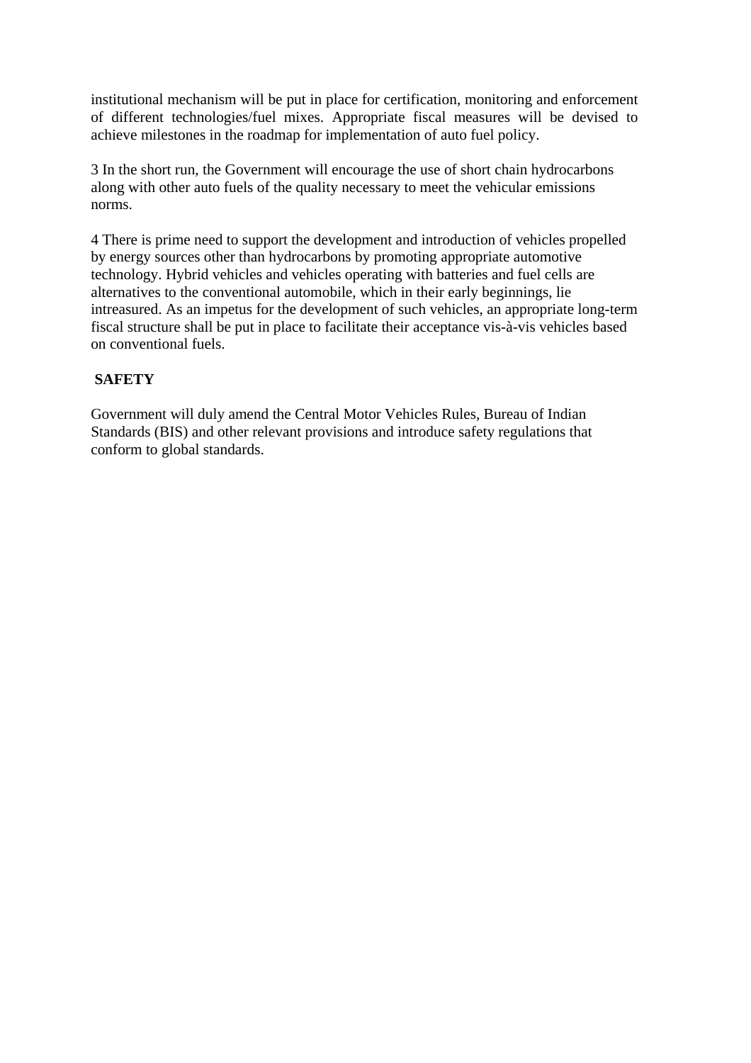institutional mechanism will be put in place for certification, monitoring and enforcement of different technologies/fuel mixes. Appropriate fiscal measures will be devised to achieve milestones in the roadmap for implementation of auto fuel policy.

3 In the short run, the Government will encourage the use of short chain hydrocarbons along with other auto fuels of the quality necessary to meet the vehicular emissions norms.

4 There is prime need to support the development and introduction of vehicles propelled by energy sources other than hydrocarbons by promoting appropriate automotive technology. Hybrid vehicles and vehicles operating with batteries and fuel cells are alternatives to the conventional automobile, which in their early beginnings, lie intreasured. As an impetus for the development of such vehicles, an appropriate long-term fiscal structure shall be put in place to facilitate their acceptance vis-à-vis vehicles based on conventional fuels.

**SAFETY**

Government will duly amend the Central Motor Vehicles Rules, Bureau of Indian Standards (BIS) and other relevant provisions and introduce safety regulations that conform to global standards.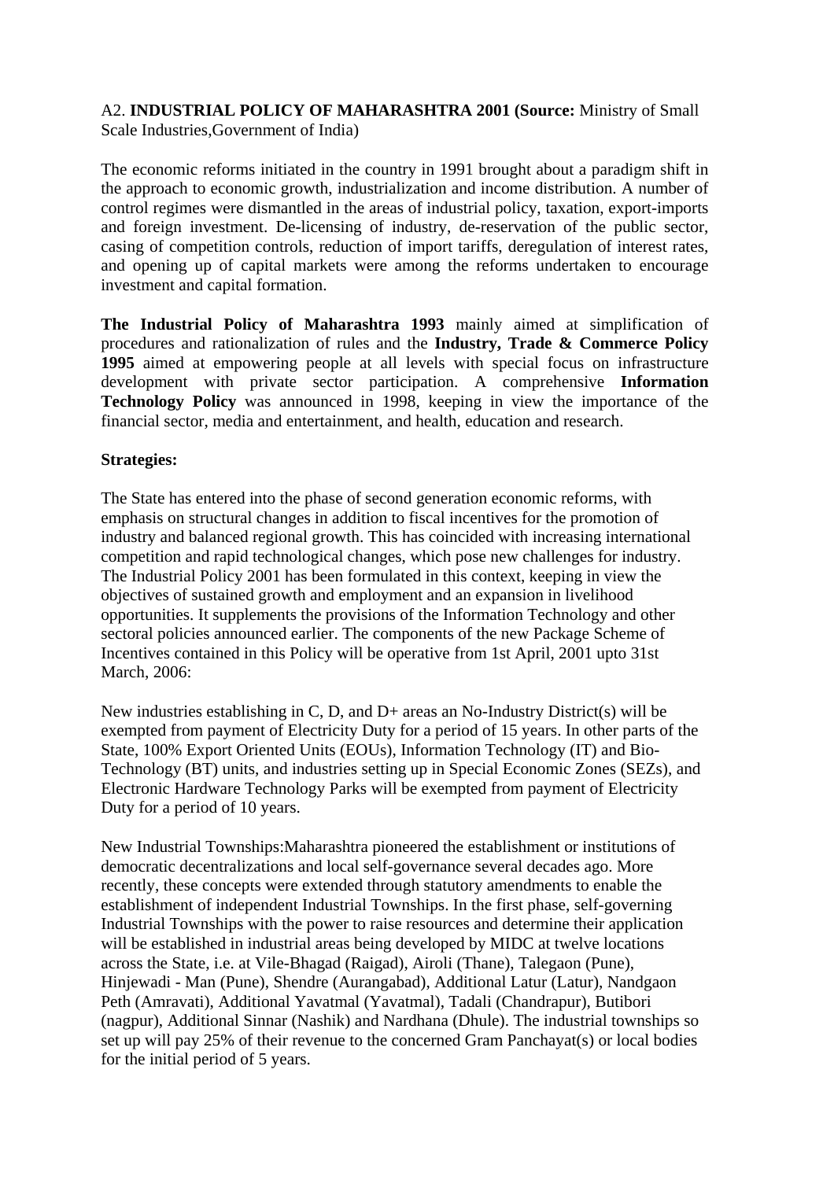A2. **INDUSTRIAL POLICY OF MAHARASHTRA 2001 (Source:** Ministry of Small Scale Industries,Government of India)

The economic reforms initiated in the country in 1991 brought about a paradigm shift in the approach to economic growth, industrialization and income distribution. A number of control regimes were dismantled in the areas of industrial policy, taxation, export-imports and foreign investment. De-licensing of industry, de-reservation of the public sector, casing of competition controls, reduction of import tariffs, deregulation of interest rates, and opening up of capital markets were among the reforms undertaken to encourage investment and capital formation.

**The Industrial Policy of Maharashtra 1993** mainly aimed at simplification of procedures and rationalization of rules and the **Industry, Trade & Commerce Policy 1995** aimed at empowering people at all levels with special focus on infrastructure development with private sector participation. A comprehensive **Information Technology Policy** was announced in 1998, keeping in view the importance of the financial sector, media and entertainment, and health, education and research.

**Strategies:**

The State has entered into the phase of second generation economic reforms, with emphasis on structural changes in addition to fiscal incentives for the promotion of industry and balanced regional growth. This has coincided with increasing international competition and rapid technological changes, which pose new challenges for industry. The Industrial Policy 2001 has been formulated in this context, keeping in view the objectives of sustained growth and employment and an expansion in livelihood opportunities. It supplements the provisions of the Information Technology and other sectoral policies announced earlier. The components of the new Package Scheme of Incentives contained in this Policy will be operative from 1st April, 2001 upto 31st March, 2006:

New industries establishing in C, D, and D+ areas an No-Industry District(s) will be exempted from payment of Electricity Duty for a period of 15 years. In other parts of the State, 100% Export Oriented Units (EOUs), Information Technology (IT) and Bio-Technology (BT) units, and industries setting up in Special Economic Zones (SEZs), and Electronic Hardware Technology Parks will be exempted from payment of Electricity Duty for a period of 10 years.

New Industrial Townships:Maharashtra pioneered the establishment or institutions of democratic decentralizations and local self-governance several decades ago. More recently, these concepts were extended through statutory amendments to enable the establishment of independent Industrial Townships. In the first phase, self-governing Industrial Townships with the power to raise resources and determine their application will be established in industrial areas being developed by MIDC at twelve locations across the State, i.e. at Vile-Bhagad (Raigad), Airoli (Thane), Talegaon (Pune), Hinjewadi - Man (Pune), Shendre (Aurangabad), Additional Latur (Latur), Nandgaon Peth (Amravati), Additional Yavatmal (Yavatmal), Tadali (Chandrapur), Butibori (nagpur), Additional Sinnar (Nashik) and Nardhana (Dhule). The industrial townships so set up will pay 25% of their revenue to the concerned Gram Panchayat(s) or local bodies for the initial period of 5 years.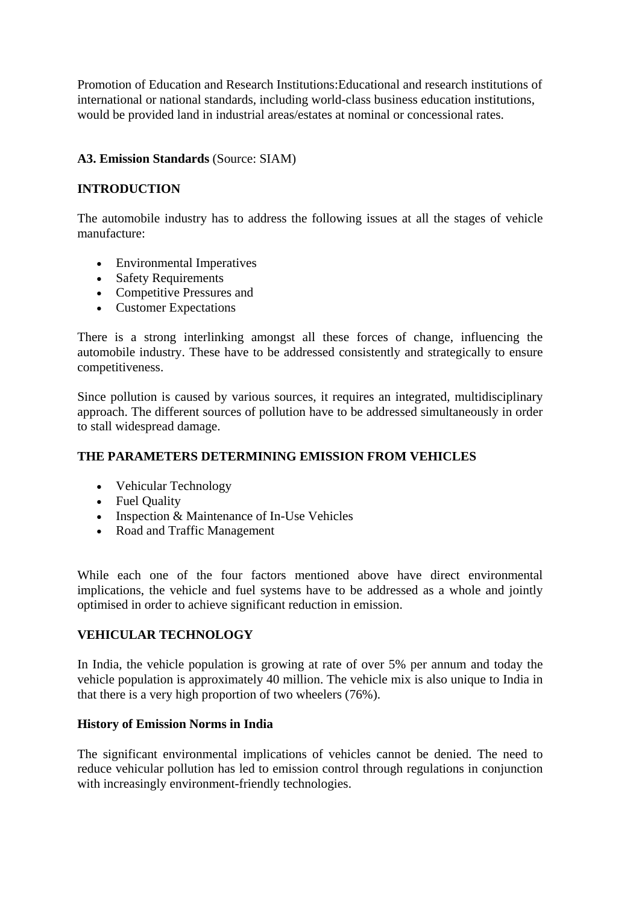Promotion of Education and Research Institutions:Educational and research institutions of international or national standards, including world-class business education institutions, would be provided land in industrial areas/estates at nominal or concessional rates.

**A3. Emission Standards** (Source: SIAM)

**INTRODUCTION**

The automobile industry has to address the following issues at all the stages of vehicle manufacture:

- Environmental Imperatives
- Safety Requirements
- Competitive Pressures and
- Customer Expectations

There is a strong interlinking amongst all these forces of change, influencing the automobile industry. These have to be addressed consistently and strategically to ensure competitiveness.

Since pollution is caused by various sources, it requires an integrated, multidisciplinary approach. The different sources of pollution have to be addressed simultaneously in order to stall widespread damage.

**THE PARAMETERS DETERMINING EMISSION FROM VEHICLES**

- Vehicular Technology
- Fuel Quality
- Inspection & Maintenance of In-Use Vehicles
- Road and Traffic Management

While each one of the four factors mentioned above have direct environmental implications, the vehicle and fuel systems have to be addressed as a whole and jointly optimised in order to achieve significant reduction in emission.

**VEHICULAR TECHNOLOGY**

In India, the vehicle population is growing at rate of over 5% per annum and today the vehicle population is approximately 40 million. The vehicle mix is also unique to India in that there is a very high proportion of two wheelers (76%).

**History of Emission Norms in India**

The significant environmental implications of vehicles cannot be denied. The need to reduce vehicular pollution has led to emission control through regulations in conjunction with increasingly environment-friendly technologies.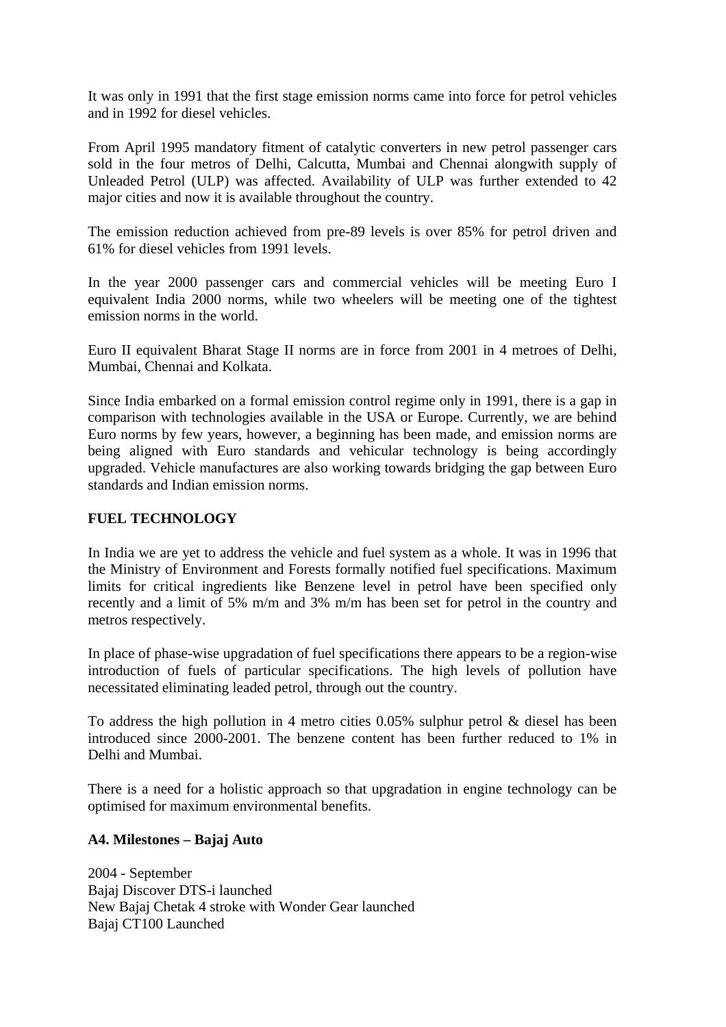It was only in 1991 that the first stage emission norms came into force for petrol vehicles and in 1992 for diesel vehicles.

From April 1995 mandatory fitment of catalytic converters in new petrol passenger cars sold in the four metros of Delhi, Calcutta, Mumbai and Chennai alongwith supply of Unleaded Petrol (ULP) was affected. Availability of ULP was further extended to 42 major cities and now it is available throughout the country.

The emission reduction achieved from pre-89 levels is over 85% for petrol driven and 61% for diesel vehicles from 1991 levels.

In the year 2000 passenger cars and commercial vehicles will be meeting Euro I equivalent India 2000 norms, while two wheelers will be meeting one of the tightest emission norms in the world.

Euro II equivalent Bharat Stage II norms are in force from 2001 in 4 metroes of Delhi, Mumbai, Chennai and Kolkata.

Since India embarked on a formal emission control regime only in 1991, there is a gap in comparison with technologies available in the USA or Europe. Currently, we are behind Euro norms by few years, however, a beginning has been made, and emission norms are being aligned with Euro standards and vehicular technology is being accordingly upgraded. Vehicle manufactures are also working towards bridging the gap between Euro standards and Indian emission norms.

**FUEL TECHNOLOGY**

In India we are yet to address the vehicle and fuel system as a whole. It was in 1996 that the Ministry of Environment and Forests formally notified fuel specifications. Maximum limits for critical ingredients like Benzene level in petrol have been specified only recently and a limit of 5% m/m and 3% m/m has been set for petrol in the country and metros respectively.

In place of phase-wise upgradation of fuel specifications there appears to be a region-wise introduction of fuels of particular specifications. The high levels of pollution have necessitated eliminating leaded petrol, through out the country.

To address the high pollution in 4 metro cities 0.05% sulphur petrol & diesel has been introduced since 2000-2001. The benzene content has been further reduced to 1% in Delhi and Mumbai.

There is a need for a holistic approach so that upgradation in engine technology can be optimised for maximum environmental benefits.

**A4. Milestones – Bajaj Auto**

2004 - September
Bajaj Discover DTS-i launched
New Bajaj Chetak 4 stroke with Wonder Gear launched
Bajaj CT100 Launched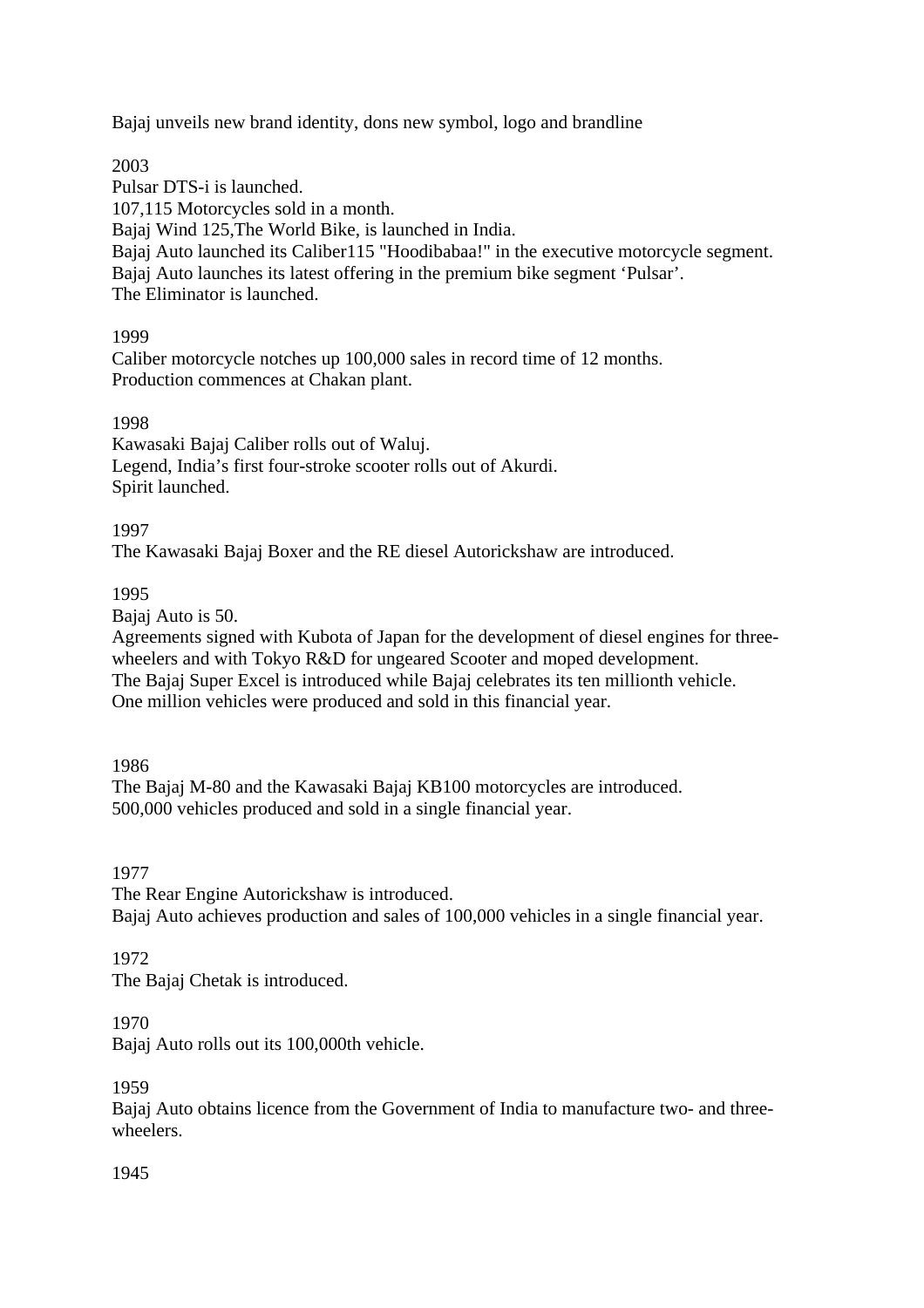Bajaj unveils new brand identity, dons new symbol, logo and brandline

2003

Pulsar DTS-i is launched.
107,115 Motorcycles sold in a month.
Bajaj Wind 125,The World Bike, is launched in India.
Bajaj Auto launched its Caliber115 "Hoodibabaa!" in the executive motorcycle segment.
Bajaj Auto launches its latest offering in the premium bike segment 'Pulsar'.
The Eliminator is launched.

1999

Caliber motorcycle notches up 100,000 sales in record time of 12 months.
Production commences at Chakan plant.

1998

Kawasaki Bajaj Caliber rolls out of Waluj.
Legend, India's first four-stroke scooter rolls out of Akurdi.
Spirit launched.

1997

The Kawasaki Bajaj Boxer and the RE diesel Autorickshaw are introduced.

1995

Bajaj Auto is 50.
Agreements signed with Kubota of Japan for the development of diesel engines for three-wheelers and with Tokyo R&D for ungeared Scooter and moped development.
The Bajaj Super Excel is introduced while Bajaj celebrates its ten millionth vehicle.
One million vehicles were produced and sold in this financial year.

1986

The Bajaj M-80 and the Kawasaki Bajaj KB100 motorcycles are introduced.
500,000 vehicles produced and sold in a single financial year.

1977

The Rear Engine Autorickshaw is introduced.
Bajaj Auto achieves production and sales of 100,000 vehicles in a single financial year.

1972

The Bajaj Chetak is introduced.

1970

Bajaj Auto rolls out its 100,000th vehicle.

1959

Bajaj Auto obtains licence from the Government of India to manufacture two- and three-wheelers.

1945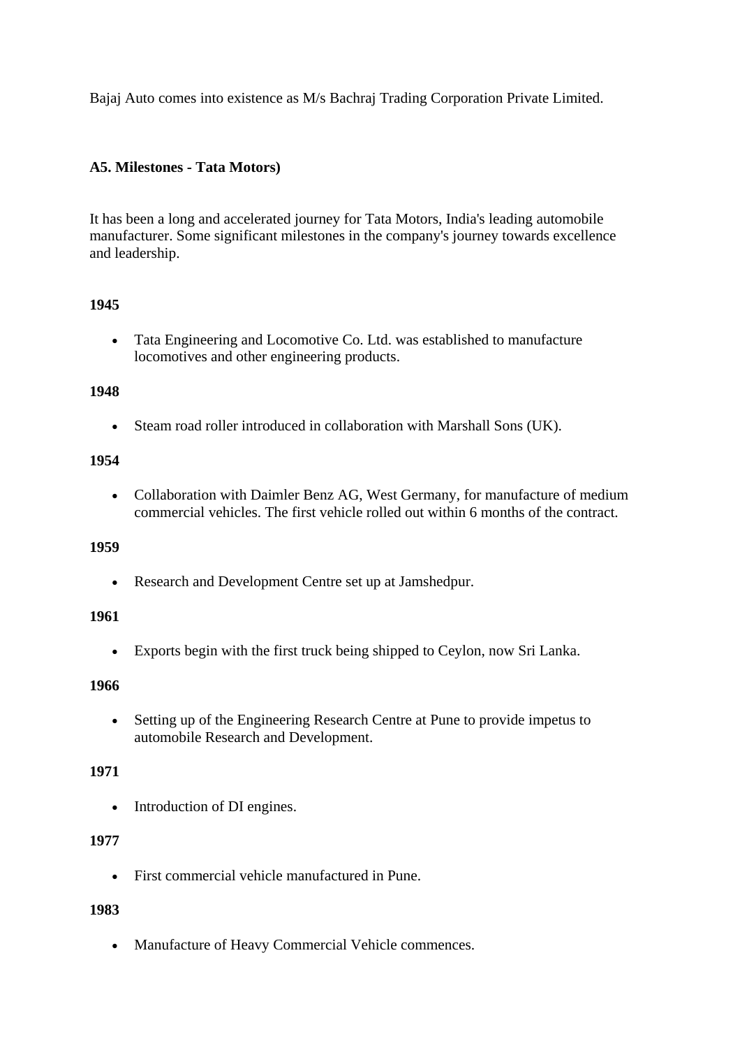Bajaj Auto comes into existence as M/s Bachraj Trading Corporation Private Limited.

### A5. Milestones - Tata Motors)

It has been a long and accelerated journey for Tata Motors, India's leading automobile manufacturer. Some significant milestones in the company's journey towards excellence and leadership.

**1945**

- Tata Engineering and Locomotive Co. Ltd. was established to manufacture locomotives and other engineering products.

**1948**

- Steam road roller introduced in collaboration with Marshall Sons (UK).

**1954**

- Collaboration with Daimler Benz AG, West Germany, for manufacture of medium commercial vehicles. The first vehicle rolled out within 6 months of the contract.

**1959**

- Research and Development Centre set up at Jamshedpur.

**1961**

- Exports begin with the first truck being shipped to Ceylon, now Sri Lanka.

**1966**

- Setting up of the Engineering Research Centre at Pune to provide impetus to automobile Research and Development.

**1971**

- Introduction of DI engines.

**1977**

- First commercial vehicle manufactured in Pune.

**1983**

- Manufacture of Heavy Commercial Vehicle commences.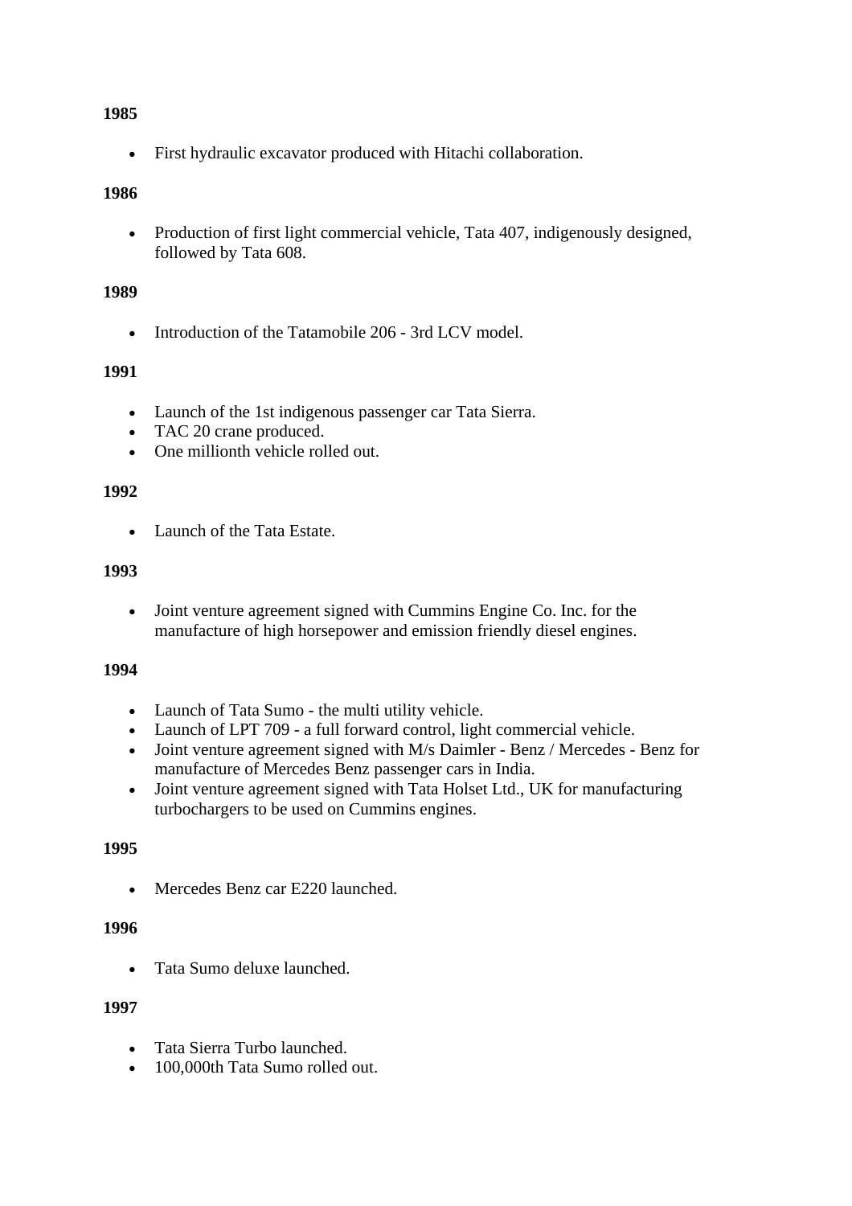**1985**

- First hydraulic excavator produced with Hitachi collaboration.

**1986**

- Production of first light commercial vehicle, Tata 407, indigenously designed, followed by Tata 608.

**1989**

- Introduction of the Tatamobile 206 - 3rd LCV model.

**1991**

- Launch of the 1st indigenous passenger car Tata Sierra.
- TAC 20 crane produced.
- One millionth vehicle rolled out.

**1992**

- Launch of the Tata Estate.

**1993**

- Joint venture agreement signed with Cummins Engine Co. Inc. for the manufacture of high horsepower and emission friendly diesel engines.

**1994**

- Launch of Tata Sumo - the multi utility vehicle.
- Launch of LPT 709 - a full forward control, light commercial vehicle.
- Joint venture agreement signed with M/s Daimler - Benz / Mercedes - Benz for manufacture of Mercedes Benz passenger cars in India.
- Joint venture agreement signed with Tata Holset Ltd., UK for manufacturing turbochargers to be used on Cummins engines.

**1995**

- Mercedes Benz car E220 launched.

**1996**

- Tata Sumo deluxe launched.

**1997**

- Tata Sierra Turbo launched.
- 100,000th Tata Sumo rolled out.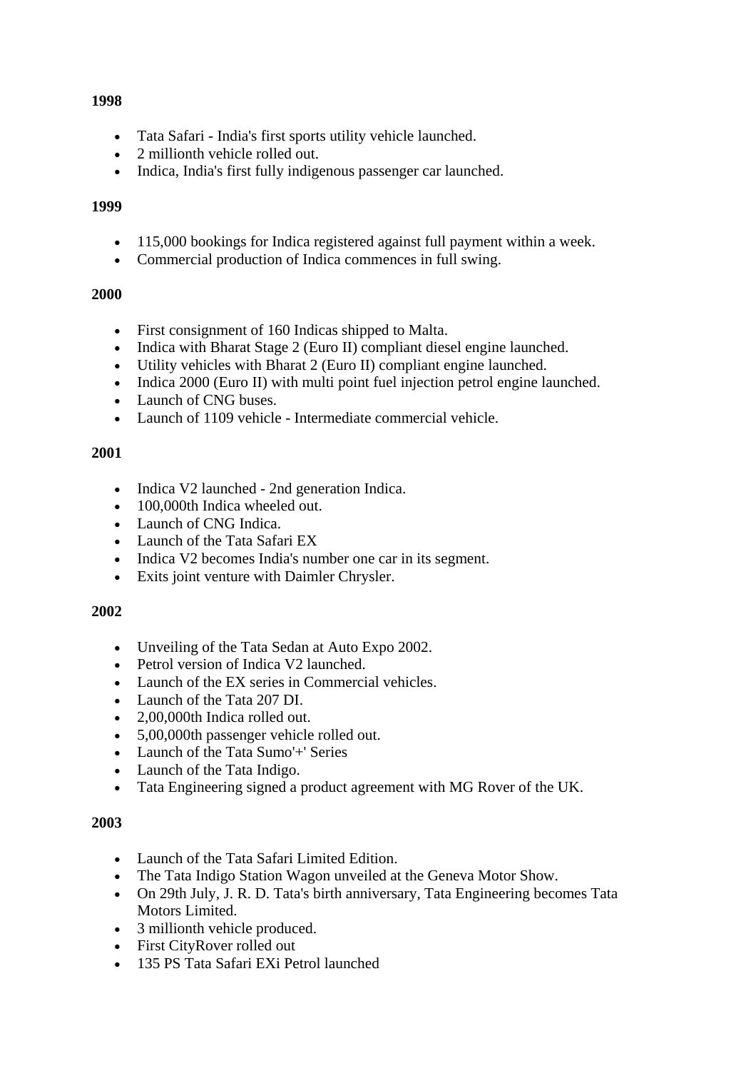**1998**

- Tata Safari - India's first sports utility vehicle launched.
- 2 millionth vehicle rolled out.
- Indica, India's first fully indigenous passenger car launched.

**1999**

- 115,000 bookings for Indica registered against full payment within a week.
- Commercial production of Indica commences in full swing.

**2000**

- First consignment of 160 Indicas shipped to Malta.
- Indica with Bharat Stage 2 (Euro II) compliant diesel engine launched.
- Utility vehicles with Bharat 2 (Euro II) compliant engine launched.
- Indica 2000 (Euro II) with multi point fuel injection petrol engine launched.
- Launch of CNG buses.
- Launch of 1109 vehicle - Intermediate commercial vehicle.

**2001**

- Indica V2 launched - 2nd generation Indica.
- 100,000th Indica wheeled out.
- Launch of CNG Indica.
- Launch of the Tata Safari EX
- Indica V2 becomes India's number one car in its segment.
- Exits joint venture with Daimler Chrysler.

**2002**

- Unveiling of the Tata Sedan at Auto Expo 2002.
- Petrol version of Indica V2 launched.
- Launch of the EX series in Commercial vehicles.
- Launch of the Tata 207 DI.
- 2,00,000th Indica rolled out.
- 5,00,000th passenger vehicle rolled out.
- Launch of the Tata Sumo'+' Series
- Launch of the Tata Indigo.
- Tata Engineering signed a product agreement with MG Rover of the UK.

**2003**

- Launch of the Tata Safari Limited Edition.
- The Tata Indigo Station Wagon unveiled at the Geneva Motor Show.
- On 29th July, J. R. D. Tata's birth anniversary, Tata Engineering becomes Tata Motors Limited.
- 3 millionth vehicle produced.
- First CityRover rolled out
- 135 PS Tata Safari EXi Petrol launched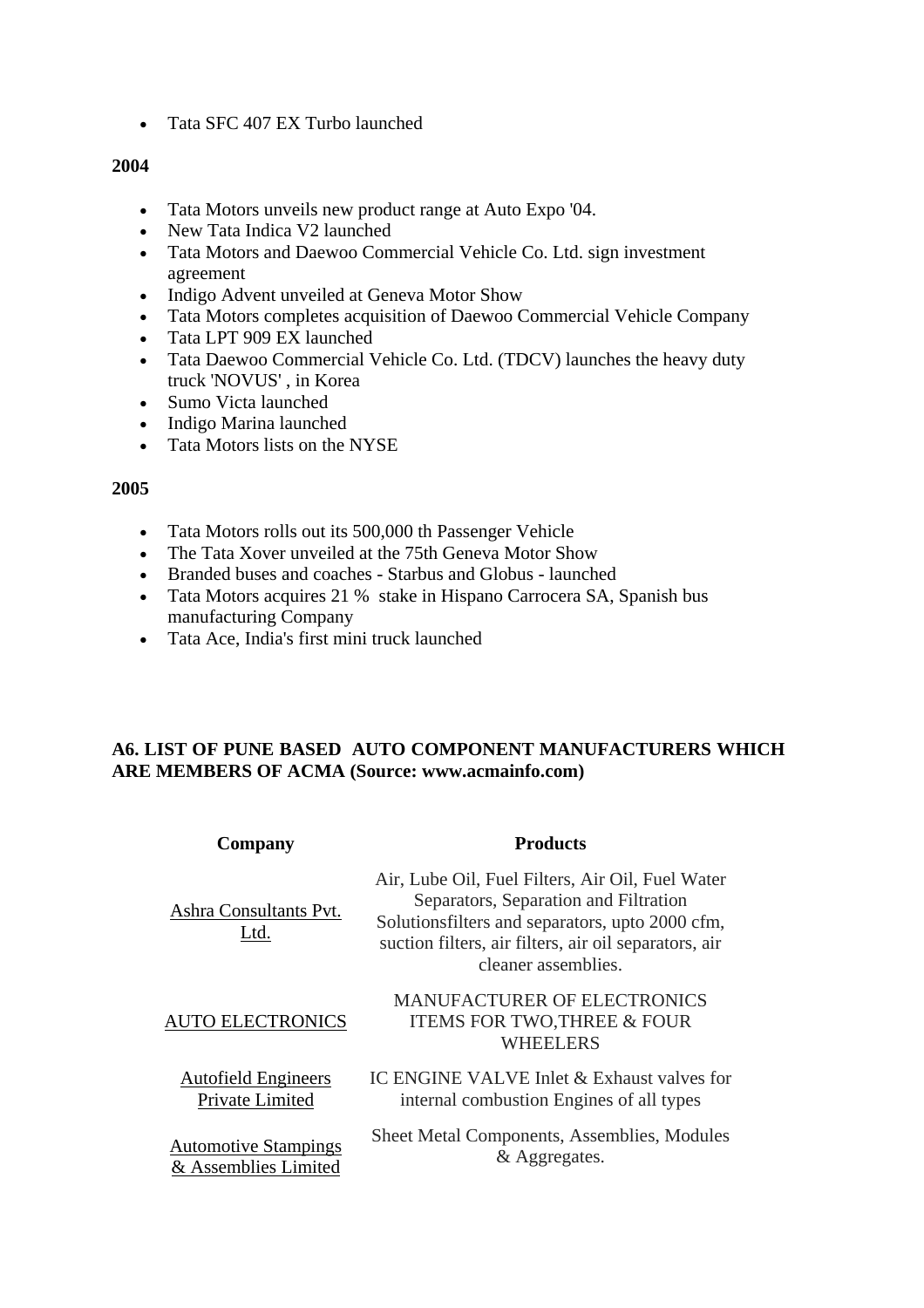- Tata SFC 407 EX Turbo launched

**2004**

- Tata Motors unveils new product range at Auto Expo '04.
- New Tata Indica V2 launched
- Tata Motors and Daewoo Commercial Vehicle Co. Ltd. sign investment agreement
- Indigo Advent unveiled at Geneva Motor Show
- Tata Motors completes acquisition of Daewoo Commercial Vehicle Company
- Tata LPT 909 EX launched
- Tata Daewoo Commercial Vehicle Co. Ltd. (TDCV) launches the heavy duty truck 'NOVUS' , in Korea
- Sumo Victa launched
- Indigo Marina launched
- Tata Motors lists on the NYSE

**2005**

- Tata Motors rolls out its 500,000 th Passenger Vehicle
- The Tata Xover unveiled at the 75th Geneva Motor Show
- Branded buses and coaches - Starbus and Globus - launched
- Tata Motors acquires 21 % stake in Hispano Carrocera SA, Spanish bus manufacturing Company
- Tata Ace, India's first mini truck launched

**A6. LIST OF PUNE BASED AUTO COMPONENT MANUFACTURERS WHICH ARE MEMBERS OF ACMA (Source: www.acmainfo.com)**

| Company | Products |
|---|---|
| Ashra Consultants Pvt. Ltd. | Air, Lube Oil, Fuel Filters, Air Oil, Fuel Water Separators, Separation and Filtration Solutionsfilters and separators, upto 2000 cfm, suction filters, air filters, air oil separators, air cleaner assemblies. |
| AUTO ELECTRONICS | MANUFACTURER OF ELECTRONICS ITEMS FOR TWO,THREE & FOUR WHEELERS |
| Autofield Engineers Private Limited | IC ENGINE VALVE Inlet & Exhaust valves for internal combustion Engines of all types |
| Automotive Stampings & Assemblies Limited | Sheet Metal Components, Assemblies, Modules & Aggregates. |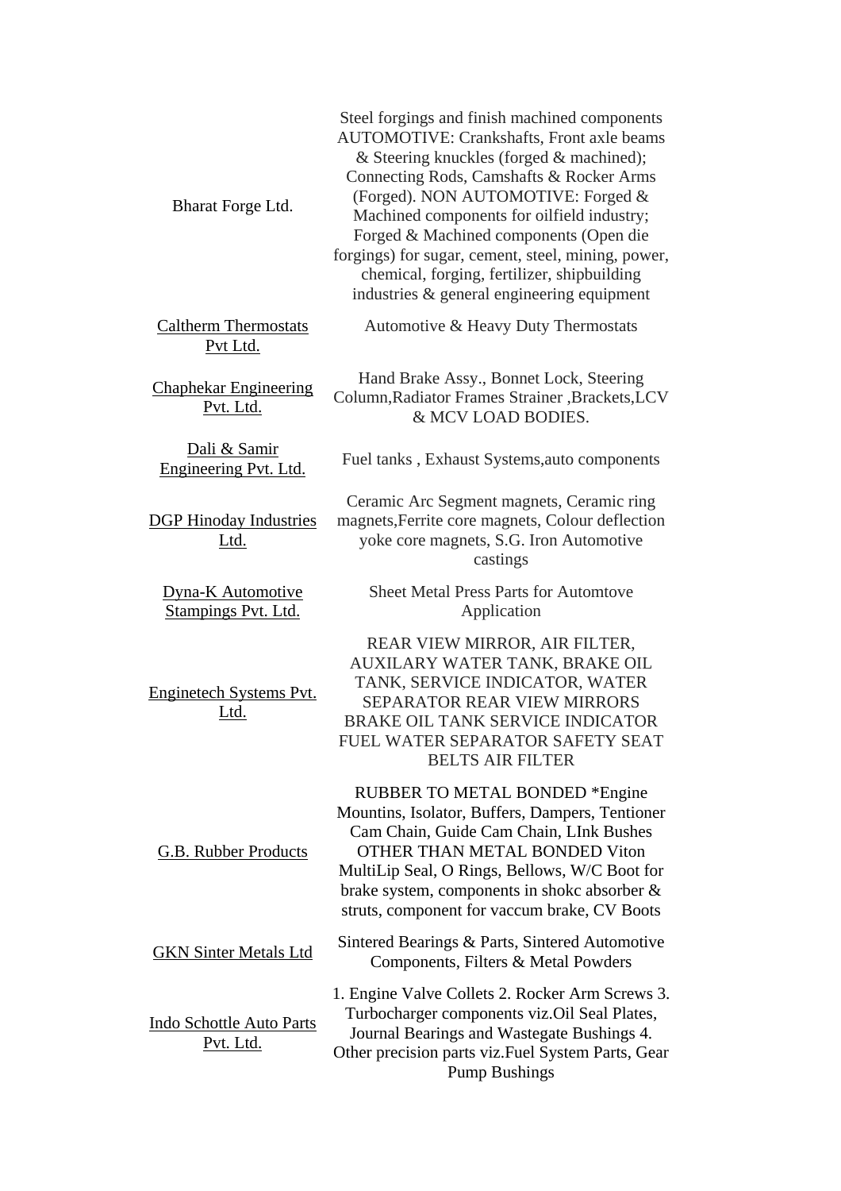| | |
|---|---|
| Bharat Forge Ltd. | Steel forgings and finish machined components AUTOMOTIVE: Crankshafts, Front axle beams & Steering knuckles (forged & machined); Connecting Rods, Camshafts & Rocker Arms (Forged). NON AUTOMOTIVE: Forged & Machined components for oilfield industry; Forged & Machined components (Open die forgings) for sugar, cement, steel, mining, power, chemical, forging, fertilizer, shipbuilding industries & general engineering equipment |
| Caltherm Thermostats Pvt Ltd. | Automotive & Heavy Duty Thermostats |
| Chaphekar Engineering Pvt. Ltd. | Hand Brake Assy., Bonnet Lock, Steering Column,Radiator Frames Strainer ,Brackets,LCV & MCV LOAD BODIES. |
| Dali & Samir Engineering Pvt. Ltd. | Fuel tanks , Exhaust Systems,auto components |
| DGP Hinoday Industries Ltd. | Ceramic Arc Segment magnets, Ceramic ring magnets,Ferrite core magnets, Colour deflection yoke core magnets, S.G. Iron Automotive castings |
| Dyna-K Automotive Stampings Pvt. Ltd. | Sheet Metal Press Parts for Automtove Application |
| Enginetech Systems Pvt. Ltd. | REAR VIEW MIRROR, AIR FILTER, AUXILARY WATER TANK, BRAKE OIL TANK, SERVICE INDICATOR, WATER SEPARATOR REAR VIEW MIRRORS BRAKE OIL TANK SERVICE INDICATOR FUEL WATER SEPARATOR SAFETY SEAT BELTS AIR FILTER |
| G.B. Rubber Products | RUBBER TO METAL BONDED *Engine Mountins, Isolator, Buffers, Dampers, Tentioner Cam Chain, Guide Cam Chain, LInk Bushes OTHER THAN METAL BONDED Viton MultiLip Seal, O Rings, Bellows, W/C Boot for brake system, components in shokc absorber & struts, component for vaccum brake, CV Boots |
| GKN Sinter Metals Ltd | Sintered Bearings & Parts, Sintered Automotive Components, Filters & Metal Powders |
| Indo Schottle Auto Parts Pvt. Ltd. | 1. Engine Valve Collets 2. Rocker Arm Screws 3. Turbocharger components viz.Oil Seal Plates, Journal Bearings and Wastegate Bushings 4. Other precision parts viz.Fuel System Parts, Gear Pump Bushings |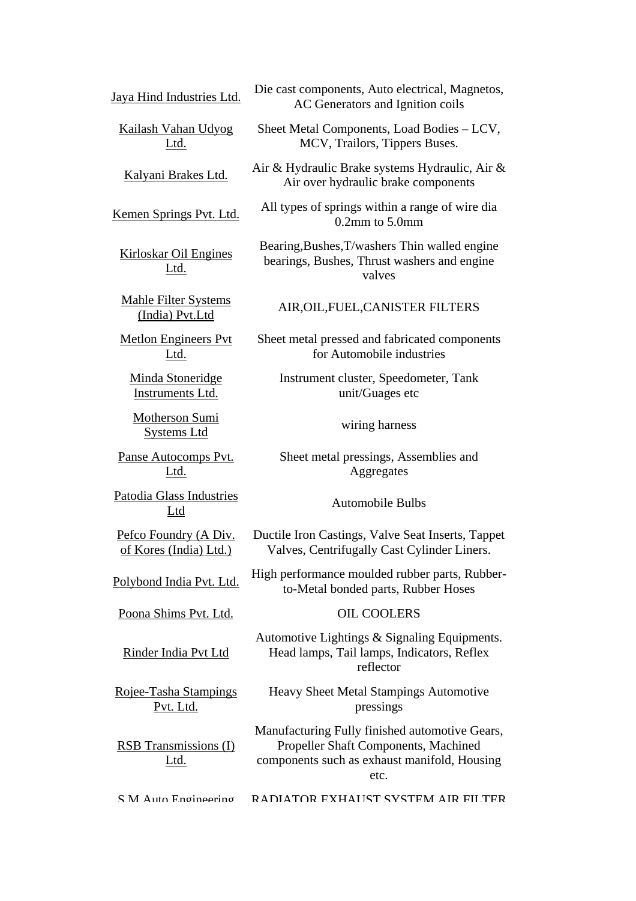| | |
|---|---|
| Jaya Hind Industries Ltd. | Die cast components, Auto electrical, Magnetos, AC Generators and Ignition coils |
| Kailash Vahan Udyog Ltd. | Sheet Metal Components, Load Bodies – LCV, MCV, Trailors, Tippers Buses. |
| Kalyani Brakes Ltd. | Air & Hydraulic Brake systems Hydraulic, Air & Air over hydraulic brake components |
| Kemen Springs Pvt. Ltd. | All types of springs within a range of wire dia 0.2mm to 5.0mm |
| Kirloskar Oil Engines Ltd. | Bearing,Bushes,T/washers Thin walled engine bearings, Bushes, Thrust washers and engine valves |
| Mahle Filter Systems (India) Pvt.Ltd | AIR,OIL,FUEL,CANISTER FILTERS |
| Metlon Engineers Pvt Ltd. | Sheet metal pressed and fabricated components for Automobile industries |
| Minda Stoneridge Instruments Ltd. | Instrument cluster, Speedometer, Tank unit/Guages etc |
| Motherson Sumi Systems Ltd | wiring harness |
| Panse Autocomps Pvt. Ltd. | Sheet metal pressings, Assemblies and Aggregates |
| Patodia Glass Industries Ltd | Automobile Bulbs |
| Pefco Foundry (A Div. of Kores (India) Ltd.) | Ductile Iron Castings, Valve Seat Inserts, Tappet Valves, Centrifugally Cast Cylinder Liners. |
| Polybond India Pvt. Ltd. | High performance moulded rubber parts, Rubber-to-Metal bonded parts, Rubber Hoses |
| Poona Shims Pvt. Ltd. | OIL COOLERS |
| Rinder India Pvt Ltd | Automotive Lightings & Signaling Equipments. Head lamps, Tail lamps, Indicators, Reflex reflector |
| Rojee-Tasha Stampings Pvt. Ltd. | Heavy Sheet Metal Stampings Automotive pressings |
| RSB Transmissions (I) Ltd. | Manufacturing Fully finished automotive Gears, Propeller Shaft Components, Machined components such as exhaust manifold, Housing etc. |
| S.M.Auto Engineering | RADIATOR,EXHAUST SYSTEM,AIR FILTER |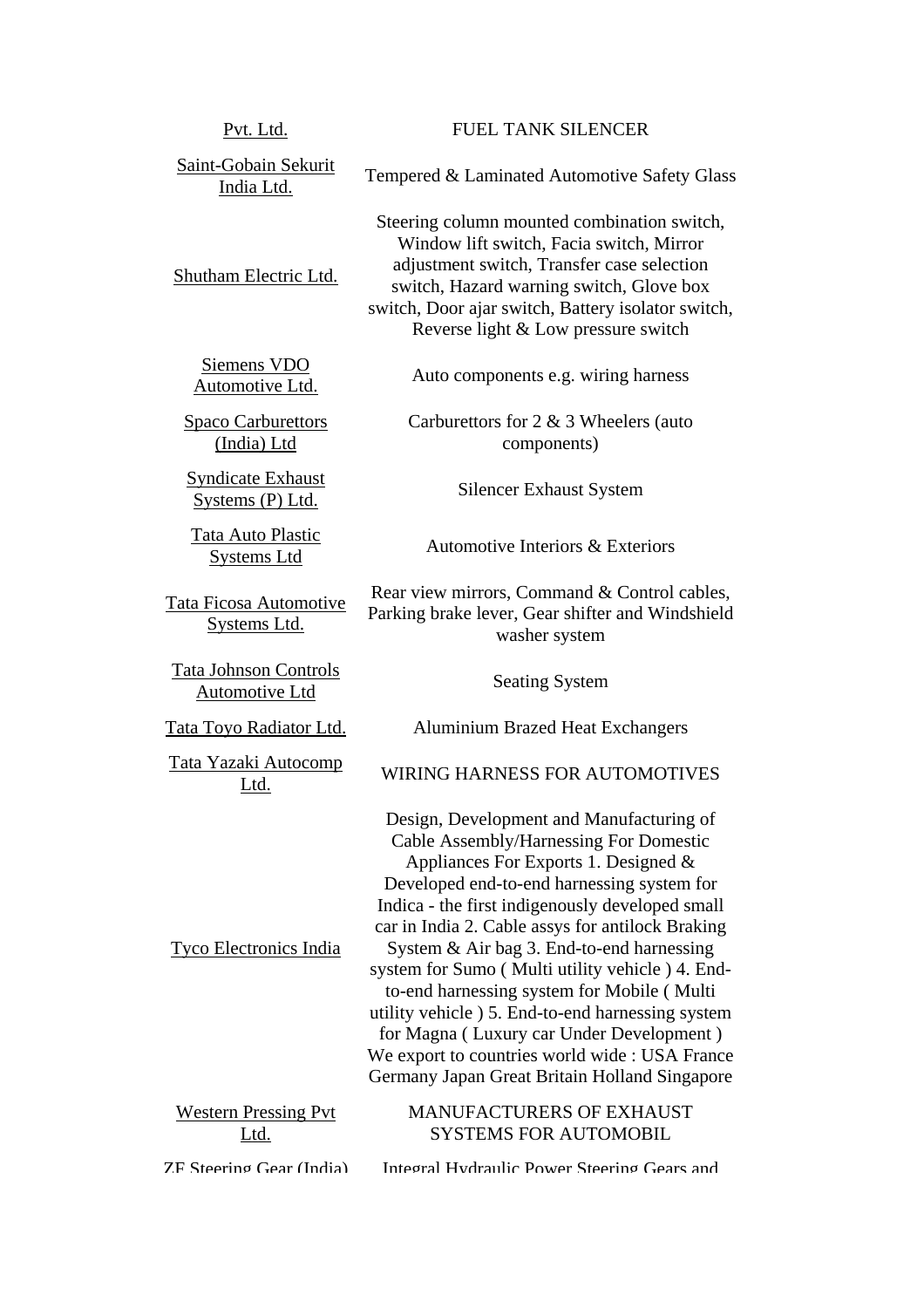| | |
|---|---|
| Pvt. Ltd. | FUEL TANK SILENCER |
| Saint-Gobain Sekurit India Ltd. | Tempered & Laminated Automotive Safety Glass |
| Shutham Electric Ltd. | Steering column mounted combination switch, Window lift switch, Facia switch, Mirror adjustment switch, Transfer case selection switch, Hazard warning switch, Glove box switch, Door ajar switch, Battery isolator switch, Reverse light & Low pressure switch |
| Siemens VDO Automotive Ltd. | Auto components e.g. wiring harness |
| Spaco Carburettors (India) Ltd | Carburettors for 2 & 3 Wheelers (auto components) |
| Syndicate Exhaust Systems (P) Ltd. | Silencer Exhaust System |
| Tata Auto Plastic Systems Ltd | Automotive Interiors & Exteriors |
| Tata Ficosa Automotive Systems Ltd. | Rear view mirrors, Command & Control cables, Parking brake lever, Gear shifter and Windshield washer system |
| Tata Johnson Controls Automotive Ltd | Seating System |
| Tata Toyo Radiator Ltd. | Aluminium Brazed Heat Exchangers |
| Tata Yazaki Autocomp Ltd. | WIRING HARNESS FOR AUTOMOTIVES |
| Tyco Electronics India | Design, Development and Manufacturing of Cable Assembly/Harnessing For Domestic Appliances For Exports 1. Designed & Developed end-to-end harnessing system for Indica - the first indigenously developed small car in India 2. Cable assys for antilock Braking System & Air bag 3. End-to-end harnessing system for Sumo ( Multi utility vehicle ) 4. End-to-end harnessing system for Mobile ( Multi utility vehicle ) 5. End-to-end harnessing system for Magna ( Luxury car Under Development ) We export to countries world wide : USA France Germany Japan Great Britain Holland Singapore |
| Western Pressing Pvt Ltd. | MANUFACTURERS OF EXHAUST SYSTEMS FOR AUTOMOBIL |
| ZF Steering Gear (India) | Integral Hydraulic Power Steering Gears and |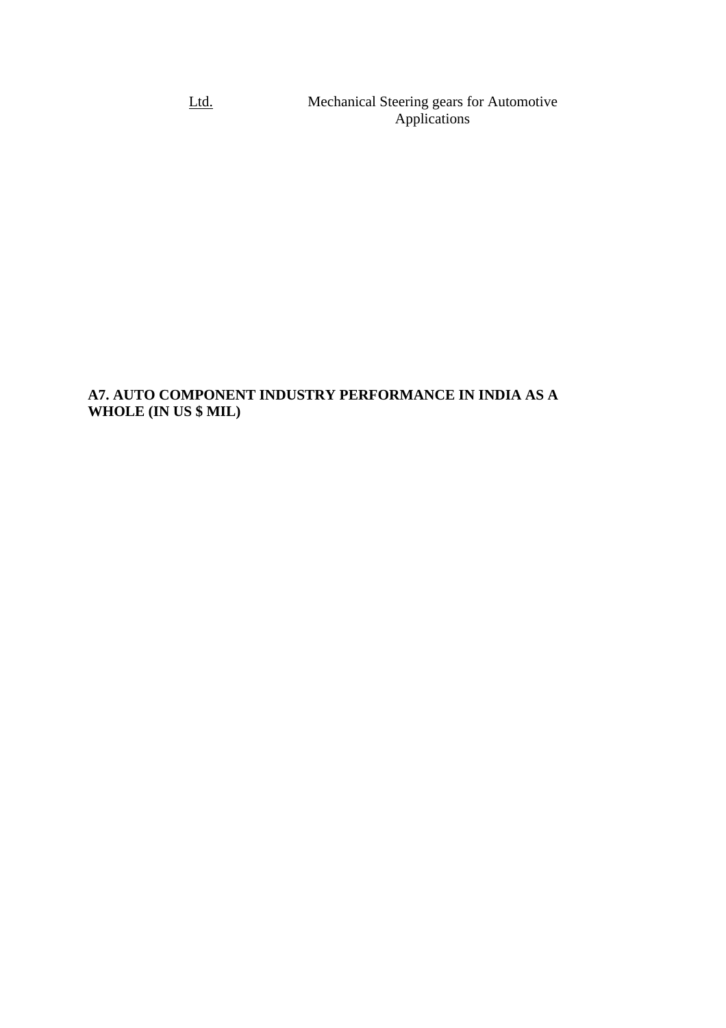| Ltd. | Mechanical Steering gears for Automotive Applications |
|---|---|

**A7. AUTO COMPONENT INDUSTRY PERFORMANCE IN INDIA AS A WHOLE (IN US $ MIL)**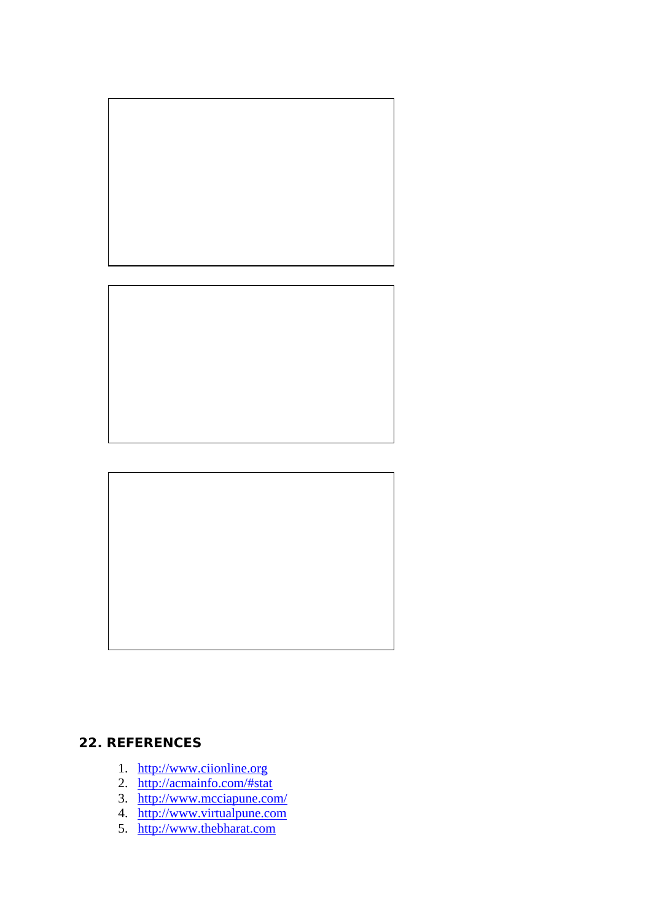## 22. REFERENCES

1. http://www.ciionline.org
2. http://acmainfo.com/#stat
3. http://www.mcciapune.com/
4. http://www.virtualpune.com
5. http://www.thebharat.com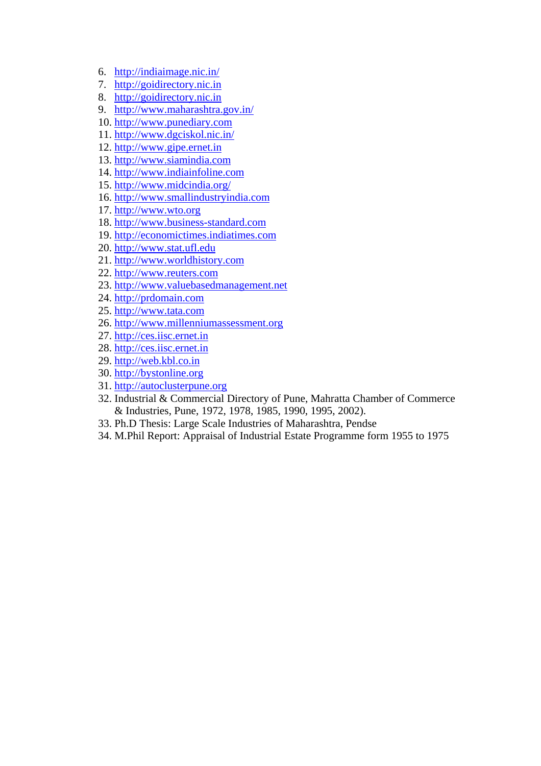6. http://indiaimage.nic.in/
7. http://goidirectory.nic.in
8. http://goidirectory.nic.in
9. http://www.maharashtra.gov.in/
10. http://www.punediary.com
11. http://www.dgciskol.nic.in/
12. http://www.gipe.ernet.in
13. http://www.siamindia.com
14. http://www.indiainfoline.com
15. http://www.midcindia.org/
16. http://www.smallindustryindia.com
17. http://www.wto.org
18. http://www.business-standard.com
19. http://economictimes.indiatimes.com
20. http://www.stat.ufl.edu
21. http://www.worldhistory.com
22. http://www.reuters.com
23. http://www.valuebasedmanagement.net
24. http://prdomain.com
25. http://www.tata.com
26. http://www.millenniumassessment.org
27. http://ces.iisc.ernet.in
28. http://ces.iisc.ernet.in
29. http://web.kbl.co.in
30. http://bystonline.org
31. http://autoclusterpune.org
32. Industrial & Commercial Directory of Pune, Mahratta Chamber of Commerce & Industries, Pune, 1972, 1978, 1985, 1990, 1995, 2002).
33. Ph.D Thesis: Large Scale Industries of Maharashtra, Pendse
34. M.Phil Report: Appraisal of Industrial Estate Programme form 1955 to 1975